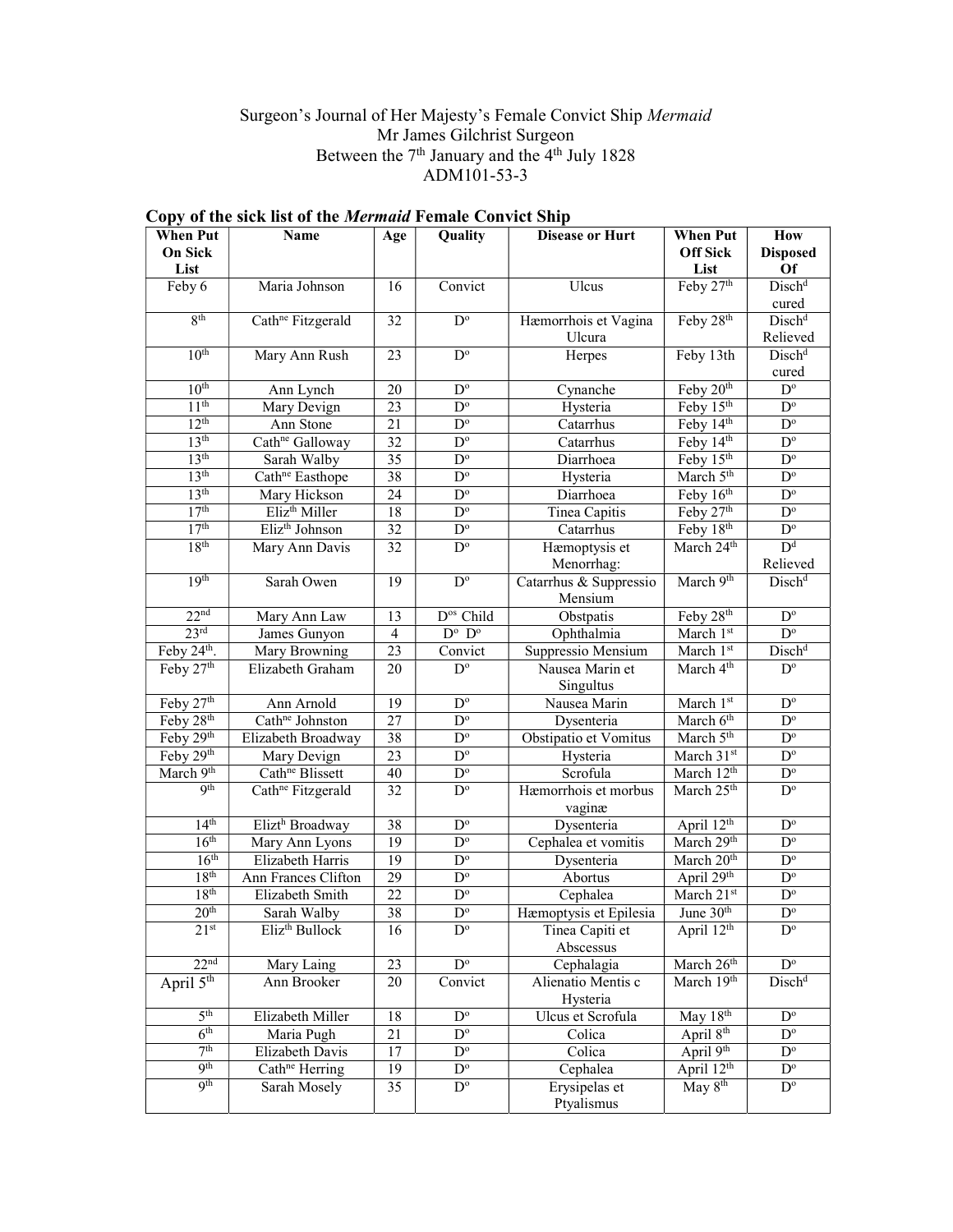Surgeon's Journal of Her Majesty's Female Convict Ship *Mermaid*
Mr James Gilchrist Surgeon
Between the 7th January and the 4th July 1828
ADM101-53-3

## Copy of the sick list of the *Mermaid* Female Convict Ship

| When Put On Sick List | Name | Age | Quality | Disease or Hurt | When Put Off Sick List | How Disposed Of |
|---|---|---|---|---|---|---|
| Feby 6 | Maria Johnson | 16 | Convict | Ulcus | Feby 27th | Dischd cured |
| 8th | Cathne Fitzgerald | 32 | Do | Hæmorrhois et Vagina Ulcura | Feby 28th | Dischd Relieved |
| 10th | Mary Ann Rush | 23 | Do | Herpes | Feby 13th | Dischd cured |
| 10th | Ann Lynch | 20 | Do | Cynanche | Feby 20th | Do |
| 11th | Mary Devign | 23 | Do | Hysteria | Feby 15th | Do |
| 12th | Ann Stone | 21 | Do | Catarrhus | Feby 14th | Do |
| 13th | Cathne Galloway | 32 | Do | Catarrhus | Feby 14th | Do |
| 13th | Sarah Walby | 35 | Do | Diarrhoea | Feby 15th | Do |
| 13th | Cathne Easthope | 38 | Do | Hysteria | March 5th | Do |
| 13th | Mary Hickson | 24 | Do | Diarrhoea | Feby 16th | Do |
| 17th | Elizth Miller | 18 | Do | Tinea Capitis | Feby 27th | Do |
| 17th | Elizth Johnson | 32 | Do | Catarrhus | Feby 18th | Do |
| 18th | Mary Ann Davis | 32 | Do | Hæmoptysis et Menorrhag: | March 24th | Dd Relieved |
| 19th | Sarah Owen | 19 | Do | Catarrhus & Suppressio Mensium | March 9th | Dischd |
| 22nd | Mary Ann Law | 13 | Dos Child | Obstpatis | Feby 28th | Do |
| 23rd | James Gunyon | 4 | Do Do | Ophthalmia | March 1st | Do |
| Feby 24th. | Mary Browning | 23 | Convict | Suppressio Mensium | March 1st | Dischd |
| Feby 27th | Elizabeth Graham | 20 | Do | Nausea Marin et Singultus | March 4th | Do |
| Feby 27th | Ann Arnold | 19 | Do | Nausea Marin | March 1st | Do |
| Feby 28th | Cathne Johnston | 27 | Do | Dysenteria | March 6th | Do |
| Feby 29th | Elizabeth Broadway | 38 | Do | Obstipatio et Vomitus | March 5th | Do |
| Feby 29th | Mary Devign | 23 | Do | Hysteria | March 31st | Do |
| March 9th | Cathne Blissett | 40 | Do | Scrofula | March 12th | Do |
| 9th | Cathne Fitzgerald | 32 | Do | Hæmorrhois et morbus vaginæ | March 25th | Do |
| 14th | Elizth Broadway | 38 | Do | Dysenteria | April 12th | Do |
| 16th | Mary Ann Lyons | 19 | Do | Cephalea et vomitis | March 29th | Do |
| 16th | Elizabeth Harris | 19 | Do | Dysenteria | March 20th | Do |
| 18th | Ann Frances Clifton | 29 | Do | Abortus | April 29th | Do |
| 18th | Elizabeth Smith | 22 | Do | Cephalea | March 21st | Do |
| 20th | Sarah Walby | 38 | Do | Hæmoptysis et Epilesia | June 30th | Do |
| 21st | Elizth Bullock | 16 | Do | Tinea Capiti et Abscessus | April 12th | Do |
| 22nd | Mary Laing | 23 | Do | Cephalagia | March 26th | Do |
| April 5th | Ann Brooker | 20 | Convict | Alienatio Mentis c Hysteria | March 19th | Dischd |
| 5th | Elizabeth Miller | 18 | Do | Ulcus et Scrofula | May 18th | Do |
| 6th | Maria Pugh | 21 | Do | Colica | April 8th | Do |
| 7th | Elizabeth Davis | 17 | Do | Colica | April 9th | Do |
| 9th | Cathne Herring | 19 | Do | Cephalea | April 12th | Do |
| 9th | Sarah Mosely | 35 | Do | Erysipelas et Ptyalismus | May 8th | Do |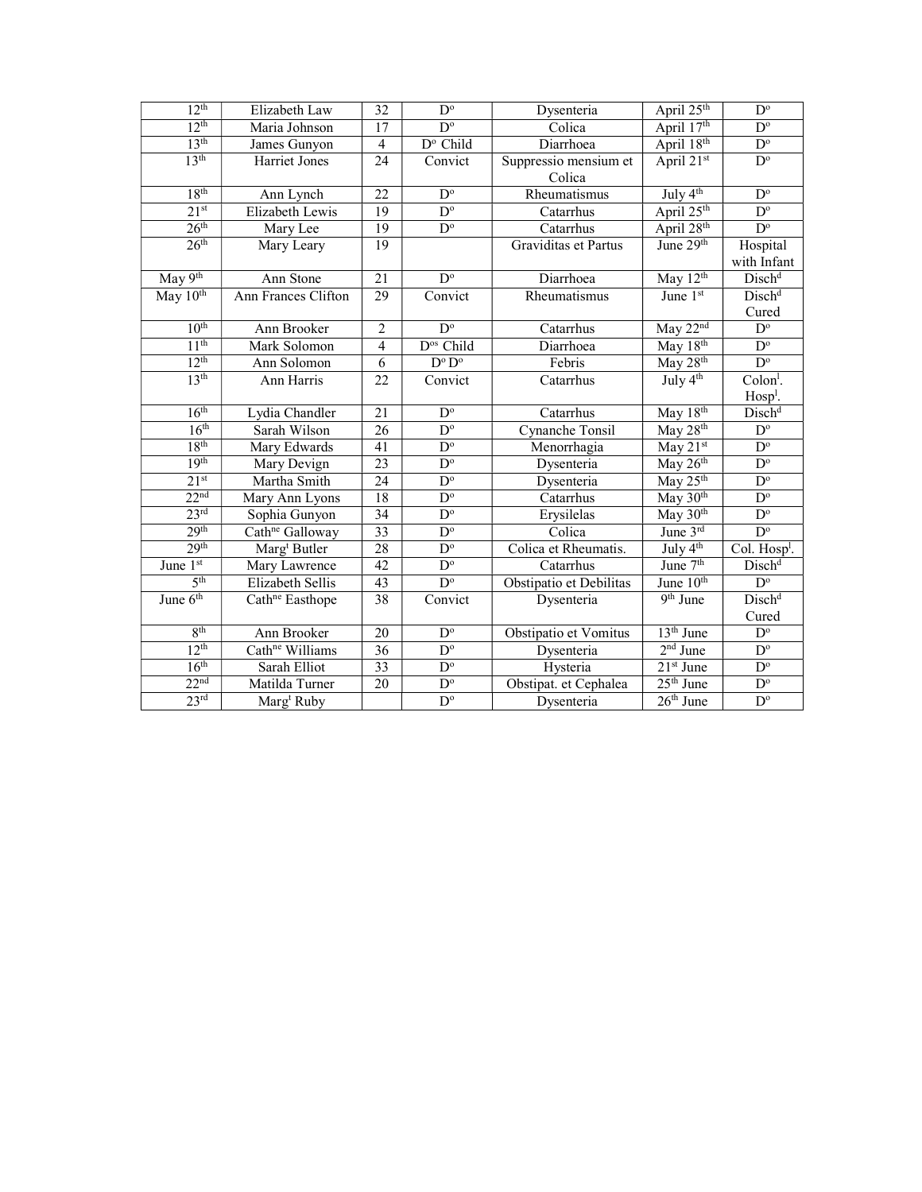| 12th | Elizabeth Law | 32 | Do | Dysenteria | April 25th | Do |
|---|---|---|---|---|---|---|
| 12th | Maria Johnson | 17 | Do | Colica | April 17th | Do |
| 13th | James Gunyon | 4 | Do Child | Diarrhoea | April 18th | Do |
| 13th | Harriet Jones | 24 | Convict | Suppressio mensium et Colica | April 21st | Do |
| 18th | Ann Lynch | 22 | Do | Rheumatismus | July 4th | Do |
| 21st | Elizabeth Lewis | 19 | Do | Catarrhus | April 25th | Do |
| 26th | Mary Lee | 19 | Do | Catarrhus | April 28th | Do |
| 26th | Mary Leary | 19 | | Graviditas et Partus | June 29th | Hospital with Infant |
| May 9th | Ann Stone | 21 | Do | Diarrhoea | May 12th | Dischd |
| May 10th | Ann Frances Clifton | 29 | Convict | Rheumatismus | June 1st | Dischd Cured |
| 10th | Ann Brooker | 2 | Do | Catarrhus | May 22nd | Do |
| 11th | Mark Solomon | 4 | Dos Child | Diarrhoea | May 18th | Do |
| 12th | Ann Solomon | 6 | Do Do | Febris | May 28th | Do |
| 13th | Ann Harris | 22 | Convict | Catarrhus | July 4th | Colonl. Hospl. |
| 16th | Lydia Chandler | 21 | Do | Catarrhus | May 18th | Dischd |
| 16th | Sarah Wilson | 26 | Do | Cynanche Tonsil | May 28th | Do |
| 18th | Mary Edwards | 41 | Do | Menorrhagia | May 21st | Do |
| 19th | Mary Devign | 23 | Do | Dysenteria | May 26th | Do |
| 21st | Martha Smith | 24 | Do | Dysenteria | May 25th | Do |
| 22nd | Mary Ann Lyons | 18 | Do | Catarrhus | May 30th | Do |
| 23rd | Sophia Gunyon | 34 | Do | Erysilelas | May 30th | Do |
| 29th | Cathne Galloway | 33 | Do | Colica | June 3rd | Do |
| 29th | Margt Butler | 28 | Do | Colica et Rheumatis. | July 4th | Col. Hospl. |
| June 1st | Mary Lawrence | 42 | Do | Catarrhus | June 7th | Dischd |
| 5th | Elizabeth Sellis | 43 | Do | Obstipatio et Debilitas | June 10th | Do |
| June 6th | Cathne Easthope | 38 | Convict | Dysenteria | 9th June | Dischd Cured |
| 8th | Ann Brooker | 20 | Do | Obstipatio et Vomitus | 13th June | Do |
| 12th | Cathne Williams | 36 | Do | Dysenteria | 2nd June | Do |
| 16th | Sarah Elliot | 33 | Do | Hysteria | 21st June | Do |
| 22nd | Matilda Turner | 20 | Do | Obstipat. et Cephalea | 25th June | Do |
| 23rd | Margt Ruby | | Do | Dysenteria | 26th June | Do |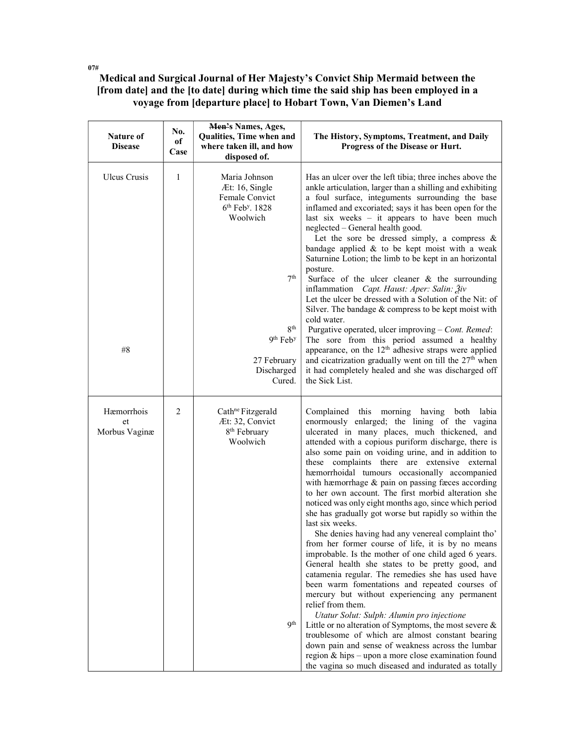07#

# Medical and Surgical Journal of Her Majesty's Convict Ship Mermaid between the [from date] and the [to date] during which time the said ship has been employed in a voyage from [departure place] to Hobart Town, Van Diemen's Land

| Nature of Disease | No. of Case | ~~Men~~'s Names, Ages, Qualities, Time when and where taken ill, and how disposed of. | The History, Symptoms, Treatment, and Daily Progress of the Disease or Hurt. |
|---|---|---|---|
| Ulcus Crusis | 1 | Maria Johnson<br>Æt: 16, Single<br>Female Convict<br>6th Feby. 1828<br>Woolwich | Has an ulcer over the left tibia; three inches above the ankle articulation, larger than a shilling and exhibiting a foul surface, integuments surrounding the base inflamed and excoriated; says it has been open for the last six weeks – it appears to have been much neglected – General health good.<br>Let the sore be dressed simply, a compress & bandage applied & to be kept moist with a weak Saturnine Lotion; the limb to be kept in an horizontal posture. |
| | | 7th | Surface of the ulcer cleaner & the surrounding inflammation *Capt. Haust: Aper: Salin: ℥iv*<br>Let the ulcer be dressed with a Solution of the Nit: of Silver. The bandage & compress to be kept moist with cold water. |
| | | 8th | Purgative operated, ulcer improving – *Cont. Remed*: |
| #8 | | 9th Feby<br><br>27 February<br>Discharged<br>Cured. | The sore from this period assumed a healthy appearance, on the 12th adhesive straps were applied and cicatrization gradually went on till the 27th when it had completely healed and she was discharged off the Sick List. |
| Hæmorrhois et Morbus Vaginæ | 2 | Cathne Fitzgerald<br>Æt: 32, Convict<br>8th February<br>Woolwich | Complained this morning having both labia enormously enlarged; the lining of the vagina ulcerated in many places, much thickened, and attended with a copious puriform discharge, there is also some pain on voiding urine, and in addition to these complaints there are extensive external hæmorrhoidal tumours occasionally accompanied with hæmorrhage & pain on passing fæces according to her own account. The first morbid alteration she noticed was only eight months ago, since which period she has gradually got worse but rapidly so within the last six weeks.<br>She denies having had any venereal complaint tho' from her former course of life, it is by no means improbable. Is the mother of one child aged 6 years. General health she states to be pretty good, and catamenia regular. The remedies she has used have been warm fomentations and repeated courses of mercury but without experiencing any permanent relief from them.<br>*Utatur Solut: Sulph: Alumin pro injectione* |
| | | 9th | Little or no alteration of Symptoms, the most severe & troublesome of which are almost constant bearing down pain and sense of weakness across the lumbar region & hips – upon a more close examination found the vagina so much diseased and indurated as totally |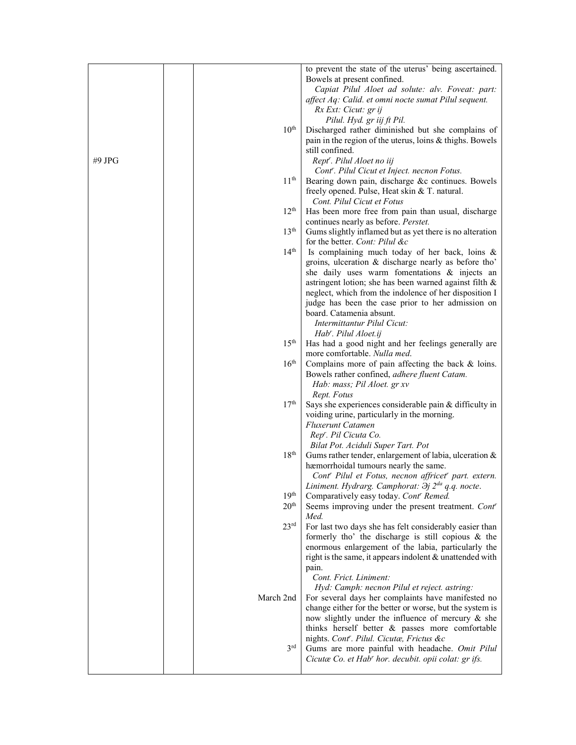| | | | |
|---|---|---|---|
| | | | to prevent the state of the uterus' being ascertained. Bowels at present confined. *Capiat Pilul Aloet ad solute: alv. Foveat: part: affect Aq: Calid. et omni nocte sumat Pilul sequent.* *Rx Ext: Cicut: gr ij* *Pilul. Hyd. gr iij ft Pil.* |
| | | 10th | Discharged rather diminished but she complains of pain in the region of the uterus, loins & thighs. Bowels still confined. *Rept^r. Pilul Aloet no iij* *Cont^r. Pilul Cicut et Inject. necnon Fotus.* |
| #9 JPG | | 11th | Bearing down pain, discharge &c continues. Bowels freely opened. Pulse, Heat skin & T. natural. *Cont. Pilul Cicut et Fotus* |
| | | 12th | Has been more free from pain than usual, discharge continues nearly as before. *Perstet.* |
| | | 13th | Gums slightly inflamed but as yet there is no alteration for the better. *Cont: Pilul &c* |
| | | 14th | Is complaining much today of her back, loins & groins, ulceration & discharge nearly as before tho' she daily uses warm fomentations & injects an astringent lotion; she has been warned against filth & neglect, which from the indolence of her disposition I judge has been the case prior to her admission on board. Catamenia absunt. *Intermittantur Pilul Cicut:* *Hab^r. Pilul Aloet.ij* |
| | | 15th | Has had a good night and her feelings generally are more comfortable. *Nulla med.* |
| | | 16th | Complains more of pain affecting the back & loins. Bowels rather confined, *adhere fluent Catam.* *Hab: mass; Pil Aloet. gr xv* *Rept. Fotus* |
| | | 17th | Says she experiences considerable pain & difficulty in voiding urine, particularly in the morning. *Fluxerunt Catamen* *Rep^r. Pil Cicuta Co.* *Bilat Pot. Aciduli Super Tart. Pot* |
| | | 18th | Gums rather tender, enlargement of labia, ulceration & hæmorrhoidal tumours nearly the same. *Cont^r Pilul et Fotus, necnon affricet^r part. extern. Liniment. Hydrarg. Camphorat: ℈j 2^da q.q. nocte.* |
| | | 19th | Comparatively easy today. *Cont^r Remed.* |
| | | 20th | Seems improving under the present treatment. *Cont^r Med.* |
| | | 23rd | For last two days she has felt considerably easier than formerly tho' the discharge is still copious & the enormous enlargement of the labia, particularly the right is the same, it appears indolent & unattended with pain. *Cont. Frict. Liniment:* *Hyd: Camph: necnon Pilul et reject. astring:* |
| | | March 2nd | For several days her complaints have manifested no change either for the better or worse, but the system is now slightly under the influence of mercury & she thinks herself better & passes more comfortable nights. *Cont^r. Pilul. Cicutæ, Frictus &c* |
| | | 3rd | Gums are more painful with headache. *Omit Pilul Cicutæ Co. et Hab^r hor. decubit. opii colat: gr ifs.* |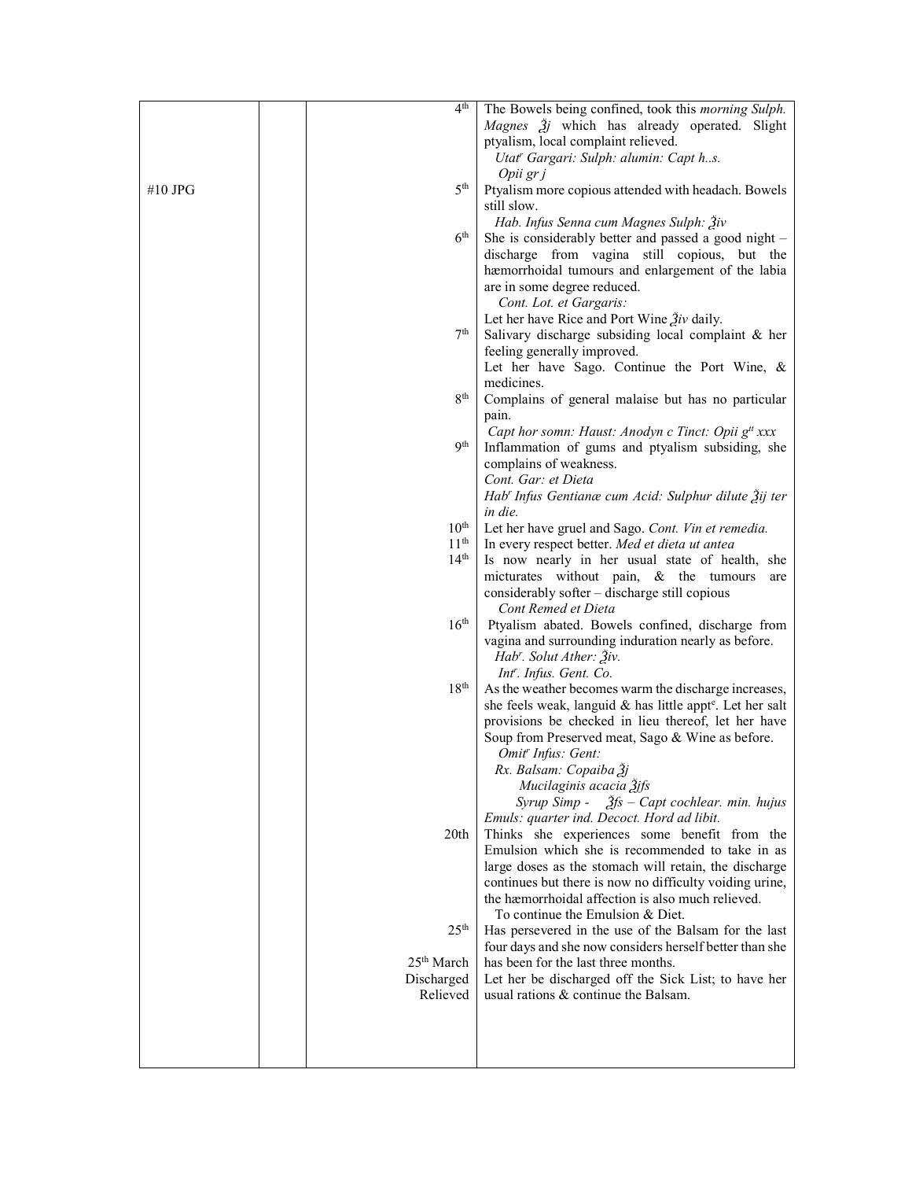| | | | |
|---|---|---|---|
| | | 4th | The Bowels being confined, took this *morning Sulph. Magnes ℥j* which has already operated. Slight ptyalism, local complaint relieved.<br>*Utat^r Gargari: Sulph: alumin: Capt h..s. Opii gr j* |
| #10 JPG | | 5th | Ptyalism more copious attended with headach. Bowels still slow.<br>*Hab. Infus Senna cum Magnes Sulph: ℥iv* |
| | | 6th | She is considerably better and passed a good night – discharge from vagina still copious, but the hæmorrhoidal tumours and enlargement of the labia are in some degree reduced.<br>*Cont. Lot. et Gargaris:*<br>Let her have Rice and Port Wine *℥iv* daily. |
| | | 7th | Salivary discharge subsiding local complaint & her feeling generally improved.<br>Let her have Sago. Continue the Port Wine, & medicines. |
| | | 8th | Complains of general malaise but has no particular pain.<br>*Capt hor somn: Haust: Anodyn c Tinct: Opii g^tt xxx* |
| | | 9th | Inflammation of gums and ptyalism subsiding, she complains of weakness.<br>*Cont. Gar: et Dieta*<br>*Hab^r Infus Gentianæ cum Acid: Sulphur dilute ℥ij ter in die.* |
| | | 10th | Let her have gruel and Sago. *Cont. Vin et remedia.* |
| | | 11th | In every respect better. *Med et dieta ut antea* |
| | | 14th | Is now nearly in her usual state of health, she micturates without pain, & the tumours are considerably softer – discharge still copious<br>*Cont Remed et Dieta* |
| | | 16th | Ptyalism abated. Bowels confined, discharge from vagina and surrounding induration nearly as before.<br>*Hab^r. Solut Ather: ℥iv.*<br>*Int^r. Infus. Gent. Co.* |
| | | 18th | As the weather becomes warm the discharge increases, she feels weak, languid & has little appt^e. Let her salt provisions be checked in lieu thereof, let her have Soup from Preserved meat, Sago & Wine as before.<br>*Omit^r Infus: Gent:*<br>*Rx. Balsam: Copaiba ℥j*<br>*Mucilaginis acacia ℥ifs*<br>*Syrup Simp - ℥fs – Capt cochlear. min. hujus Emuls: quarter ind. Decoct. Hord ad libit.* |
| | | 20th | Thinks she experiences some benefit from the Emulsion which she is recommended to take in as large doses as the stomach will retain, the discharge continues but there is now no difficulty voiding urine, the hæmorrhoidal affection is also much relieved.<br>To continue the Emulsion & Diet. |
| | | 25th | Has persevered in the use of the Balsam for the last four days and she now considers herself better than she |
| | | 25th March<br>Discharged<br>Relieved | has been for the last three months.<br>Let her be discharged off the Sick List; to have her usual rations & continue the Balsam. |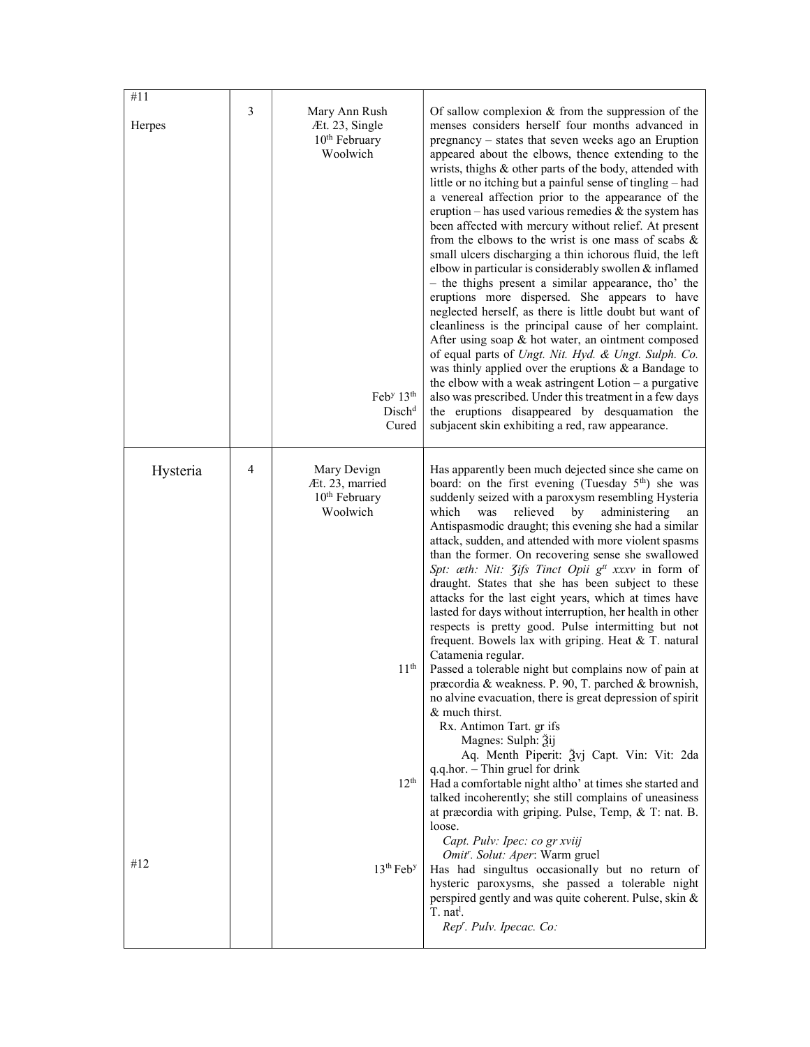| | | | |
|---|---|---|---|
| #11<br><br>Herpes | 3 | Mary Ann Rush<br>Æt. 23, Single<br>10th February<br>Woolwich<br><br>Feby 13th<br>Dischd<br>Cured | Of sallow complexion & from the suppression of the menses considers herself four months advanced in pregnancy – states that seven weeks ago an Eruption appeared about the elbows, thence extending to the wrists, thighs & other parts of the body, attended with little or no itching but a painful sense of tingling – had a venereal affection prior to the appearance of the eruption – has used various remedies & the system has been affected with mercury without relief. At present from the elbows to the wrist is one mass of scabs & small ulcers discharging a thin ichorous fluid, the left elbow in particular is considerably swollen & inflamed – the thighs present a similar appearance, tho' the eruptions more dispersed. She appears to have neglected herself, as there is little doubt but want of cleanliness is the principal cause of her complaint. After using soap & hot water, an ointment composed of equal parts of *Ungt. Nit. Hyd. & Ungt. Sulph. Co.* was thinly applied over the eruptions & a Bandage to the elbow with a weak astringent Lotion – a purgative also was prescribed. Under this treatment in a few days the eruptions disappeared by desquamation the subjacent skin exhibiting a red, raw appearance. |
| Hysteria<br><br><br><br><br><br><br><br><br><br><br><br><br><br><br><br><br><br><br><br><br><br><br><br><br><br><br><br><br>#12 | 4 | Mary Devign<br>Æt. 23, married<br>10th February<br>Woolwich<br><br><br><br><br><br><br><br><br><br>11th<br><br><br><br><br><br><br><br>12th<br><br><br><br><br>13th Feby | Has apparently been much dejected since she came on board: on the first evening (Tuesday 5th) she was suddenly seized with a paroxysm resembling Hysteria which was relieved by administering an Antispasmodic draught; this evening she had a similar attack, sudden, and attended with more violent spasms than the former. On recovering sense she swallowed *Spt: æth: Nit: ʒifs Tinct Opii gtt xxxv* in form of draught. States that she has been subject to these attacks for the last eight years, which at times have lasted for days without interruption, her health in other respects is pretty good. Pulse intermitting but not frequent. Bowels lax with griping. Heat & T. natural Catamenia regular.<br>Passed a tolerable night but complains now of pain at præcordia & weakness. P. 90, T. parched & brownish, no alvine evacuation, there is great depression of spirit & much thirst.<br>Rx. Antimon Tart. gr ifs<br>Magnes: Sulph: ℥ij<br>Aq. Menth Piperit: ℥vj Capt. Vin: Vit: 2da q.q.hor. – Thin gruel for drink<br>Had a comfortable night altho' at times she started and talked incoherently; she still complains of uneasiness at præcordia with griping. Pulse, Temp, & T: nat. B. loose.<br>*Capt. Pulv: Ipec: co gr xviij*<br>*Omitr. Solut: Aper*: Warm gruel<br>Has had singultus occasionally but no return of hysteric paroxysms, she passed a tolerable night perspired gently and was quite coherent. Pulse, skin & T. natl.<br>*Repr. Pulv. Ipecac. Co:* |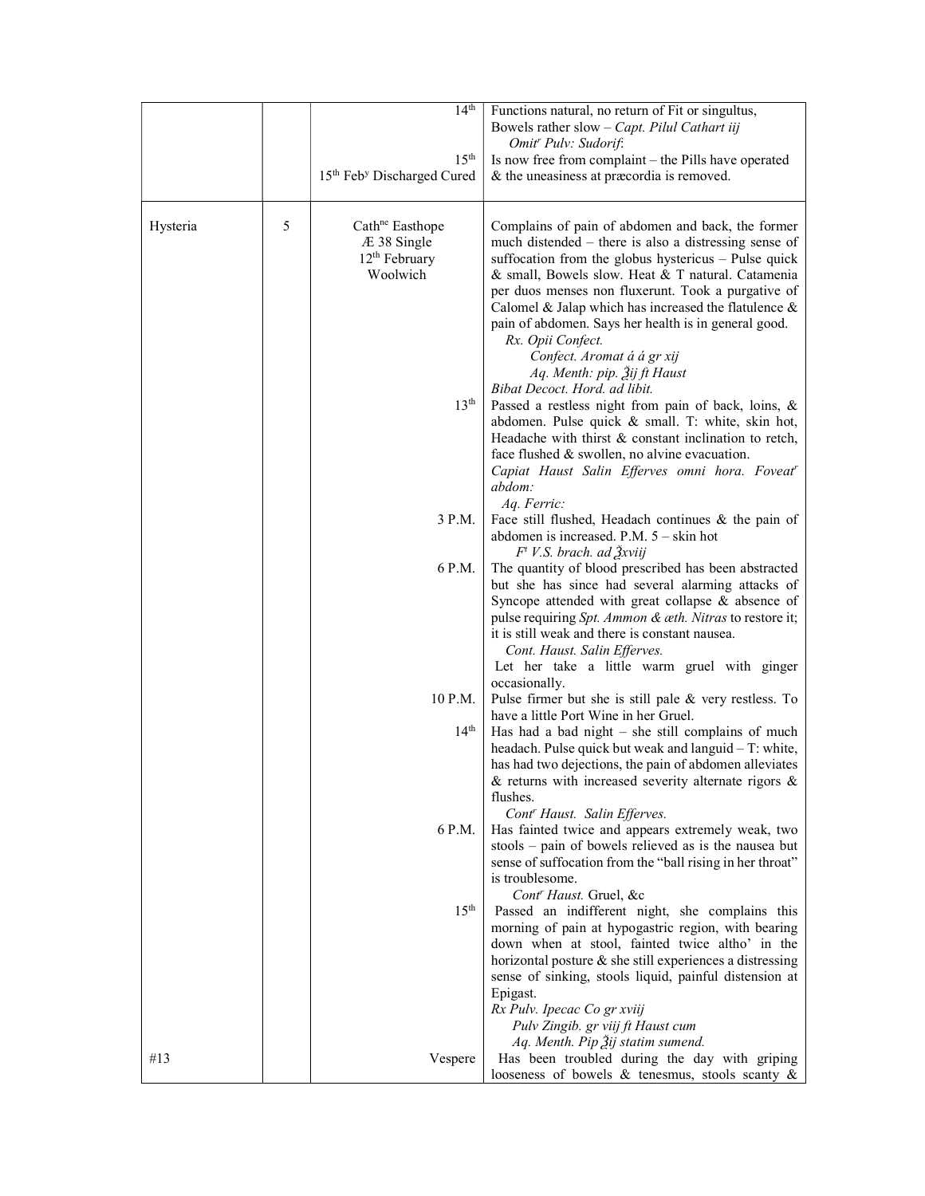| | | | |
|---|---|---|---|
| | | 14th | Functions natural, no return of Fit or singultus, Bowels rather slow – *Capt. Pilul Cathart iij*<br>*Omitr Pulv: Sudorif*: |
| | | 15th<br>15th Feby Discharged Cured | Is now free from complaint – the Pills have operated & the uneasiness at præcordia is removed. |
| Hysteria | 5 | Cathne Easthope<br>Æ 38 Single<br>12th February<br>Woolwich | Complains of pain of abdomen and back, the former much distended – there is also a distressing sense of suffocation from the globus hystericus – Pulse quick & small, Bowels slow. Heat & T natural. Catamenia per duos menses non fluxerunt. Took a purgative of Calomel & Jalap which has increased the flatulence & pain of abdomen. Says her health is in general good.<br>*Rx. Opii Confect.*<br>*Confect. Aromat á á gr xij*<br>*Aq. Menth: pip. ℥ij ft Haust*<br>*Bibat Decoct. Hord. ad libit.* |
| | | 13th | Passed a restless night from pain of back, loins, & abdomen. Pulse quick & small. T: white, skin hot, Headache with thirst & constant inclination to retch, face flushed & swollen, no alvine evacuation.<br>*Capiat Haust Salin Efferves omni hora. Foveatr abdom:*<br>*Aq. Ferric:* |
| | | 3 P.M. | Face still flushed, Headach continues & the pain of abdomen is increased. P.M. 5 – skin hot<br>*Ft V.S. brach. ad ℥xviij* |
| | | 6 P.M. | The quantity of blood prescribed has been abstracted but she has since had several alarming attacks of Syncope attended with great collapse & absence of pulse requiring *Spt. Ammon & æth. Nitras* to restore it; it is still weak and there is constant nausea.<br>*Cont. Haust. Salin Efferves.*<br>Let her take a little warm gruel with ginger occasionally. |
| | | 10 P.M. | Pulse firmer but she is still pale & very restless. To have a little Port Wine in her Gruel. |
| | | 14th | Has had a bad night – she still complains of much headach. Pulse quick but weak and languid – T: white, has had two dejections, the pain of abdomen alleviates & returns with increased severity alternate rigors & flushes.<br>*Contr Haust. Salin Efferves.* |
| | | 6 P.M. | Has fainted twice and appears extremely weak, two stools – pain of bowels relieved as is the nausea but sense of suffocation from the "ball rising in her throat" is troublesome.<br>*Contr Haust.* Gruel, &c |
| | | 15th | Passed an indifferent night, she complains this morning of pain at hypogastric region, with bearing down when at stool, fainted twice altho' in the horizontal posture & she still experiences a distressing sense of sinking, stools liquid, painful distension at Epigast.<br>*Rx Pulv. Ipecac Co gr xviij*<br>*Pulv Zingib. gr viij ft Haust cum*<br>*Aq. Menth. Pip ℥ij statim sumend.* |
| #13 | | Vespere | Has been troubled during the day with griping looseness of bowels & tenesmus, stools scanty & |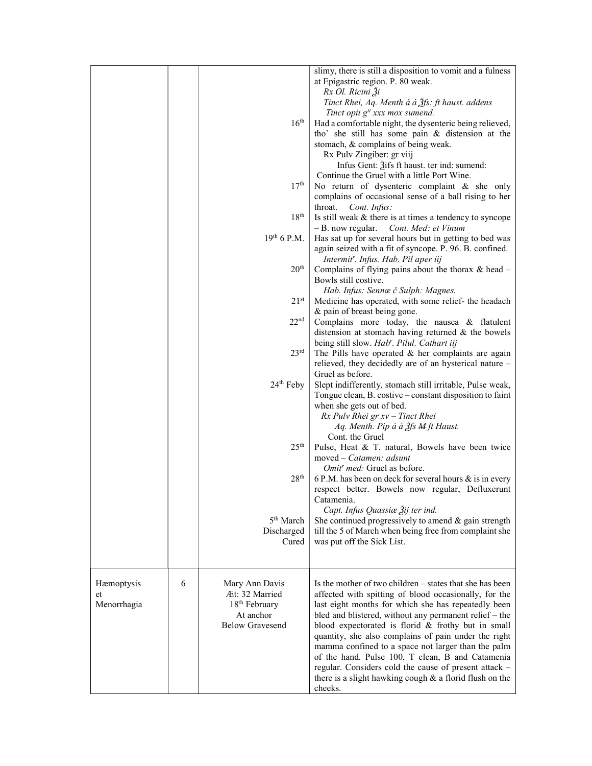| | | | |
|---|---|---|---|
| | | | slimy, there is still a disposition to vomit and a fulness at Epigastric region. P. 80 weak.<br>*Rx Ol. Ricini ℥i*<br>*Tinct Rhei, Aq. Menth á á ℥fs: ft haust. addens*<br>*Tinct opii gtt xxx mox sumend.* |
| | | 16th | Had a comfortable night, the dysenteric being relieved, tho' she still has some pain & distension at the stomach, & complains of being weak.<br>Rx Pulv Zingiber: gr viij<br>Infus Gent: ℥ifs ft haust. ter ind: sumend:<br>Continue the Gruel with a little Port Wine. |
| | | 17th | No return of dysenteric complaint & she only complains of occasional sense of a ball rising to her throat. *Cont. Infus:* |
| | | 18th | Is still weak & there is at times a tendency to syncope – B. now regular. *Cont. Med: et Vinum* |
| | | 19th 6 P.M. | Has sat up for several hours but in getting to bed was again seized with a fit of syncope. P. 96. B. confined.<br>*Intermitr. Infus. Hab. Pil aper iij* |
| | | 20th | Complains of flying pains about the thorax & head – Bowls still costive.<br>*Hab. Infus: Sennæ č Sulph: Magnes.* |
| | | 21st | Medicine has operated, with some relief- the headach & pain of breast being gone. |
| | | 22nd | Complains more today, the nausea & flatulent distension at stomach having returned & the bowels being still slow. *Habr. Pilul. Cathart iij* |
| | | 23rd | The Pills have operated & her complaints are again relieved, they decidedly are of an hysterical nature – Gruel as before. |
| | | 24th Feby | Slept indifferently, stomach still irritable, Pulse weak, Tongue clean, B. costive – constant disposition to faint when she gets out of bed.<br>*Rx Pulv Rhei gr xv – Tinct Rhei*<br>*Aq. Menth. Pip á á ℥fs ~~M~~ ft Haust.*<br>Cont. the Gruel |
| | | 25th | Pulse, Heat & T. natural, Bowels have been twice moved – *Catamen: adsunt*<br>*Omitr med:* Gruel as before. |
| | | 28th | 6 P.M. has been on deck for several hours & is in every respect better. Bowels now regular, Defluxerunt Catamenia.<br>*Capt. Infus Quassiæ ℥ij ter ind.* |
| | | 5th March<br>Discharged<br>Cured | She continued progressively to amend & gain strength till the 5 of March when being free from complaint she was put off the Sick List. |
| Hæmoptysis<br>et<br>Menorrhagia | 6 | Mary Ann Davis<br>Æt: 32 Married<br>18th February<br>At anchor<br>Below Gravesend | Is the mother of two children – states that she has been affected with spitting of blood occasionally, for the last eight months for which she has repeatedly been bled and blistered, without any permanent relief – the blood expectorated is florid & frothy but in small quantity, she also complains of pain under the right mamma confined to a space not larger than the palm of the hand. Pulse 100, T clean, B and Catamenia regular. Considers cold the cause of present attack – there is a slight hawking cough & a florid flush on the cheeks. |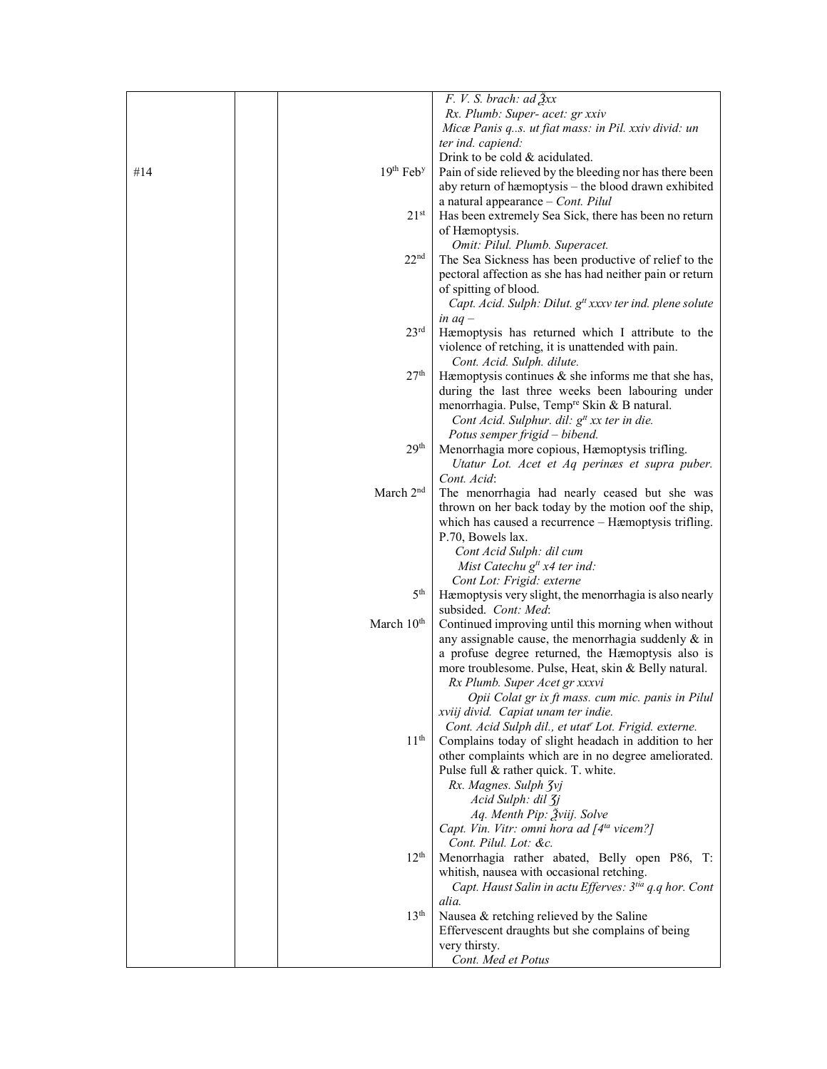| | | | |
|---|---|---|---|
| | | | *F. V. S. brach: ad ℥xx*<br>*Rx. Plumb: Super- acet: gr xxiv*<br>*Micæ Panis q..s. ut fiat mass: in Pil. xxiv divid: un ter ind. capiend:*<br>Drink to be cold & acidulated. |
| #14 | | 19th Feby | Pain of side relieved by the bleeding nor has there been aby return of hæmoptysis – the blood drawn exhibited a natural appearance – *Cont. Pilul* |
| | | 21st | Has been extremely Sea Sick, there has been no return of Hæmoptysis.<br>*Omit: Pilul. Plumb. Superacet.* |
| | | 22nd | The Sea Sickness has been productive of relief to the pectoral affection as she has had neither pain or return of spitting of blood.<br>*Capt. Acid. Sulph: Dilut. gtt xxxv ter ind. plene solute in aq –* |
| | | 23rd | Hæmoptysis has returned which I attribute to the violence of retching, it is unattended with pain.<br>*Cont. Acid. Sulph. dilute.* |
| | | 27th | Hæmoptysis continues & she informs me that she has, during the last three weeks been labouring under menorrhagia. Pulse, Tempre Skin & B natural.<br>*Cont Acid. Sulphur. dil: gtt xx ter in die.*<br>*Potus semper frigid – bibend.* |
| | | 29th | Menorrhagia more copious, Hæmoptysis trifling.<br>*Utatur Lot. Acet et Aq perinæs et supra puber. Cont. Acid*: |
| | | March 2nd | The menorrhagia had nearly ceased but she was thrown on her back today by the motion oof the ship, which has caused a recurrence – Hæmoptysis trifling. P.70, Bowels lax.<br>*Cont Acid Sulph: dil cum*<br>*Mist Catechu gtt x4 ter ind:*<br>*Cont Lot: Frigid: externe* |
| | | 5th | Hæmoptysis very slight, the menorrhagia is also nearly subsided. *Cont: Med*: |
| | | March 10th | Continued improving until this morning when without any assignable cause, the menorrhagia suddenly & in a profuse degree returned, the Hæmoptysis also is more troublesome. Pulse, Heat, skin & Belly natural.<br>*Rx Plumb. Super Acet gr xxxvi*<br>*Opii Colat gr ix ft mass. cum mic. panis in Pilul xviij divid. Capiat unam ter indie.*<br>*Cont. Acid Sulph dil., et utatr Lot. Frigid. externe.* |
| | | 11th | Complains today of slight headach in addition to her other complaints which are in no degree ameliorated. Pulse full & rather quick. T. white.<br>*Rx. Magnes. Sulph ℨvj*<br>*Acid Sulph: dil ℨj*<br>*Aq. Menth Pip: ℥viij. Solve*<br>*Capt. Vin. Vitr: omni hora ad [4ta vicem?]*<br>*Cont. Pilul. Lot: &c.* |
| | | 12th | Menorrhagia rather abated, Belly open P86, T: whitish, nausea with occasional retching.<br>*Capt. Haust Salin in actu Efferves: 3tia q.q hor. Cont alia.* |
| | | 13th | Nausea & retching relieved by the Saline Effervescent draughts but she complains of being very thirsty.<br>*Cont. Med et Potus* |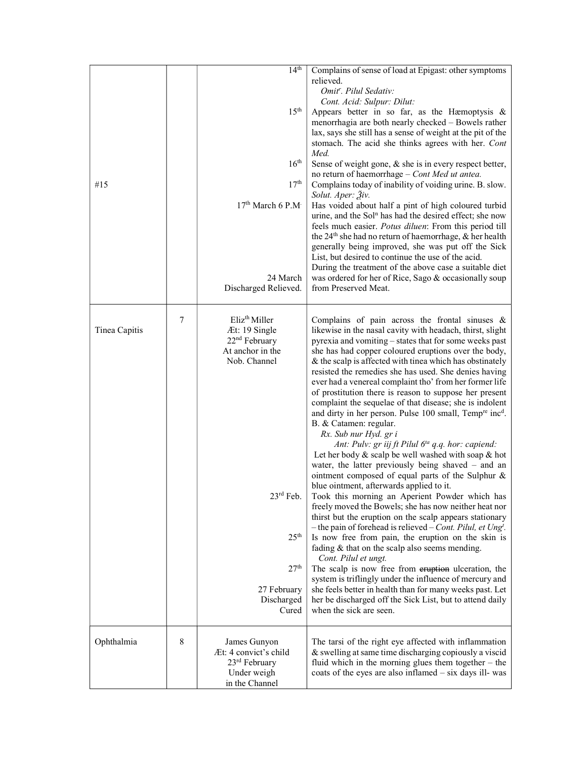| | | | |
|---|---|---|---|
| | | 14th | Complains of sense of load at Epigast: other symptoms relieved. *Omitr. Pilul Sedativ:* *Cont. Acid: Sulpur: Dilut:* |
| | | 15th | Appears better in so far, as the Hæmoptysis & menorrhagia are both nearly checked – Bowels rather lax, says she still has a sense of weight at the pit of the stomach. The acid she thinks agrees with her. *Cont Med.* |
| | | 16th | Sense of weight gone, & she is in every respect better, no return of haemorrhage – *Cont Med ut antea.* |
| #15 | | 17th | Complains today of inability of voiding urine. B. slow. *Solut. Aper: ℥iv.* |
| | | 17th March 6 P.M. | Has voided about half a pint of high coloured turbid urine, and the Soln has had the desired effect; she now feels much easier. *Potus diluen*: From this period till the 24th she had no return of haemorrhage, & her health generally being improved, she was put off the Sick List, but desired to continue the use of the acid. |
| | | 24 March Discharged Relieved. | During the treatment of the above case a suitable diet was ordered for her of Rice, Sago & occasionally soup from Preserved Meat. |
| Tinea Capitis | 7 | Elizth Miller Æt: 19 Single 22nd February At anchor in the Nob. Channel | Complains of pain across the frontal sinuses & likewise in the nasal cavity with headach, thirst, slight pyrexia and vomiting – states that for some weeks past she has had copper coloured eruptions over the body, & the scalp is affected with tinea which has obstinately resisted the remedies she has used. She denies having ever had a venereal complaint tho' from her former life of prostitution there is reason to suppose her present complaint the sequelae of that disease; she is indolent and dirty in her person. Pulse 100 small, Tempre incd. B. & Catamen: regular. *Rx. Sub nur Hyd. gr i* *Ant: Pulv: gr iij ft Pilul 6ta q.q. hor: capiend:* Let her body & scalp be well washed with soap & hot water, the latter previously being shaved – and an ointment composed of equal parts of the Sulphur & blue ointment, afterwards applied to it. |
| | | 23rd Feb. | Took this morning an Aperient Powder which has freely moved the Bowels; she has now neither heat nor thirst but the eruption on the scalp appears stationary – the pain of forehead is relieved – *Cont. Pilul, et Ungt.* |
| | | 25th | Is now free from pain, the eruption on the skin is fading & that on the scalp also seems mending. *Cont. Pilul et ungt.* |
| | | 27th | The scalp is now free from ~~eruption~~ ulceration, the system is triflingly under the influence of mercury and |
| | | 27 February Discharged Cured | she feels better in health than for many weeks past. Let her be discharged off the Sick List, but to attend daily when the sick are seen. |
| Ophthalmia | 8 | James Gunyon Æt: 4 convict's child 23rd February Under weigh in the Channel | The tarsi of the right eye affected with inflammation & swelling at same time discharging copiously a viscid fluid which in the morning glues them together – the coats of the eyes are also inflamed – six days ill- was |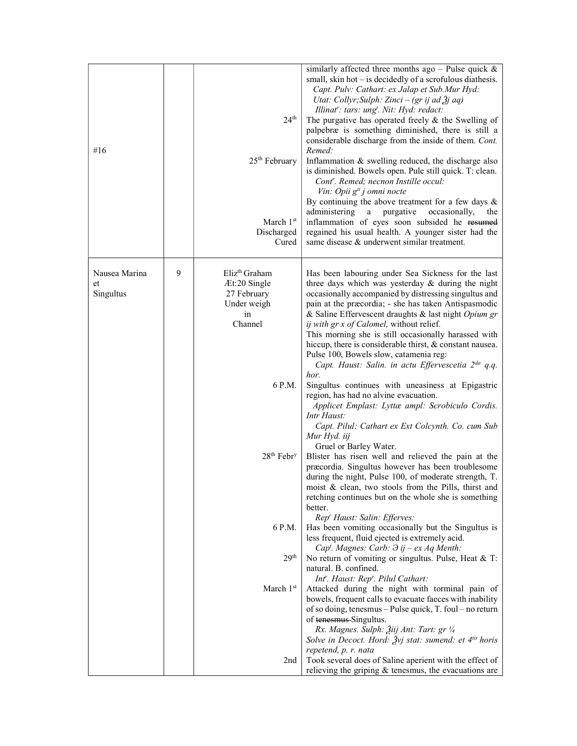| | | | |
|---|---|---|---|
| #16 | | 24th<br><br><br><br>25th February<br><br><br><br><br><br>March 1st<br>Discharged<br>Cured | similarly affected three months ago – Pulse quick & small, skin hot – is decidedly of a scrofulous diathesis.<br>*Capt. Pulv: Cathart: ex Jalap et Sub.Mur Hyd:*<br>*Utat: Collyr;Sulph: Zinci – (gr ij ad ℥j aq)*<br>*Illinatr: tars: ungt. Nit: Hyd: redact:*<br>The purgative has operated freely & the Swelling of palpebræ is something diminished, there is still a considerable discharge from the inside of them. *Cont. Remed:*<br>Inflammation & swelling reduced, the discharge also is diminished. Bowels open. Pule still quick. T: clean.<br>*Contr. Remed; necnon Instille occul:*<br>*Vin: Opii gtt j omni nocte*<br>By continuing the above treatment for a few days & administering a purgative occasionally, the inflammation of eyes soon subsided he ~~resumed~~ regained his usual health. A younger sister had the same disease & underwent similar treatment. |
| Nausea Marina et Singultus | 9 | Elizth Graham<br>Æt:20 Single<br>27 February<br>Under weigh<br>in<br>Channel<br><br><br><br><br><br><br><br>6 P.M.<br><br><br><br><br><br><br>28th Febry<br><br><br><br><br><br><br>6 P.M.<br><br><br>29th<br><br><br>March 1st<br><br><br><br><br><br><br><br>2nd | Has been labouring under Sea Sickness for the last three days which was yesterday & during the night occasionally accompanied by distressing singultus and pain at the præcordia; - she has taken Antispasmodic & Saline Effervescent draughts & last night *Opium gr ij with gr x of Calomel,* without relief.<br>This morning she is still occasionally harassed with hiccup, there is considerable thirst, & constant nausea. Pulse 100, Bowels slow, catamenia reg:<br>*Capt. Haust: Salin. in actu Effervescetia 2da q.q. hor.*<br>Singultus continues with uneasiness at Epigastric region, has had no alvine evacuation.<br>*Applicet Emplast: Lyttæ ampl: Scrobiculo Cordis. Intr Haust:*<br>*Capt. Pilul: Cathart ex Ext Colcynth. Co. cum Sub Mur Hyd. iij*<br>Gruel or Barley Water.<br>Blister has risen well and relieved the pain at the præcordia. Singultus however has been troublesome during the night, Pulse 100, of moderate strength, T. moist & clean, two stools from the Pills, thirst and retching continues but on the whole she is something better.<br>*Repr Haust: Salin: Efferves:*<br>Has been vomiting occasionally but the Singultus is less frequent, fluid ejected is extremely acid.<br>*Capt. Magnes: Carb: ℈ ij – ex Aq Menth:*<br>No return of vomiting or singultus. Pulse, Heat & T: natural. B. confined.<br>*Intr. Haust: Repr. Pilul Cathart:*<br>Attacked during the night with torminal pain of bowels, frequent calls to evacuate faeces with inability of so doing, tenesmus – Pulse quick, T. foul – no return of ~~tenesmus~~ Singultus.<br>*Rx. Magnes. Sulph: ℥iij Ant: Tart: gr ¼*<br>*Solve in Decoct. Hord: ℥vj stat: sumend: et 4tis horis repetend, p. r. nata*<br>Took several does of Saline aperient with the effect of relieving the griping & tenesmus, the evacuations are |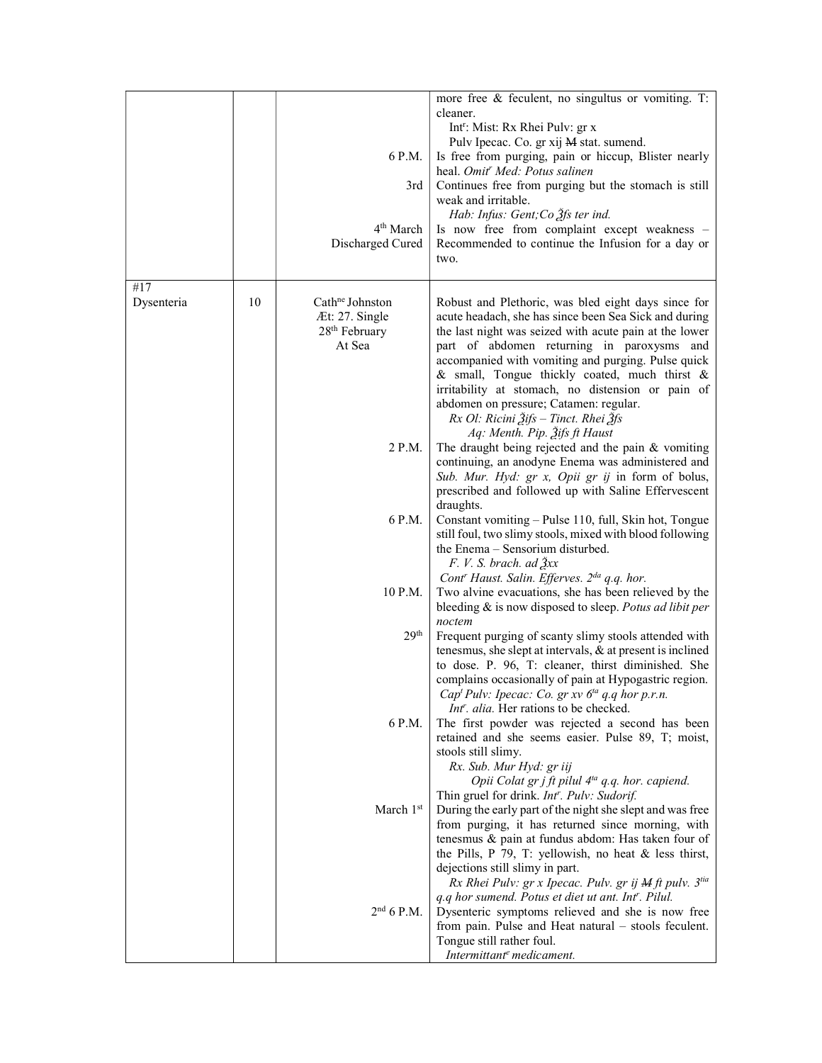| | | | |
|---|---|---|---|
| | | | more free & feculent, no singultus or vomiting. T: cleaner.<br>Int$^{r}$: Mist: Rx Rhei Pulv: gr x<br>Pulv Ipecac. Co. gr xij ~~M~~ stat. sumend. |
| | | 6 P.M. | Is free from purging, pain or hiccup, Blister nearly heal. *Omit$^{r}$ Med: Potus salinen* |
| | | 3rd | Continues free from purging but the stomach is still weak and irritable.<br>*Hab: Infus: Gent;Co ℥fs ter ind.* |
| | | 4$^{th}$ March<br>Discharged Cured | Is now free from complaint except weakness – Recommended to continue the Infusion for a day or two. |
| #17<br>Dysenteria | 10 | Cath$^{ne}$ Johnston<br>Æt: 27. Single<br>28$^{th}$ February<br>At Sea | Robust and Plethoric, was bled eight days since for acute headach, she has since been Sea Sick and during the last night was seized with acute pain at the lower part of abdomen returning in paroxysms and accompanied with vomiting and purging. Pulse quick & small, Tongue thickly coated, much thirst & irritability at stomach, no distension or pain of abdomen on pressure; Catamen: regular.<br>*Rx Ol: Ricini ℥ifs – Tinct. Rhei ℥fs*<br>*Aq: Menth. Pip. ℥ifs ft Haust* |
| | | 2 P.M. | The draught being rejected and the pain & vomiting continuing, an anodyne Enema was administered and *Sub. Mur. Hyd: gr x, Opii gr ij* in form of bolus, prescribed and followed up with Saline Effervescent draughts. |
| | | 6 P.M. | Constant vomiting – Pulse 110, full, Skin hot, Tongue still foul, two slimy stools, mixed with blood following the Enema – Sensorium disturbed.<br>*F. V. S. brach. ad ℥xx*<br>*Cont$^{r}$ Haust. Salin. Efferves. 2$^{da}$ q.q. hor.* |
| | | 10 P.M. | Two alvine evacuations, she has been relieved by the bleeding & is now disposed to sleep. *Potus ad libit per noctem* |
| | | 29$^{th}$ | Frequent purging of scanty slimy stools attended with tenesmus, she slept at intervals, & at present is inclined to doze. P. 96, T: cleaner, thirst diminished. She complains occasionally of pain at Hypogastric region.<br>*Cap$^{t}$ Pulv: Ipecac: Co. gr xv 6$^{ta}$ q.q hor p.r.n.*<br>*Int$^{r}$. alia.* Her rations to be checked. |
| | | 6 P.M. | The first powder was rejected a second has been retained and she seems easier. Pulse 89, T; moist, stools still slimy.<br>*Rx. Sub. Mur Hyd: gr iij*<br>*Opii Colat gr j ft pilul 4$^{ta}$ q.q. hor. capiend.*<br>Thin gruel for drink. *Int$^{r}$. Pulv: Sudorif.* |
| | | March 1$^{st}$ | During the early part of the night she slept and was free from purging, it has returned since morning, with tenesmus & pain at fundus abdom: Has taken four of the Pills, P 79, T: yellowish, no heat & less thirst, dejections still slimy in part.<br>*Rx Rhei Pulv: gr x Ipecac. Pulv. gr ij ~~M~~ ft pulv. 3$^{tia}$ q.q hor sumend. Potus et diet ut ant. Int$^{r}$. Pilul.* |
| | | 2$^{nd}$ 6 P.M. | Dysenteric symptoms relieved and she is now free from pain. Pulse and Heat natural – stools feculent. Tongue still rather foul.<br>*Intermittant$^{e}$ medicament.* |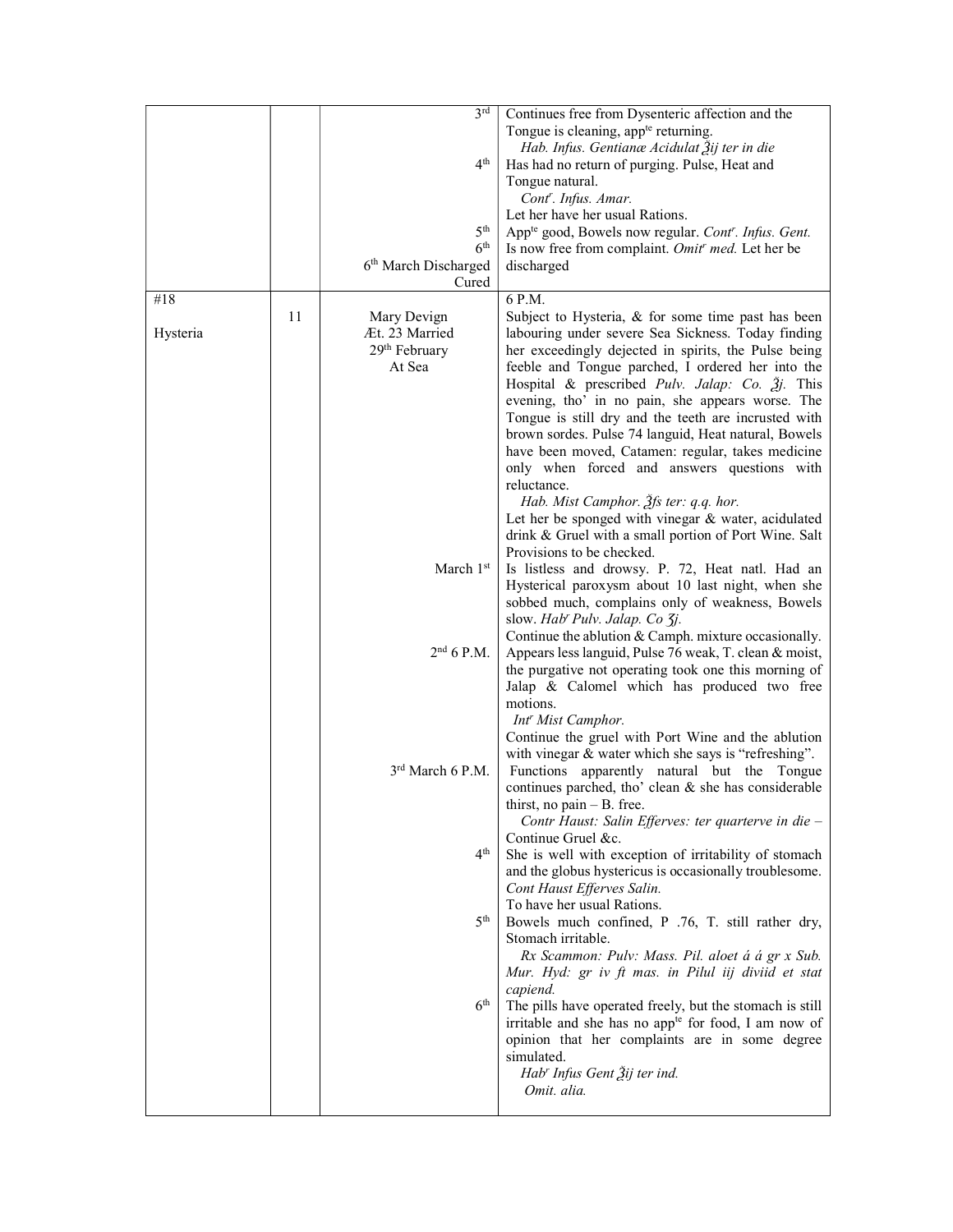| | | | |
|---|---|---|---|
| | | 3rd | Continues free from Dysenteric affection and the Tongue is cleaning, appte returning. *Hab. Infus. Gentianæ Acidulat ℥ij ter in die* |
| | | 4th | Has had no return of purging. Pulse, Heat and Tongue natural. *Contr. Infus. Amar.* Let her have her usual Rations. |
| | | 5th | Appte good, Bowels now regular. *Contr. Infus. Gent.* |
| | | 6th | Is now free from complaint. *Omitr med.* Let her be |
| | | 6th March Discharged Cured | discharged |
| #18<br><br>Hysteria | 11 | Mary Devign<br>Æt. 23 Married<br>29th February<br>At Sea | 6 P.M.<br>Subject to Hysteria, & for some time past has been labouring under severe Sea Sickness. Today finding her exceedingly dejected in spirits, the Pulse being feeble and Tongue parched, I ordered her into the Hospital & prescribed *Pulv. Jalap: Co. ℥j.* This evening, tho' in no pain, she appears worse. The Tongue is still dry and the teeth are incrusted with brown sordes. Pulse 74 languid, Heat natural, Bowels have been moved, Catamen: regular, takes medicine only when forced and answers questions with reluctance. *Hab. Mist Camphor. ℥fs ter: q.q. hor.* Let her be sponged with vinegar & water, acidulated drink & Gruel with a small portion of Port Wine. Salt Provisions to be checked. |
| | | March 1st | Is listless and drowsy. P. 72, Heat natl. Had an Hysterical paroxysm about 10 last night, when she sobbed much, complains only of weakness, Bowels slow. *Habr Pulv. Jalap. Co ʒj.* Continue the ablution & Camph. mixture occasionally. |
| | | 2nd 6 P.M. | Appears less languid, Pulse 76 weak, T. clean & moist, the purgative not operating took one this morning of Jalap & Calomel which has produced two free motions. *Intr Mist Camphor.* Continue the gruel with Port Wine and the ablution with vinegar & water which she says is "refreshing". |
| | | 3rd March 6 P.M. | Functions apparently natural but the Tongue continues parched, tho' clean & she has considerable thirst, no pain – B. free. *Contr Haust: Salin Efferves: ter quarterve in die –* Continue Gruel &c. |
| | | 4th | She is well with exception of irritability of stomach and the globus hystericus is occasionally troublesome. *Cont Haust Efferves Salin.* To have her usual Rations. |
| | | 5th | Bowels much confined, P .76, T. still rather dry, Stomach irritable. *Rx Scammon: Pulv: Mass. Pil. aloet á á gr x Sub. Mur. Hyd: gr iv ft mas. in Pilul iij diviid et stat capiend.* |
| | | 6th | The pills have operated freely, but the stomach is still irritable and she has no appte for food, I am now of opinion that her complaints are in some degree simulated. *Habr Infus Gent ℥ij ter ind. Omit. alia.* |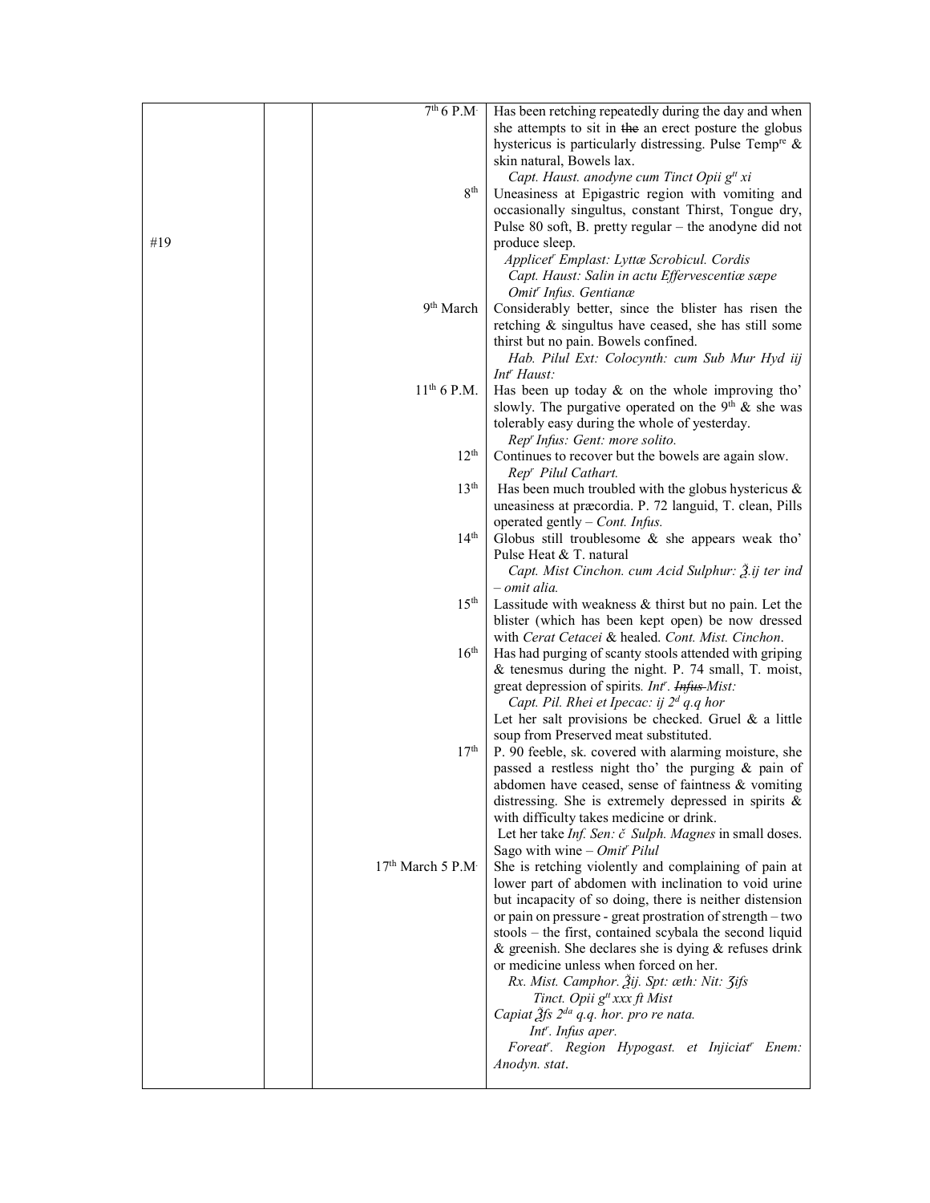| | | | |
|---|---|---|---|
| #19 | | 7th 6 P.M. | Has been retching repeatedly during the day and when she attempts to sit in ~~the~~ an erect posture the globus hystericus is particularly distressing. Pulse Tempre & skin natural, Bowels lax. *Capt. Haust. anodyne cum Tinct Opii gtt xi* |
| | | 8th | Uneasiness at Epigastric region with vomiting and occasionally singultus, constant Thirst, Tongue dry, Pulse 80 soft, B. pretty regular – the anodyne did not produce sleep. *Applicetr Emplast: Lyttæ Scrobicul. Cordis* *Capt. Haust: Salin in actu Effervescentiæ sæpe* *Omitr Infus. Gentianæ* |
| | | 9th March | Considerably better, since the blister has risen the retching & singultus have ceased, she has still some thirst but no pain. Bowels confined. *Hab. Pilul Ext: Colocynth: cum Sub Mur Hyd iij Intr Haust:* |
| | | 11th 6 P.M. | Has been up today & on the whole improving tho' slowly. The purgative operated on the 9th & she was tolerably easy during the whole of yesterday. *Repr Infus: Gent: more solito.* |
| | | 12th | Continues to recover but the bowels are again slow. *Repr Pilul Cathart.* |
| | | 13th | Has been much troubled with the globus hystericus & uneasiness at præcordia. P. 72 languid, T. clean, Pills operated gently – *Cont. Infus.* |
| | | 14th | Globus still troublesome & she appears weak tho' Pulse Heat & T. natural *Capt. Mist Cinchon. cum Acid Sulphur: ℥.ij ter ind – omit alia.* |
| | | 15th | Lassitude with weakness & thirst but no pain. Let the blister (which has been kept open) be now dressed with *Cerat Cetacei* & healed. *Cont. Mist. Cinchon.* |
| | | 16th | Has had purging of scanty stools attended with griping & tenesmus during the night. P. 74 small, T. moist, great depression of spirits. *Intr. ~~Infus~~ Mist: Capt. Pil. Rhei et Ipecac: ij 2d q.q hor* Let her salt provisions be checked. Gruel & a little soup from Preserved meat substituted. |
| | | 17th | P. 90 feeble, sk. covered with alarming moisture, she passed a restless night tho' the purging & pain of abdomen have ceased, sense of faintness & vomiting distressing. She is extremely depressed in spirits & with difficulty takes medicine or drink. Let her take *Inf. Sen: č Sulph. Magnes* in small doses. Sago with wine – *Omitr Pilul* |
| | | 17th March 5 P.M. | She is retching violently and complaining of pain at lower part of abdomen with inclination to void urine but incapacity of so doing, there is neither distension or pain on pressure - great prostration of strength – two stools – the first, contained scybala the second liquid & greenish. She declares she is dying & refuses drink or medicine unless when forced on her. *Rx. Mist. Camphor. ℥ij. Spt: æth: Nit: ʒifs Tinct. Opii gtt xxx ft Mist Capiat ℥fs 2da q.q. hor. pro re nata. Intr. Infus aper. Foreatr. Region Hypogast. et Injiciatr Enem: Anodyn. stat.* |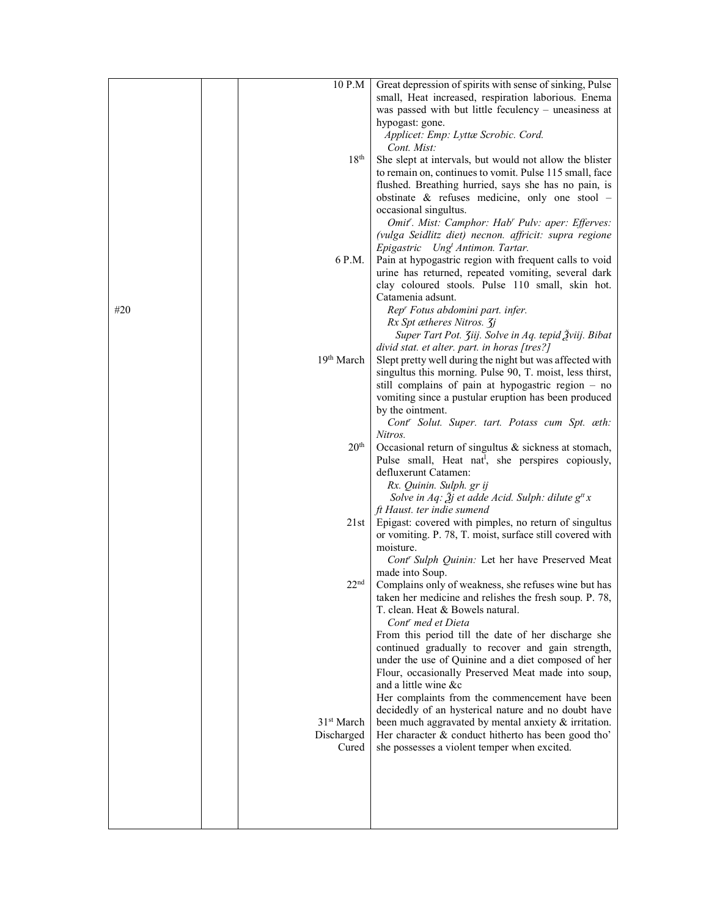| | | | |
|---|---|---|---|
| | | 10 P.M | Great depression of spirits with sense of sinking, Pulse small, Heat increased, respiration laborious. Enema was passed with but little feculency – uneasiness at hypogast: gone. *Applicet: Emp: Lyttæ Scrobic. Cord.* *Cont. Mist:* |
| | | 18th | She slept at intervals, but would not allow the blister to remain on, continues to vomit. Pulse 115 small, face flushed. Breathing hurried, says she has no pain, is obstinate & refuses medicine, only one stool – occasional singultus. *Omitr. Mist: Camphor: Habr Pulv: aper: Efferves: (vulga Seidlitz diet) necnon. affricit: supra regione Epigastric Ungt Antimon. Tartar.* |
| #20 | | 6 P.M. | Pain at hypogastric region with frequent calls to void urine has returned, repeated vomiting, several dark clay coloured stools. Pulse 110 small, skin hot. Catamenia adsunt. *Repr Fotus abdomini part. infer.* *Rx Spt ætheres Nitros. ʒj* *Super Tart Pot. ʒiij. Solve in Aq. tepid ℥viij. Bibat divid stat. et alter. part. in horas [tres?]* |
| | | 19th March | Slept pretty well during the night but was affected with singultus this morning. Pulse 90, T. moist, less thirst, still complains of pain at hypogastric region – no vomiting since a pustular eruption has been produced by the ointment. *Contr Solut. Super. tart. Potass cum Spt. æth: Nitros.* |
| | | 20th | Occasional return of singultus & sickness at stomach, Pulse small, Heat natl, she perspires copiously, defluxerunt Catamen: *Rx. Quinin. Sulph. gr ij* *Solve in Aq: ℥j et adde Acid. Sulph: dilute gtt x ft Haust. ter indie sumend* |
| | | 21st | Epigast: covered with pimples, no return of singultus or vomiting. P. 78, T. moist, surface still covered with moisture. *Contr Sulph Quinin:* Let her have Preserved Meat made into Soup. |
| | | 22nd | Complains only of weakness, she refuses wine but has taken her medicine and relishes the fresh soup. P. 78, T. clean. Heat & Bowels natural. *Contr med et Dieta* From this period till the date of her discharge she continued gradually to recover and gain strength, under the use of Quinine and a diet composed of her Flour, occasionally Preserved Meat made into soup, and a little wine &c |
| | | 31st March Discharged Cured | Her complaints from the commencement have been decidedly of an hysterical nature and no doubt have been much aggravated by mental anxiety & irritation. Her character & conduct hitherto has been good tho' she possesses a violent temper when excited. |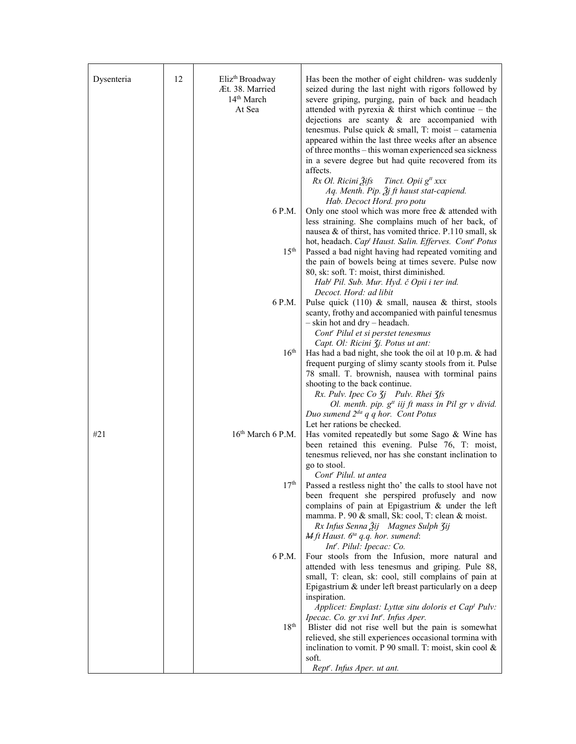| | | | |
|---|---|---|---|
| Dysenteria | 12 | Eliz$^{th}$ Broadway<br>Æt. 38. Married<br>14$^{th}$ March<br>At Sea | Has been the mother of eight children- was suddenly seized during the last night with rigors followed by severe griping, purging, pain of back and headach attended with pyrexia & thirst which continue – the dejections are scanty & are accompanied with tenesmus. Pulse quick & small, T: moist – catamenia appeared within the last three weeks after an absence of three months – this woman experienced sea sickness in a severe degree but had quite recovered from its affects.<br>*Rx Ol. Ricini ℥ifs Tinct. Opii g$^{tt}$ xxx*<br>*Aq. Menth. Pip. ℥j ft haust stat-capiend.*<br>*Hab. Decoct Hord. pro potu* |
| | | 6 P.M. | Only one stool which was more free & attended with less straining. She complains much of her back, of nausea & of thirst, has vomited thrice. P.110 small, sk hot, headach. *Cap$^{t}$ Haust. Salin. Efferves. Cont$^{r}$ Potus* |
| | | 15$^{th}$ | Passed a bad night having had repeated vomiting and the pain of bowels being at times severe. Pulse now 80, sk: soft. T: moist, thirst diminished.<br>*Hab$^{t}$ Pil. Sub. Mur. Hyd. č Opii i ter ind.*<br>*Decoct. Hord: ad libit* |
| | | 6 P.M. | Pulse quick (110) & small, nausea & thirst, stools scanty, frothy and accompanied with painful tenesmus – skin hot and dry – headach.<br>*Cont$^{r}$ Pilul et si perstet tenesmus*<br>*Capt. Ol: Ricini ℨj. Potus ut ant:* |
| | | 16$^{th}$ | Has had a bad night, she took the oil at 10 p.m. & had frequent purging of slimy scanty stools from it. Pulse 78 small. T. brownish, nausea with torminal pains shooting to the back continue.<br>*Rx. Pulv. Ipec Co ℨj Pulv. Rhei ℨfs*<br>*Ol. menth. pip. g$^{tt}$ iij ft mass in Pil gr v divid.*<br>*Duo sumend 2$^{da}$ q q hor. Cont Potus*<br>Let her rations be checked. |
| #21 | | 16$^{th}$ March 6 P.M. | Has vomited repeatedly but some Sago & Wine has been retained this evening. Pulse 76, T: moist, tenesmus relieved, nor has she constant inclination to go to stool.<br>*Cont$^{r}$ Pilul. ut antea* |
| | | 17$^{th}$ | Passed a restless night tho' the calls to stool have not been frequent she perspired profusely and now complains of pain at Epigastrium & under the left mamma. P. 90 & small, Sk: cool, T: clean & moist.<br>*Rx Infus Senna ℥ij Magnes Sulph ℨij*<br>*~~M~~ ft Haust. 6$^{ta}$ q.q. hor. sumend*:<br>*Int$^{r}$. Pilul: Ipecac: Co.* |
| | | 6 P.M. | Four stools from the Infusion, more natural and attended with less tenesmus and griping. Pule 88, small, T: clean, sk: cool, still complains of pain at Epigastrium & under left breast particularly on a deep inspiration.<br>*Applicet: Emplast: Lyttæ situ doloris et Cap$^{t}$ Pulv: Ipecac. Co. gr xvi Int$^{r}$. Infus Aper.* |
| | | 18$^{th}$ | Blister did not rise well but the pain is somewhat relieved, she still experiences occasional tormina with inclination to vomit. P 90 small. T: moist, skin cool & soft.<br>*Rept$^{r}$. Infus Aper. ut ant.* |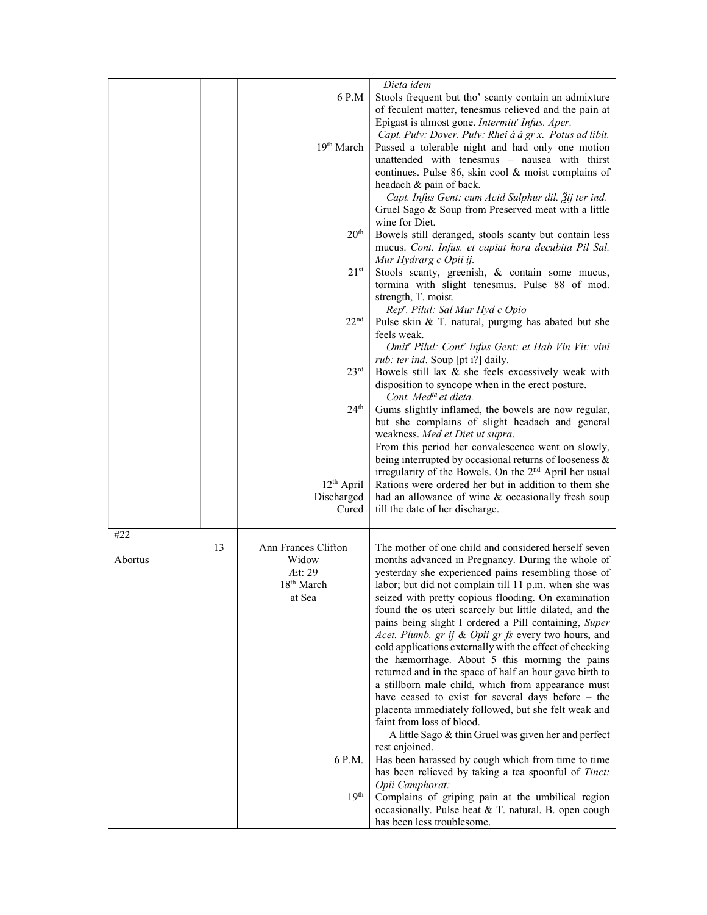| | | | |
|---|---|---|---|
| | | 6 P.M<br><br><br><br>19[th] March<br><br><br><br><br><br><br>20[th]<br><br><br>21[st]<br><br><br><br>22[nd]<br><br><br><br>23[rd]<br><br><br>24[th]<br><br><br><br><br><br>12[th] April<br>Discharged<br>Cured | *Dieta idem*<br>Stools frequent but tho' scanty contain an admixture of feculent matter, tenesmus relieved and the pain at Epigast is almost gone. *Intermitt[r] Infus. Aper.*<br>*Capt. Pulv: Dover. Pulv: Rhei á á gr x. Potus ad libit.*<br>Passed a tolerable night and had only one motion unattended with tenesmus – nausea with thirst continues. Pulse 86, skin cool & moist complains of headach & pain of back.<br>*Capt. Infus Gent: cum Acid Sulphur dil. ℥ij ter ind.* Gruel Sago & Soup from Preserved meat with a little wine for Diet.<br>Bowels still deranged, stools scanty but contain less mucus. *Cont. Infus. et capiat hora decubita Pil Sal. Mur Hydrarg c Opii ij.*<br>Stools scanty, greenish, & contain some mucus, tormina with slight tenesmus. Pulse 88 of mod. strength, T. moist.<br>*Rep[r]. Pilul: Sal Mur Hyd c Opio*<br>Pulse skin & T. natural, purging has abated but she feels weak.<br>*Omit[r] Pilul: Cont[r] Infus Gent: et Hab Vin Vit: vini rub: ter ind*. Soup [pt i?] daily.<br>Bowels still lax & she feels excessively weak with disposition to syncope when in the erect posture.<br>*Cont. Med[ta] et dieta.*<br>Gums slightly inflamed, the bowels are now regular, but she complains of slight headach and general weakness. *Med et Diet ut supra*.<br>From this period her convalescence went on slowly, being interrupted by occasional returns of looseness & irregularity of the Bowels. On the 2[nd] April her usual Rations were ordered her but in addition to them she had an allowance of wine & occasionally fresh soup till the date of her discharge. |
| #22<br><br>Abortus | 13 | Ann Frances Clifton<br>Widow<br>Æt: 29<br>18[th] March<br>at Sea<br><br><br><br><br><br><br><br><br><br><br><br><br><br><br><br>6 P.M.<br><br><br>19[th] | The mother of one child and considered herself seven months advanced in Pregnancy. During the whole of yesterday she experienced pains resembling those of labor; but did not complain till 11 p.m. when she was seized with pretty copious flooding. On examination found the os uteri ~~scarcely~~ but little dilated, and the pains being slight I ordered a Pill containing, *Super Acet. Plumb. gr ij & Opii gr ſs* every two hours, and cold applications externally with the effect of checking the hæmorrhage. About 5 this morning the pains returned and in the space of half an hour gave birth to a stillborn male child, which from appearance must have ceased to exist for several days before – the placenta immediately followed, but she felt weak and faint from loss of blood.<br>A little Sago & thin Gruel was given her and perfect rest enjoined.<br>Has been harassed by cough which from time to time has been relieved by taking a tea spoonful of *Tinct: Opii Camphorat:*<br>Complains of griping pain at the umbilical region occasionally. Pulse heat & T. natural. B. open cough has been less troublesome. |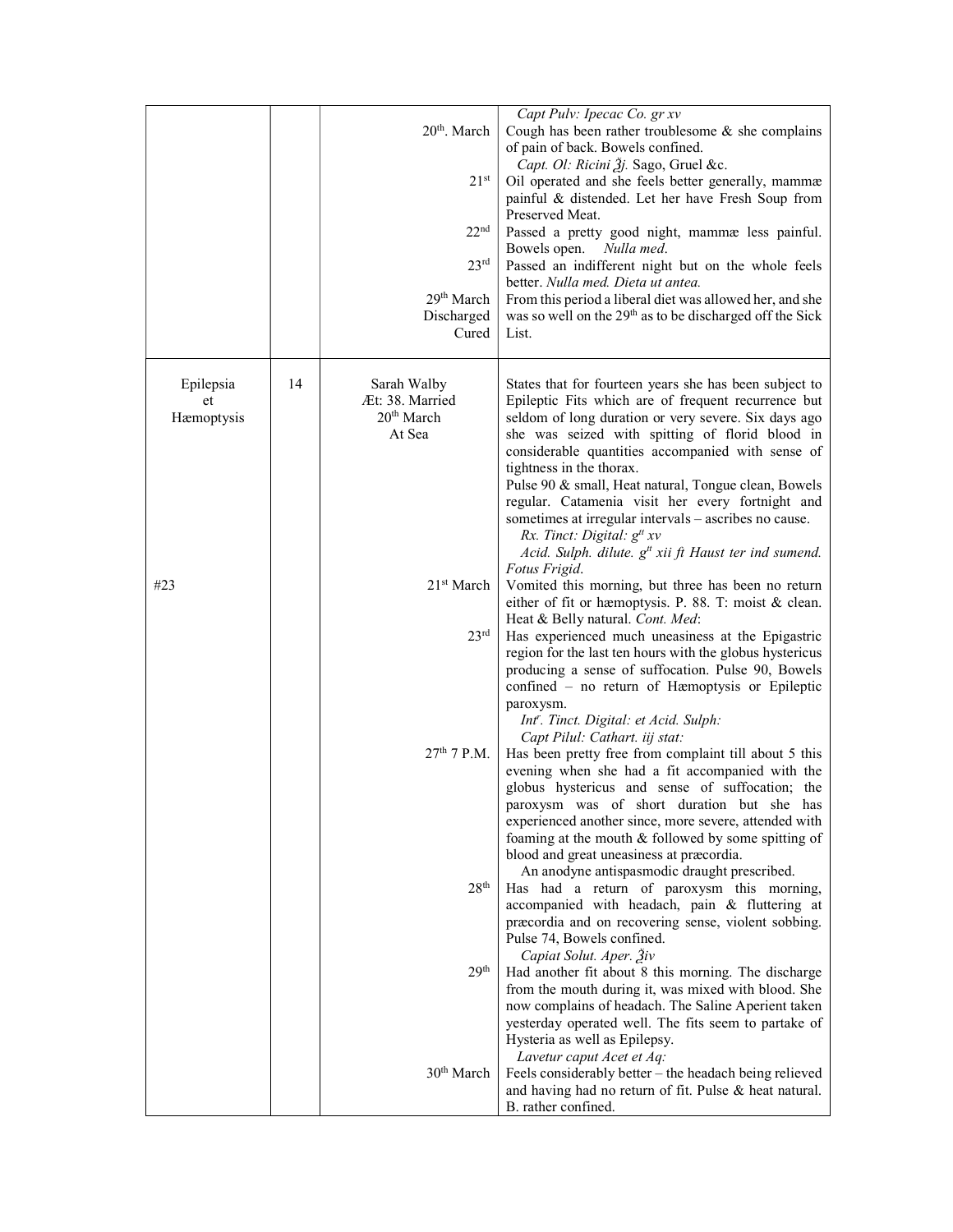| | | | |
|---|---|---|---|
| | | 20th. March<br><br>21st<br><br>22nd<br><br>23rd<br><br>29th March<br>Discharged<br>Cured | *Capt Pulv: Ipecac Co. gr xv*<br>Cough has been rather troublesome & she complains of pain of back. Bowels confined.<br>*Capt. Ol: Ricini ℥j.* Sago, Gruel &c.<br>Oil operated and she feels better generally, mammæ painful & distended. Let her have Fresh Soup from Preserved Meat.<br>Passed a pretty good night, mammæ less painful. Bowels open. *Nulla med*.<br>Passed an indifferent night but on the whole feels better. *Nulla med. Dieta ut antea.*<br>From this period a liberal diet was allowed her, and she was so well on the 29th as to be discharged off the Sick List. |
| Epilepsia<br>et<br>Hæmoptysis<br><br><br><br><br><br><br>#23 | 14 | Sarah Walby<br>Æt: 38. Married<br>20th March<br>At Sea<br><br><br><br><br><br><br>21st March<br><br>23rd<br><br><br><br><br><br>27th 7 P.M.<br><br><br><br><br><br><br>28th<br><br><br><br>29th<br><br><br><br><br>30th March | States that for fourteen years she has been subject to Epileptic Fits which are of frequent recurrence but seldom of long duration or very severe. Six days ago she was seized with spitting of florid blood in considerable quantities accompanied with sense of tightness in the thorax.<br>Pulse 90 & small, Heat natural, Tongue clean, Bowels regular. Catamenia visit her every fortnight and sometimes at irregular intervals – ascribes no cause.<br>*Rx. Tinct: Digital: gtt xv*<br>*Acid. Sulph. dilute. gtt xii ft Haust ter ind sumend. Fotus Frigid*.<br>Vomited this morning, but three has been no return either of fit or hæmoptysis. P. 88. T: moist & clean. Heat & Belly natural. *Cont. Med*:<br>Has experienced much uneasiness at the Epigastric region for the last ten hours with the globus hystericus producing a sense of suffocation. Pulse 90, Bowels confined – no return of Hæmoptysis or Epileptic paroxysm.<br>*Intr. Tinct. Digital: et Acid. Sulph:*<br>*Capt Pilul: Cathart. iij stat:*<br>Has been pretty free from complaint till about 5 this evening when she had a fit accompanied with the globus hystericus and sense of suffocation; the paroxysm was of short duration but she has experienced another since, more severe, attended with foaming at the mouth & followed by some spitting of blood and great uneasiness at præcordia.<br>An anodyne antispasmodic draught prescribed.<br>Has had a return of paroxysm this morning, accompanied with headach, pain & fluttering at præcordia and on recovering sense, violent sobbing. Pulse 74, Bowels confined.<br>*Capiat Solut. Aper. ℥iv*<br>Had another fit about 8 this morning. The discharge from the mouth during it, was mixed with blood. She now complains of headach. The Saline Aperient taken yesterday operated well. The fits seem to partake of Hysteria as well as Epilepsy.<br>*Lavetur caput Acet et Aq:*<br>Feels considerably better – the headach being relieved and having had no return of fit. Pulse & heat natural. B. rather confined. |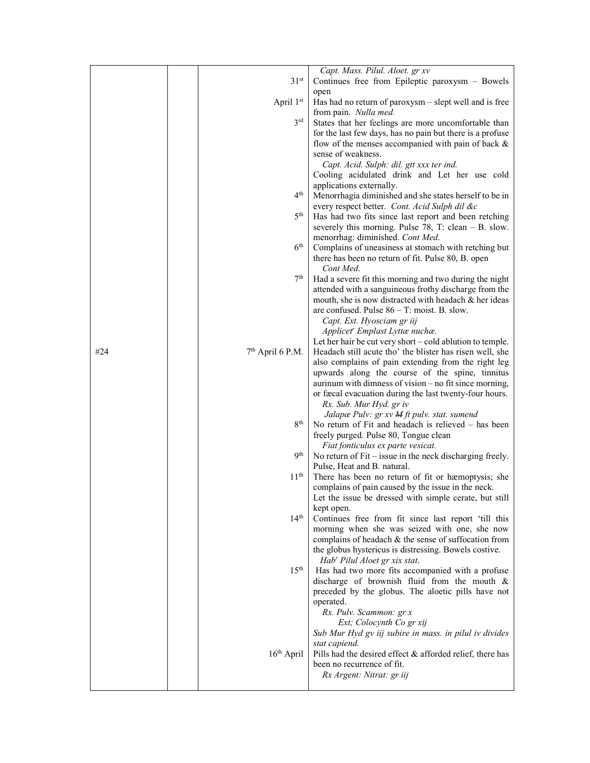| | | | |
|---|---|---|---|
| | | | *Capt. Mass. Pilul. Aloet. gr xv* |
| | | 31st | Continues free from Epileptic paroxysm – Bowels open |
| | | April 1st | Has had no return of paroxysm – slept well and is free from pain. *Nulla med.* |
| | | 3rd | States that her feelings are more uncomfortable than for the last few days, has no pain but there is a profuse flow of the menses accompanied with pain of back & sense of weakness. *Capt. Acid. Sulph: dil. gtt xxx ter ind.* Cooling acidulated drink and Let her use cold applications externally. |
| | | 4th | Menorrhagia diminished and she states herself to be in every respect better. *Cont. Acid Sulph dil &c* |
| | | 5th | Has had two fits since last report and been retching severely this morning. Pulse 78, T: clean – B. slow. menorrhag: diminished. *Cont Med*. |
| | | 6th | Complains of uneasiness at stomach with retching but there has been no return of fit. Pulse 80, B. open *Cont Med*. |
| | | 7th | Had a severe fit this morning and two during the night attended with a sanguineous frothy discharge from the mouth, she is now distracted with headach & her ideas are confused. Pulse 86 – T: moist. B. slow. *Capt. Ext. Hyosciam gr iij* *Applicetr Emplast Lyttæ nuchæ.* Let her hair be cut very short – cold ablution to temple. |
| #24 | | 7th April 6 P.M. | Headach still acute tho' the blister has risen well, she also complains of pain extending from the right leg upwards along the course of the spine, tinnitus aurinum with dimness of vision – no fit since morning, or fæcal evacuation during the last twenty-four hours. *Rx. Sub. Mur Hyd. gr iv* *Jalapæ Pulv: gr xv ~~M~~ ft pulv. stat. sumend* |
| | | 8th | No return of Fit and headach is relieved – has been freely purged. Pulse 80, Tongue clean *Fiat fonticulus ex parte vesicat.* |
| | | 9th | No return of Fit – issue in the neck discharging freely. Pulse, Heat and B. natural. |
| | | 11th | There has been no return of fit or hæmoptysis; she complains of pain caused by the issue in the neck. Let the issue be dressed with simple cerate, but still kept open. |
| | | 14th | Continues free from fit since last report 'till this morning when she was seized with one, she now complains of headach & the sense of suffocation from the globus hystericus is distressing. Bowels costive. *Habr Pilul Aloet gr xix stat.* |
| | | 15th | Has had two more fits accompanied with a profuse discharge of brownish fluid from the mouth & preceded by the globus. The aloetic pills have not operated. *Rx. Pulv. Scammon: gr x* *Ext; Colocynth Co gr xij* *Sub Mur Hyd gv iij subire in mass. in pilul iv divides stat capiend.* |
| | | 16th April | Pills had the desired effect & afforded relief, there has been no recurrence of fit. *Rx Argent: Nitrat: gr iij* |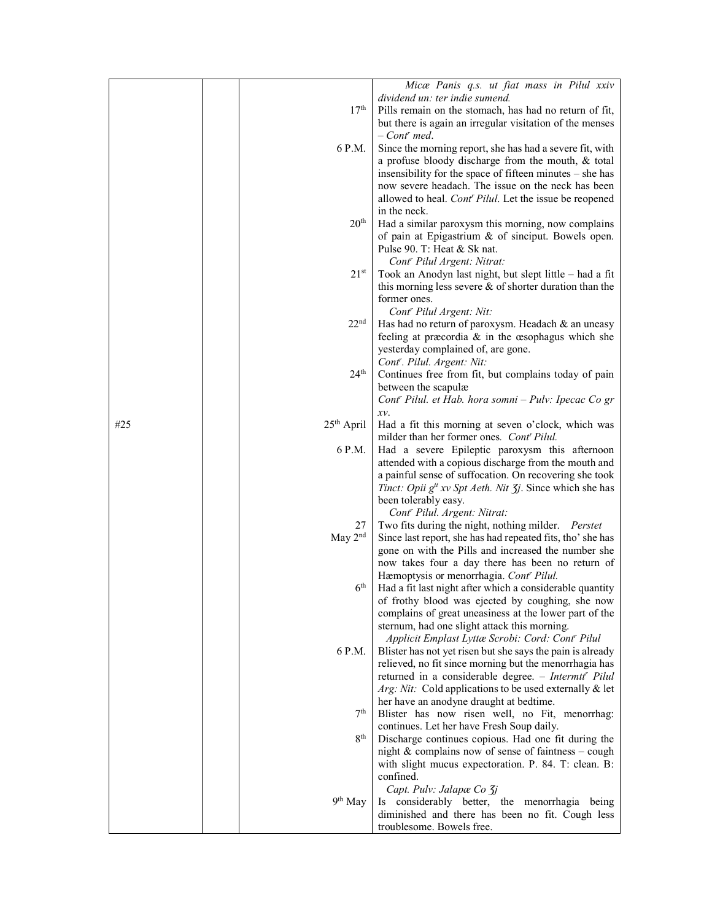| | | | |
|---|---|---|---|
| | | | *Micæ Panis q.s. ut fiat mass in Pilul xxiv dividend un: ter indie sumend.* |
| | | 17th | Pills remain on the stomach, has had no return of fit, but there is again an irregular visitation of the menses – *Contr med*. |
| | | 6 P.M. | Since the morning report, she has had a severe fit, with a profuse bloody discharge from the mouth, & total insensibility for the space of fifteen minutes – she has now severe headach. The issue on the neck has been allowed to heal. *Contr Pilul*. Let the issue be reopened in the neck. |
| | | 20th | Had a similar paroxysm this morning, now complains of pain at Epigastrium & of sinciput. Bowels open. Pulse 90. T: Heat & Sk nat. *Contr Pilul Argent: Nitrat:* |
| | | 21st | Took an Anodyn last night, but slept little – had a fit this morning less severe & of shorter duration than the former ones. *Contr Pilul Argent: Nit:* |
| | | 22nd | Has had no return of paroxysm. Headach & an uneasy feeling at præcordia & in the œsophagus which she yesterday complained of, are gone. *Contr. Pilul. Argent: Nit:* |
| | | 24th | Continues free from fit, but complains today of pain between the scapulæ *Contr Pilul. et Hab. hora somni – Pulv: Ipecac Co gr xv*. |
| #25 | | 25th April | Had a fit this morning at seven o'clock, which was milder than her former ones. *Contr Pilul.* |
| | | 6 P.M. | Had a severe Epileptic paroxysm this afternoon attended with a copious discharge from the mouth and a painful sense of suffocation. On recovering she took *Tinct: Opii gtt xv Spt Aeth. Nit ʒj*. Since which she has been tolerably easy. *Contr Pilul. Argent: Nitrat:* |
| | | 27 | Two fits during the night, nothing milder. *Perstet* |
| | | May 2nd | Since last report, she has had repeated fits, tho' she has gone on with the Pills and increased the number she now takes four a day there has been no return of Hæmoptysis or menorrhagia. *Contr Pilul.* |
| | | 6th | Had a fit last night after which a considerable quantity of frothy blood was ejected by coughing, she now complains of great uneasiness at the lower part of the sternum, had one slight attack this morning. *Applicit Emplast Lyttæ Scrobi: Cord: Contr Pilul* |
| | | 6 P.M. | Blister has not yet risen but she says the pain is already relieved, no fit since morning but the menorrhagia has returned in a considerable degree. – *Intermttr Pilul Arg: Nit:* Cold applications to be used externally & let her have an anodyne draught at bedtime. |
| | | 7th | Blister has now risen well, no Fit, menorrhag: continues. Let her have Fresh Soup daily. |
| | | 8th | Discharge continues copious. Had one fit during the night & complains now of sense of faintness – cough with slight mucus expectoration. P. 84. T: clean. B: confined. *Capt. Pulv: Jalapæ Co ʒj* |
| | | 9th May | Is considerably better, the menorrhagia being diminished and there has been no fit. Cough less troublesome. Bowels free. |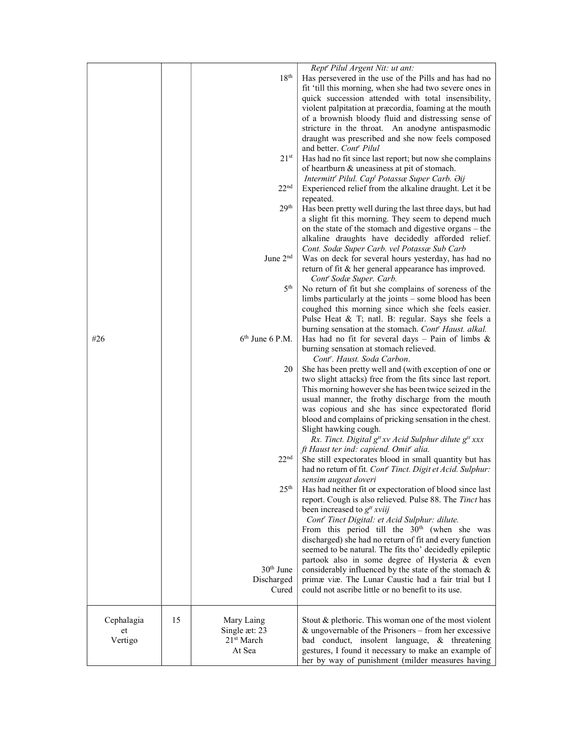| | | | |
|---|---|---|---|
| #26 | | 18th<br><br><br><br><br><br><br><br>21st<br><br><br>22nd<br><br>29th<br><br><br><br><br>June 2nd<br><br><br>5th<br><br><br><br><br><br>6th June 6 P.M.<br><br><br>20<br><br><br><br><br><br><br><br><br>22nd<br><br><br>25th<br><br><br><br><br><br><br><br><br><br>30th June<br>Discharged<br>Cured | *Rept^r Pilul Argent Nit: ut ant:*<br>Has persevered in the use of the Pills and has had no fit 'till this morning, when she had two severe ones in quick succession attended with total insensibility, violent palpitation at præcordia, foaming at the mouth of a brownish bloody fluid and distressing sense of stricture in the throat. An anodyne antispasmodic draught was prescribed and she now feels composed and better. *Cont^r Pilul*<br>Has had no fit since last report; but now she complains of heartburn & uneasiness at pit of stomach.<br>*Intermitt^r Pilul. Cap^t Potassæ Super Carb. ℈ij*<br>Experienced relief from the alkaline draught. Let it be repeated.<br>Has been pretty well during the last three days, but had a slight fit this morning. They seem to depend much on the state of the stomach and digestive organs – the alkaline draughts have decidedly afforded relief. *Cont. Sodæ Super Carb. vel Potassæ Sub Carb*<br>Was on deck for several hours yesterday, has had no return of fit & her general appearance has improved.<br>*Cont^r Sodæ Super. Carb.*<br>No return of fit but she complains of soreness of the limbs particularly at the joints – some blood has been coughed this morning since which she feels easier. Pulse Heat & T; natl. B: regular. Says she feels a burning sensation at the stomach. *Cont^r Haust. alkal.*<br>Has had no fit for several days – Pain of limbs & burning sensation at stomach relieved.<br>*Cont^r. Haust. Soda Carbon*.<br>She has been pretty well and (with exception of one or two slight attacks) free from the fits since last report. This morning however she has been twice seized in the usual manner, the frothy discharge from the mouth was copious and she has since expectorated florid blood and complains of pricking sensation in the chest. Slight hawking cough.<br>*Rx. Tinct. Digital g^tt xv Acid Sulphur dilute g^tt xxx ft Haust ter ind: capiend. Omit^r alia.*<br>She still expectorates blood in small quantity but has had no return of fit. *Cont^r Tinct. Digit et Acid. Sulphur: sensim augeat doveri*<br>Has had neither fit or expectoration of blood since last report. Cough is also relieved. Pulse 88. The *Tinct* has been increased to *g^tt xviij*<br>*Cont^r Tinct Digital: et Acid Sulphur: dilute.*<br>From this period till the 30th (when she was discharged) she had no return of fit and every function seemed to be natural. The fits tho' decidedly epileptic partook also in some degree of Hysteria & even considerably influenced by the state of the stomach & primæ viæ. The Lunar Caustic had a fair trial but I could not ascribe little or no benefit to its use. |
| Cephalagia<br>et<br>Vertigo | 15 | Mary Laing<br>Single æt: 23<br>21st March<br>At Sea | Stout & plethoric. This woman one of the most violent & ungovernable of the Prisoners – from her excessive bad conduct, insolent language, & threatening gestures, I found it necessary to make an example of her by way of punishment (milder measures having |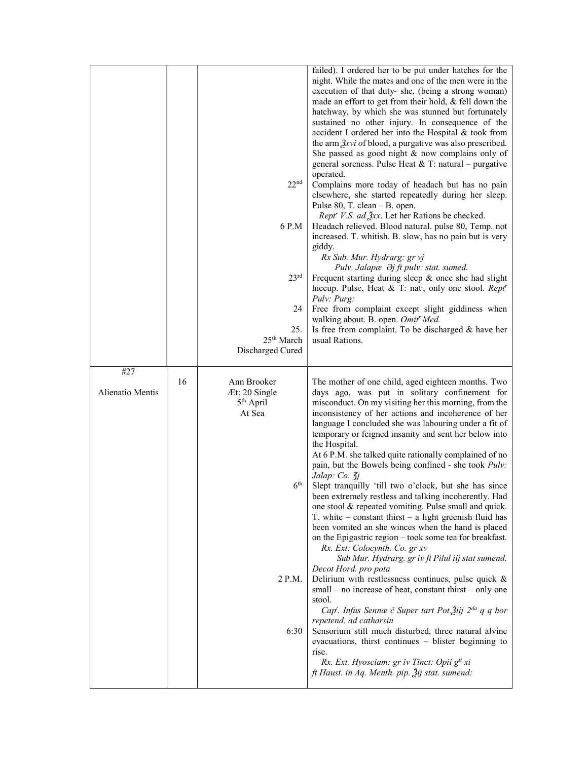| | | | |
|---|---|---|---|
| | | | failed). I ordered her to be put under hatches for the night. While the mates and one of the men were in the execution of that duty- she, (being a strong woman) made an effort to get from their hold, & fell down the hatchway, by which she was stunned but fortunately sustained no other injury. In consequence of the accident I ordered her into the Hospital & took from the arm *℥xvi o*f blood, a purgative was also prescribed. She passed as good night & now complains only of general soreness. Pulse Heat & T: natural – purgative operated. |
| | | 22nd | Complains more today of headach but has no pain elsewhere, she started repeatedly during her sleep. Pulse 80, T. clean – B. open. *Reptr V.S. ad ℥xx*. Let her Rations be checked. |
| | | 6 P.M | Headach relieved. Blood natural. pulse 80, Temp. not increased. T. whitish. B. slow, has no pain but is very giddy. *Rx Sub. Mur. Hydrarg: gr vj Pulv. Jalapæ ℈j ft pulv: stat. sumed.* |
| | | 23rd | Frequent starting during sleep & once she had slight hiccup. Pulse, Heat & T: natl, only one stool. *Reptr Pulv: Purg:* |
| | | 24 | Free from complaint except slight giddiness when walking about. B. open. *Omitr Med.* |
| | | 25. 25th March Discharged Cured | Is free from complaint. To be discharged & have her usual Rations. |
| #27 Alienatio Mentis | 16 | Ann Brooker Æt: 20 Single 5th April At Sea | The mother of one child, aged eighteen months. Two days ago, was put in solitary confinement for misconduct. On my visiting her this morning, from the inconsistency of her actions and incoherence of her language I concluded she was labouring under a fit of temporary or feigned insanity and sent her below into the Hospital. At 6 P.M. she talked quite rationally complained of no pain, but the Bowels being confined - she took *Pulv: Jalap: Co. ʒj* |
| | | 6th | Slept tranquilly 'till two o'clock, but she has since been extremely restless and talking incoherently. Had one stool & repeated vomiting. Pulse small and quick. T. white – constant thirst – a light greenish fluid has been vomited an she winces when the hand is placed on the Epigastric region – took some tea for breakfast. *Rx. Ext: Colocynth. Co. gr xv Sub Mur. Hydrarg. gr iv ft Pilul iij stat sumend. Decot Hord. pro pota* |
| | | 2 P.M. | Delirium with restlessness continues, pulse quick & small – no increase of heat, constant thirst – only one stool. *Capt. Infus Sennæ č Super tart Pot.℥iij 2da q q hor repetend. ad catharsin* |
| | | 6:30 | Sensorium still much disturbed, three natural alvine evacuations, thirst continues – blister beginning to rise. *Rx. Ext. Hyosciam: gr iv Tinct: Opii gtt xi ft Haust. in Aq. Menth. pip. ℥ij stat. sumend:* |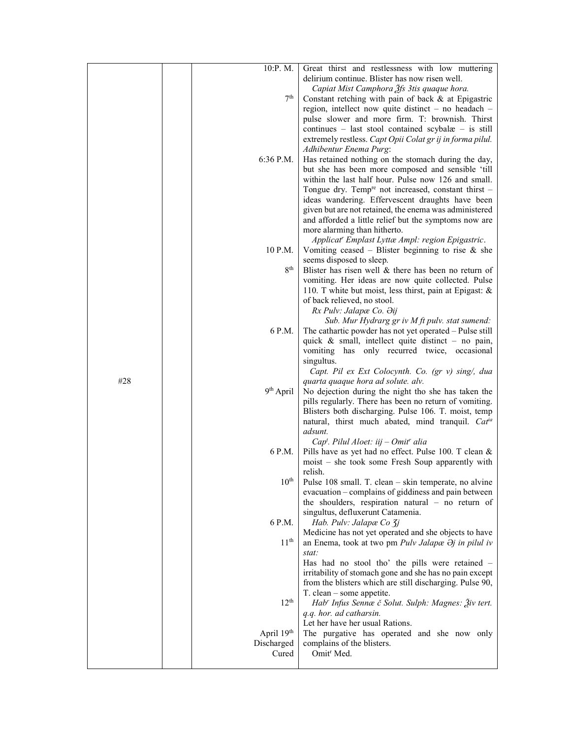| | | | |
|---|---|---|---|
| | | 10:P. M. | Great thirst and restlessness with low muttering delirium continue. Blister has now risen well. *Capiat Mist Camphora ℥fs 3tis quaque hora.* |
| | | 7th | Constant retching with pain of back & at Epigastric region, intellect now quite distinct – no headach – pulse slower and more firm. T: brownish. Thirst continues – last stool contained scybalæ – is still extremely restless. *Capt Opii Colat gr ij in forma pilul. Adhibentur Enema Purg*: |
| | | 6:36 P.M. | Has retained nothing on the stomach during the day, but she has been more composed and sensible 'till within the last half hour. Pulse now 126 and small. Tongue dry. Tempre not increased, constant thirst – ideas wandering. Effervescent draughts have been given but are not retained, the enema was administered and afforded a little relief but the symptoms now are more alarming than hitherto. *Applicatr Emplast Lyttæ Ampl: region Epigastric*. |
| | | 10 P.M. | Vomiting ceased – Blister beginning to rise & she seems disposed to sleep. |
| | | 8th | Blister has risen well & there has been no return of vomiting. Her ideas are now quite collected. Pulse 110. T white but moist, less thirst, pain at Epigast: & of back relieved, no stool. *Rx Pulv: Jalapæ Co. ℈ij Sub. Mur Hydrarg gr iv M ft pulv. stat sumend:* |
| #28 | | 6 P.M. | The cathartic powder has not yet operated – Pulse still quick & small, intellect quite distinct – no pain, vomiting has only recurred twice, occasional singultus. *Capt. Pil ex Ext Colocynth. Co. (gr v) sing/, dua quarta quaque hora ad solute. alv.* |
| | | 9th April | No dejection during the night tho she has taken the pills regularly. There has been no return of vomiting. Blisters both discharging. Pulse 106. T. moist, temp natural, thirst much abated, mind tranquil. *Catia adsunt.* *Capt. Pilul Aloet: iij – Omitr alia* |
| | | 6 P.M. | Pills have as yet had no effect. Pulse 100. T clean & moist – she took some Fresh Soup apparently with relish. |
| | | 10th | Pulse 108 small. T. clean – skin temperate, no alvine evacuation – complains of giddiness and pain between the shoulders, respiration natural – no return of singultus, defluxerunt Catamenia. |
| | | 6 P.M. | *Hab. Pulv: Jalapæ Co ʒj* Medicine has not yet operated and she objects to have an Enema, took at two pm *Pulv Jalapæ ℈j in pilul iv stat:* |
| | | 11th | Has had no stool tho' the pills were retained – irritability of stomach gone and she has no pain except from the blisters which are still discharging. Pulse 90, T. clean – some appetite. |
| | | 12th | *Habr Infus Sennæ č Solut. Sulph: Magnes: ℥iv tert. q.q. hor. ad catharsin.* Let her have her usual Rations. |
| | | April 19th Discharged Cured | The purgative has operated and she now only complains of the blisters. Omitr Med. |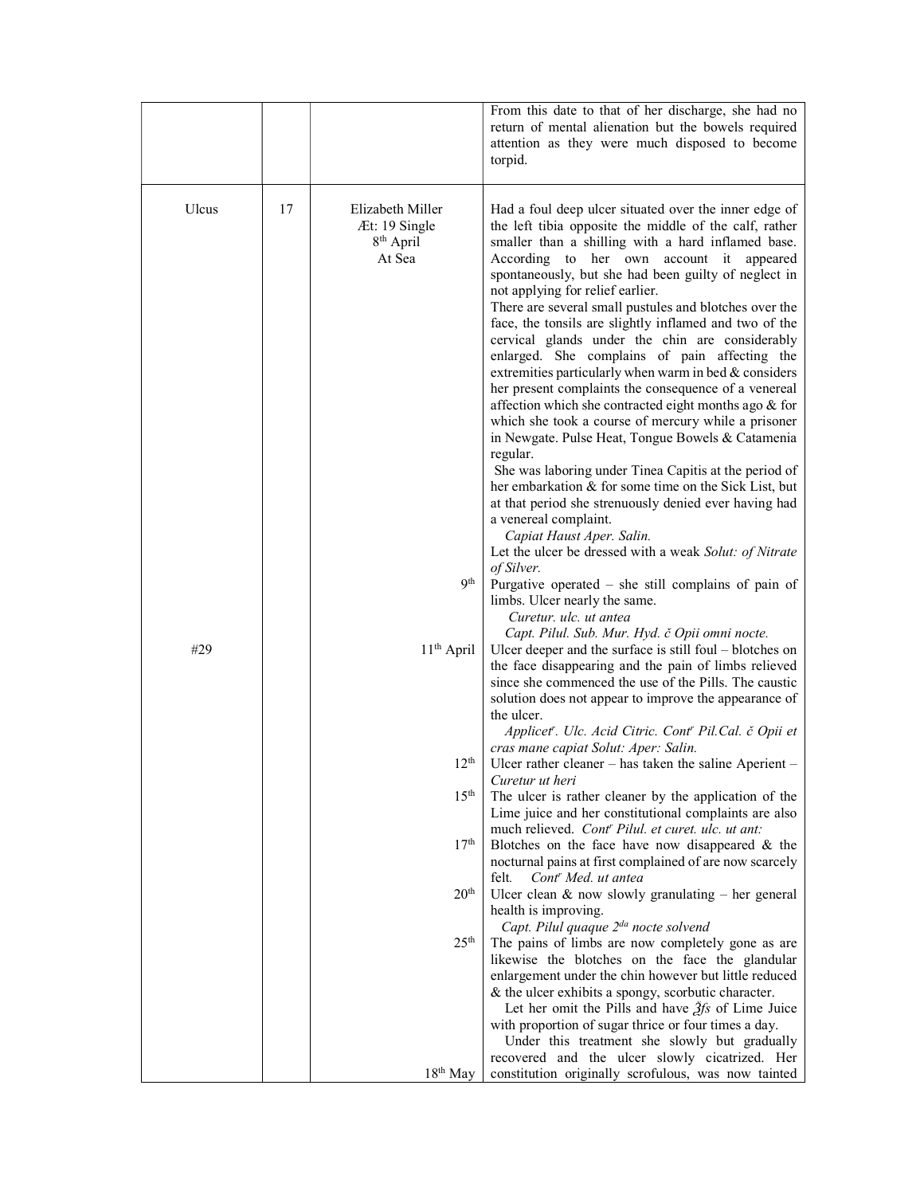| | | | |
|---|---|---|---|
| | | | From this date to that of her discharge, she had no return of mental alienation but the bowels required attention as they were much disposed to become torpid. |
| Ulcus | 17 | Elizabeth Miller<br>Æt: 19 Single<br>8th April<br>At Sea | Had a foul deep ulcer situated over the inner edge of the left tibia opposite the middle of the calf, rather smaller than a shilling with a hard inflamed base. According to her own account it appeared spontaneously, but she had been guilty of neglect in not applying for relief earlier.<br>There are several small pustules and blotches over the face, the tonsils are slightly inflamed and two of the cervical glands under the chin are considerably enlarged. She complains of pain affecting the extremities particularly when warm in bed & considers her present complaints the consequence of a venereal affection which she contracted eight months ago & for which she took a course of mercury while a prisoner in Newgate. Pulse Heat, Tongue Bowels & Catamenia regular.<br>She was laboring under Tinea Capitis at the period of her embarkation & for some time on the Sick List, but at that period she strenuously denied ever having had a venereal complaint.<br>*Capiat Haust Aper. Salin.*<br>Let the ulcer be dressed with a weak *Solut: of Nitrate of Silver.* |
| | | 9th | Purgative operated – she still complains of pain of limbs. Ulcer nearly the same.<br>*Curetur. ulc. ut antea*<br>*Capt. Pilul. Sub. Mur. Hyd. č Opii omni nocte.* |
| #29 | | 11th April | Ulcer deeper and the surface is still foul – blotches on the face disappearing and the pain of limbs relieved since she commenced the use of the Pills. The caustic solution does not appear to improve the appearance of the ulcer.<br>*Applicet*r*. Ulc. Acid Citric. Cont*r *Pil.Cal. č Opii et cras mane capiat Solut: Aper: Salin.* |
| | | 12th | Ulcer rather cleaner – has taken the saline Aperient – *Curetur ut heri* |
| | | 15th | The ulcer is rather cleaner by the application of the Lime juice and her constitutional complaints are also much relieved. *Cont*r *Pilul. et curet. ulc. ut ant:* |
| | | 17th | Blotches on the face have now disappeared & the nocturnal pains at first complained of are now scarcely felt. *Cont*r *Med. ut antea* |
| | | 20th | Ulcer clean & now slowly granulating – her general health is improving.<br>*Capt. Pilul quaque 2da nocte solvend* |
| | | 25th | The pains of limbs are now completely gone as are likewise the blotches on the face the glandular enlargement under the chin however but little reduced & the ulcer exhibits a spongy, scorbutic character.<br>Let her omit the Pills and have ℥fs of Lime Juice with proportion of sugar thrice or four times a day.<br>Under this treatment she slowly but gradually recovered and the ulcer slowly cicatrized. Her |
| | | 18th May | constitution originally scrofulous, was now tainted |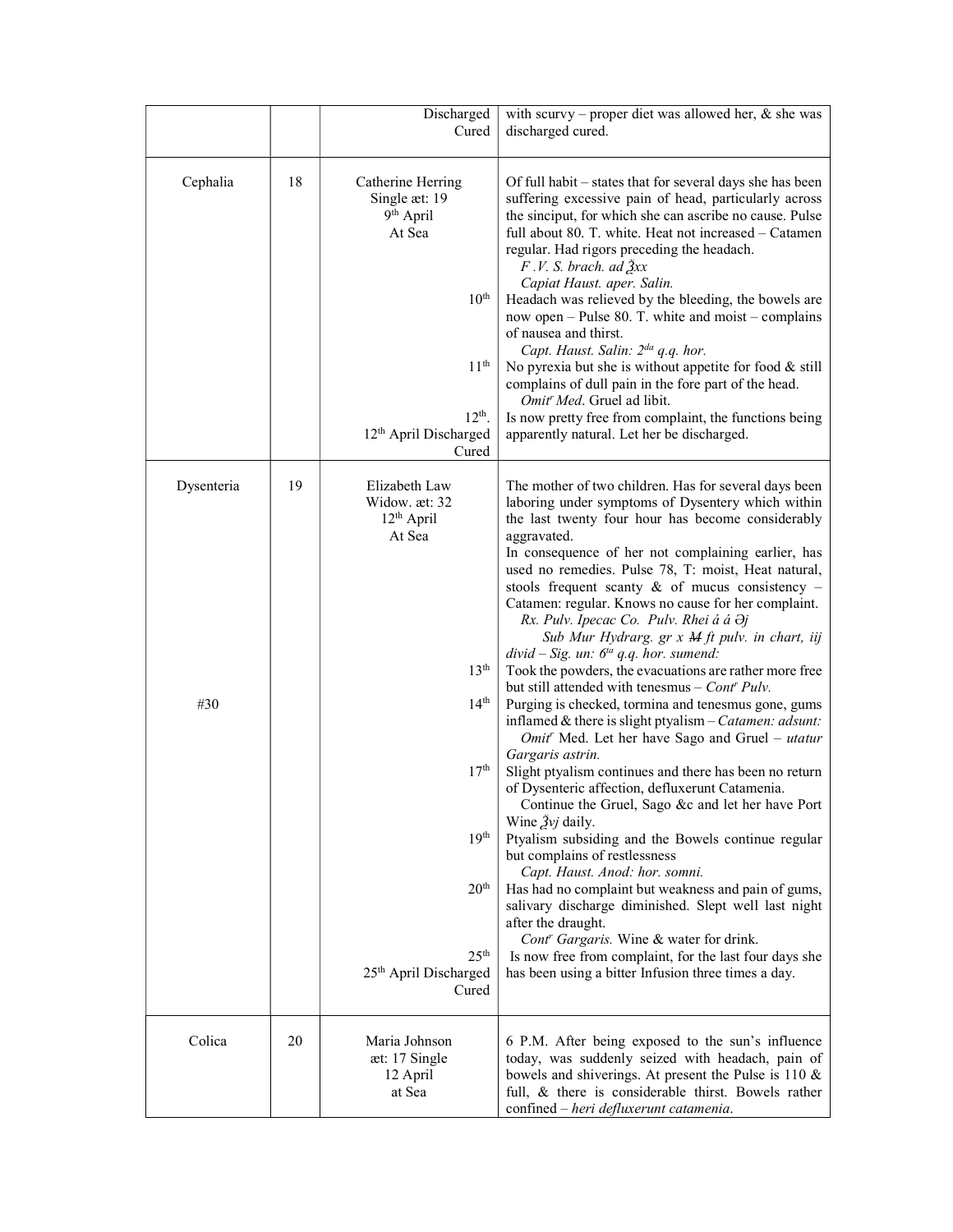| | | | |
|---|---|---|---|
| | | Discharged Cured | with scurvy – proper diet was allowed her, & she was discharged cured. |
| Cephalia | 18 | Catherine Herring<br>Single æt: 19<br>9th April<br>At Sea | Of full habit – states that for several days she has been suffering excessive pain of head, particularly across the sinciput, for which she can ascribe no cause. Pulse full about 80. T. white. Heat not increased – Catamen regular. Had rigors preceding the headach.<br>*F .V. S. brach. ad ℥xx*<br>*Capiat Haust. aper. Salin.* |
| | | 10th | Headach was relieved by the bleeding, the bowels are now open – Pulse 80. T. white and moist – complains of nausea and thirst.<br>*Capt. Haust. Salin: 2da q.q. hor.* |
| | | 11th | No pyrexia but she is without appetite for food & still complains of dull pain in the fore part of the head.<br>*Omitr Med*. Gruel ad libit. |
| | | 12th.<br>12th April Discharged Cured | Is now pretty free from complaint, the functions being apparently natural. Let her be discharged. |
| Dysenteria | 19 | Elizabeth Law<br>Widow. æt: 32<br>12th April<br>At Sea | The mother of two children. Has for several days been laboring under symptoms of Dysentery which within the last twenty four hour has become considerably aggravated.<br>In consequence of her not complaining earlier, has used no remedies. Pulse 78, T: moist, Heat natural, stools frequent scanty & of mucus consistency – Catamen: regular. Knows no cause for her complaint.<br>*Rx. Pulv. Ipecac Co. Pulv. Rhei á á ℈j*<br>*Sub Mur Hydrarg. gr x ~~M~~ ft pulv. in chart, iij divid – Sig. un: 6ta q.q. hor. sumend:* |
| | | 13th | Took the powders, the evacuations are rather more free but still attended with tenesmus – *Contr Pulv.* |
| #30 | | 14th | Purging is checked, tormina and tenesmus gone, gums inflamed & there is slight ptyalism – *Catamen: adsunt:*<br>*Omitr* Med. Let her have Sago and Gruel – *utatur Gargaris astrin.* |
| | | 17th | Slight ptyalism continues and there has been no return of Dysenteric affection, defluxerunt Catamenia.<br>Continue the Gruel, Sago &c and let her have Port Wine ℥vj daily. |
| | | 19th | Ptyalism subsiding and the Bowels continue regular but complains of restlessness<br>*Capt. Haust. Anod: hor. somni.* |
| | | 20th | Has had no complaint but weakness and pain of gums, salivary discharge diminished. Slept well last night after the draught.<br>*Contr Gargaris.* Wine & water for drink. |
| | | 25th<br>25th April Discharged Cured | Is now free from complaint, for the last four days she has been using a bitter Infusion three times a day. |
| Colica | 20 | Maria Johnson<br>æt: 17 Single<br>12 April<br>at Sea | 6 P.M. After being exposed to the sun's influence today, was suddenly seized with headach, pain of bowels and shiverings. At present the Pulse is 110 & full, & there is considerable thirst. Bowels rather confined – *heri defluxerunt catamenia*. |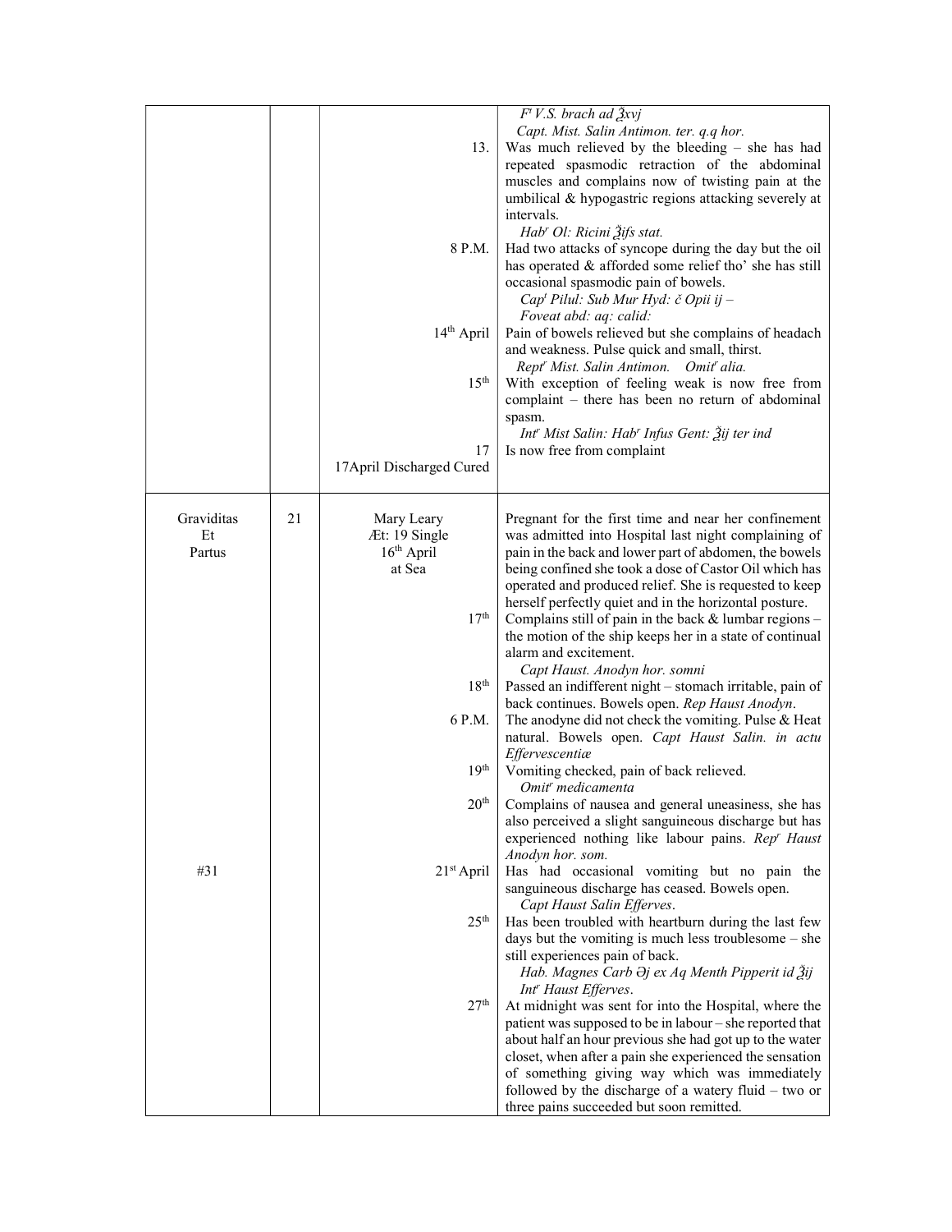| | | | |
|---|---|---|---|
| | | | *F<sup>t</sup> V.S. brach ad ℥xvj* *Capt. Mist. Salin Antimon. ter. q.q hor.* |
| | | 13. | Was much relieved by the bleeding – she has had repeated spasmodic retraction of the abdominal muscles and complains now of twisting pain at the umbilical & hypogastric regions attacking severely at intervals. *Hab<sup>r</sup> Ol: Ricini ℥ifs stat.* |
| | | 8 P.M. | Had two attacks of syncope during the day but the oil has operated & afforded some relief tho' she has still occasional spasmodic pain of bowels. *Cap<sup>t</sup> Pilul: Sub Mur Hyd: č Opii ij –* *Foveat abd: aq: calid:* |
| | | 14th April | Pain of bowels relieved but she complains of headach and weakness. Pulse quick and small, thirst. *Rept<sup>r</sup> Mist. Salin Antimon.   Omit<sup>r</sup> alia.* |
| | | 15th | With exception of feeling weak is now free from complaint – there has been no return of abdominal spasm. *Int<sup>r</sup> Mist Salin: Hab<sup>r</sup> Infus Gent: ℥ij ter ind* |
| | | 17 | Is now free from complaint |
| | | 17April Discharged Cured | |
| Graviditas Et Partus | 21 | Mary Leary Æt: 19 Single 16th April at Sea | Pregnant for the first time and near her confinement was admitted into Hospital last night complaining of pain in the back and lower part of abdomen, the bowels being confined she took a dose of Castor Oil which has operated and produced relief. She is requested to keep herself perfectly quiet and in the horizontal posture. |
| | | 17th | Complains still of pain in the back & lumbar regions – the motion of the ship keeps her in a state of continual alarm and excitement. *Capt Haust. Anodyn hor. somni* |
| | | 18th | Passed an indifferent night – stomach irritable, pain of back continues. Bowels open. *Rep Haust Anodyn*. |
| | | 6 P.M. | The anodyne did not check the vomiting. Pulse & Heat natural. Bowels open. *Capt Haust Salin. in actu Effervescentiæ* |
| | | 19th | Vomiting checked, pain of back relieved. *Omit<sup>r</sup> medicamenta* |
| | | 20th | Complains of nausea and general uneasiness, she has also perceived a slight sanguineous discharge but has experienced nothing like labour pains. *Rep<sup>r</sup> Haust Anodyn hor. som.* |
| #31 | | 21st April | Has had occasional vomiting but no pain the sanguineous discharge has ceased. Bowels open. *Capt Haust Salin Efferves*. |
| | | 25th | Has been troubled with heartburn during the last few days but the vomiting is much less troublesome – she still experiences pain of back. *Hab. Magnes Carb ℈j ex Aq Menth Pipperit id ℥ij* *Int<sup>r</sup> Haust Efferves*. |
| | | 27th | At midnight was sent for into the Hospital, where the patient was supposed to be in labour – she reported that about half an hour previous she had got up to the water closet, when after a pain she experienced the sensation of something giving way which was immediately followed by the discharge of a watery fluid – two or three pains succeeded but soon remitted. |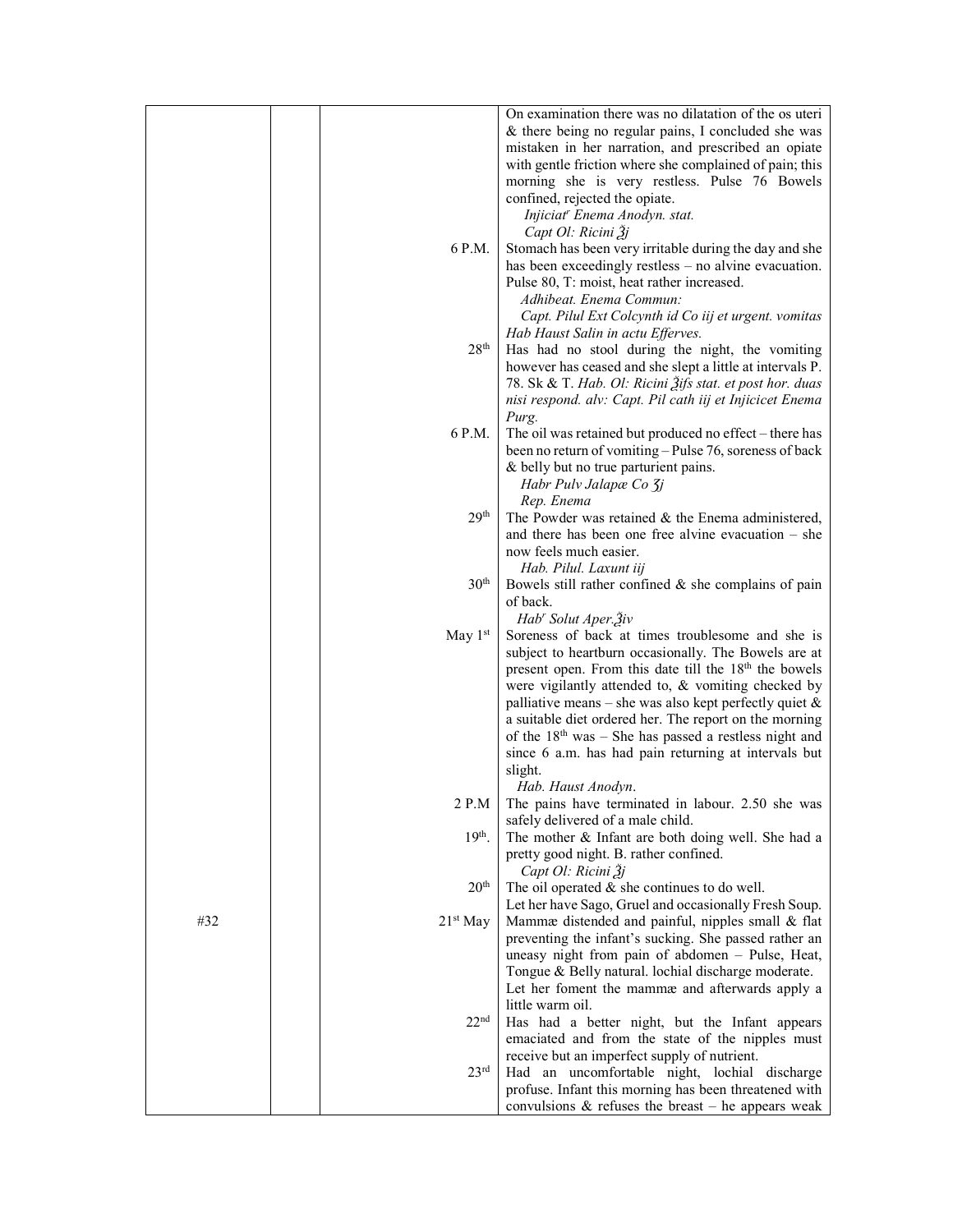| | | | |
|---|---|---|---|
| | | | On examination there was no dilatation of the os uteri & there being no regular pains, I concluded she was mistaken in her narration, and prescribed an opiate with gentle friction where she complained of pain; this morning she is very restless. Pulse 76 Bowels confined, rejected the opiate. *Injiciat[r] Enema Anodyn. stat.* *Capt Ol: Ricini ℥j* |
| | | 6 P.M. | Stomach has been very irritable during the day and she has been exceedingly restless – no alvine evacuation. Pulse 80, T: moist, heat rather increased. *Adhibeat. Enema Commun:* *Capt. Pilul Ext Colcynth id Co iij et urgent. vomitas Hab Haust Salin in actu Efferves.* |
| | | 28[th] | Has had no stool during the night, the vomiting however has ceased and she slept a little at intervals P. 78. Sk & T. *Hab. Ol: Ricini ℥ifs stat. et post hor. duas nisi respond. alv: Capt. Pil cath iij et Injicicet Enema Purg.* |
| | | 6 P.M. | The oil was retained but produced no effect – there has been no return of vomiting – Pulse 76, soreness of back & belly but no true parturient pains. *Habr Pulv Jalapæ Co ʒj* *Rep. Enema* |
| | | 29[th] | The Powder was retained & the Enema administered, and there has been one free alvine evacuation – she now feels much easier. *Hab. Pilul. Laxunt iij* |
| | | 30[th] | Bowels still rather confined & she complains of pain of back. *Hab[r] Solut Aper.℥iv* |
| | | May 1[st] | Soreness of back at times troublesome and she is subject to heartburn occasionally. The Bowels are at present open. From this date till the 18[th] the bowels were vigilantly attended to, & vomiting checked by palliative means – she was also kept perfectly quiet & a suitable diet ordered her. The report on the morning of the 18[th] was – She has passed a restless night and since 6 a.m. has had pain returning at intervals but slight. *Hab. Haust Anodyn*. |
| | | 2 P.M | The pains have terminated in labour. 2.50 she was safely delivered of a male child. |
| | | 19[th]. | The mother & Infant are both doing well. She had a pretty good night. B. rather confined. *Capt Ol: Ricini ℥j* |
| | | 20[th] | The oil operated & she continues to do well. Let her have Sago, Gruel and occasionally Fresh Soup. |
| #32 | | 21[st] May | Mammæ distended and painful, nipples small & flat preventing the infant's sucking. She passed rather an uneasy night from pain of abdomen – Pulse, Heat, Tongue & Belly natural. lochial discharge moderate. Let her foment the mammæ and afterwards apply a little warm oil. |
| | | 22[nd] | Has had a better night, but the Infant appears emaciated and from the state of the nipples must receive but an imperfect supply of nutrient. |
| | | 23[rd] | Had an uncomfortable night, lochial discharge profuse. Infant this morning has been threatened with convulsions & refuses the breast – he appears weak |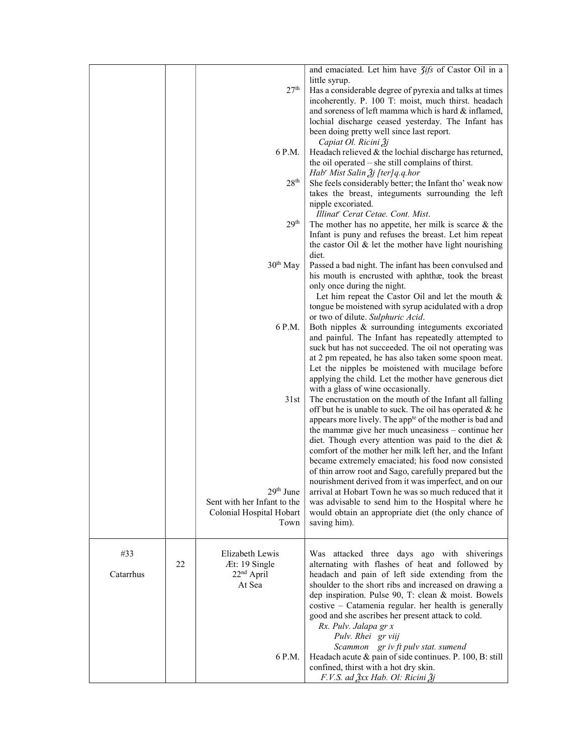| | | | |
|---|---|---|---|
| | | | and emaciated. Let him have ℨiſs of Castor Oil in a little syrup. |
| | | 27th | Has a considerable degree of pyrexia and talks at times incoherently. P. 100 T: moist, much thirst. headach and soreness of left mamma which is hard & inflamed, lochial discharge ceased yesterday. The Infant has been doing pretty well since last report. *Capiat Ol. Ricini ℥j* |
| | | 6 P.M. | Headach relieved & the lochial discharge has returned, the oil operated – she still complains of thirst. *Hab^r Mist Salin ℥j [ter]q.q.hor* |
| | | 28th | She feels considerably better; the Infant tho' weak now takes the breast, integuments surrounding the left nipple excoriated. *Illinat^r Cerat Cetae. Cont. Mist.* |
| | | 29th | The mother has no appetite, her milk is scarce & the Infant is puny and refuses the breast. Let him repeat the castor Oil & let the mother have light nourishing diet. |
| | | 30th May | Passed a bad night. The infant has been convulsed and his mouth is encrusted with aphthæ, took the breast only once during the night. Let him repeat the Castor Oil and let the mouth & tongue be moistened with syrup acidulated with a drop or two of dilute. *Sulphuric Acid*. |
| | | 6 P.M. | Both nipples & surrounding integuments excoriated and painful. The Infant has repeatedly attempted to suck but has not succeeded. The oil not operating was at 2 pm repeated, he has also taken some spoon meat. Let the nipples be moistened with mucilage before applying the child. Let the mother have generous diet with a glass of wine occasionally. |
| | | 31st | The encrustation on the mouth of the Infant all falling off but he is unable to suck. The oil has operated & he appears more lively. The app^te of the mother is bad and the mammæ give her much uneasiness – continue her diet. Though every attention was paid to the diet & comfort of the mother her milk left her, and the Infant became extremely emaciated; his food now consisted of thin arrow root and Sago, carefully prepared but the nourishment derived from it was imperfect, and on our |
| | | 29th June Sent with her Infant to the Colonial Hospital Hobart Town | arrival at Hobart Town he was so much reduced that it was advisable to send him to the Hospital where he would obtain an appropriate diet (the only chance of saving him). |
| #33 Catarrhus | 22 | Elizabeth Lewis Æt: 19 Single 22nd April At Sea | Was attacked three days ago with shiverings alternating with flashes of heat and followed by headach and pain of left side extending from the shoulder to the short ribs and increased on drawing a dep inspiration. Pulse 90, T: clean & moist. Bowels costive – Catamenia regular. her health is generally good and she ascribes her present attack to cold. *Rx. Pulv. Jalapa gr x* *Pulv. Rhei gr viij* *Scammon gr iv ft pulv stat. sumend* |
| | | 6 P.M. | Headach acute & pain of side continues. P. 100, B: still confined, thirst with a hot dry skin. *F.V.S. ad ℥xx Hab. Ol: Ricini ℥j* |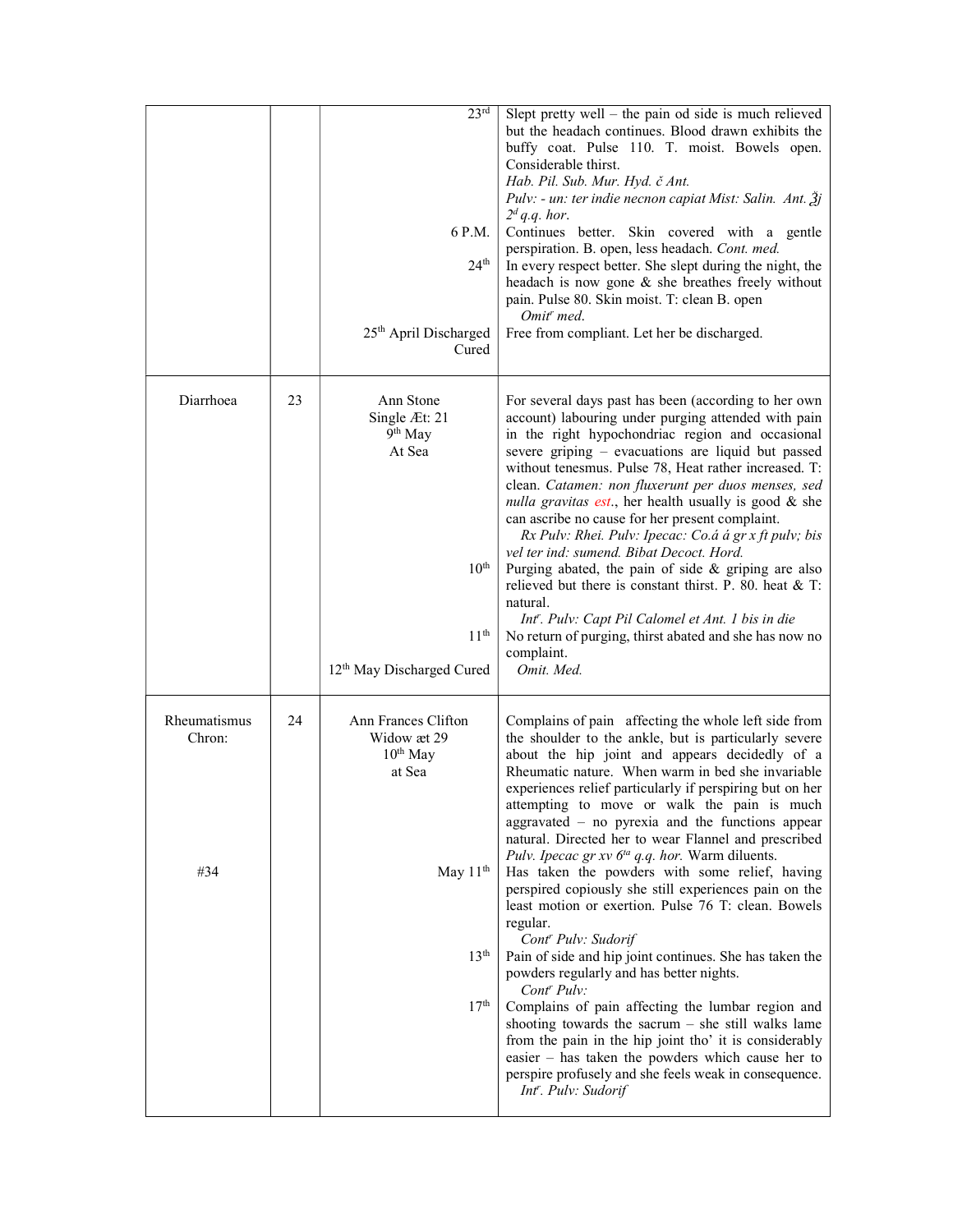| | | | |
|---|---|---|---|
| | | 23rd | Slept pretty well – the pain od side is much relieved but the headach continues. Blood drawn exhibits the buffy coat. Pulse 110. T. moist. Bowels open. Considerable thirst.<br>*Hab. Pil. Sub. Mur. Hyd. č Ant.*<br>*Pulv: - un: ter indie necnon capiat Mist: Salin. Ant. ℥j 2d q.q. hor.* |
| | | 6 P.M. | Continues better. Skin covered with a gentle perspiration. B. open, less headach. *Cont. med.* |
| | | 24th | In every respect better. She slept during the night, the headach is now gone & she breathes freely without pain. Pulse 80. Skin moist. T: clean B. open<br>*Omitr med.* |
| | | 25th April Discharged Cured | Free from compliant. Let her be discharged. |
| Diarrhoea | 23 | Ann Stone<br>Single Æt: 21<br>9th May<br>At Sea | For several days past has been (according to her own account) labouring under purging attended with pain in the right hypochondriac region and occasional severe griping – evacuations are liquid but passed without tenesmus. Pulse 78, Heat rather increased. T: clean. *Catamen: non fluxerunt per duos menses, sed nulla gravitas est.*, her health usually is good & she can ascribe no cause for her present complaint.<br>*Rx Pulv: Rhei. Pulv: Ipecac: Co.á á gr x ft pulv; bis vel ter ind: sumend. Bibat Decoct. Hord.* |
| | | 10th | Purging abated, the pain of side & griping are also relieved but there is constant thirst. P. 80. heat & T: natural.<br>*Intr. Pulv: Capt Pil Calomel et Ant. 1 bis in die* |
| | | 11th | No return of purging, thirst abated and she has now no complaint. |
| | | 12th May Discharged Cured | *Omit. Med.* |
| Rheumatismus Chron: | 24 | Ann Frances Clifton<br>Widow æt 29<br>10th May<br>at Sea | Complains of pain affecting the whole left side from the shoulder to the ankle, but is particularly severe about the hip joint and appears decidedly of a Rheumatic nature. When warm in bed she invariable experiences relief particularly if perspiring but on her attempting to move or walk the pain is much aggravated – no pyrexia and the functions appear natural. Directed her to wear Flannel and prescribed *Pulv. Ipecac gr xv 6ta q.q. hor.* Warm diluents. |
| #34 | | May 11th | Has taken the powders with some relief, having perspired copiously she still experiences pain on the least motion or exertion. Pulse 76 T: clean. Bowels regular.<br>*Contr Pulv: Sudorif* |
| | | 13th | Pain of side and hip joint continues. She has taken the powders regularly and has better nights.<br>*Contr Pulv:* |
| | | 17th | Complains of pain affecting the lumbar region and shooting towards the sacrum – she still walks lame from the pain in the hip joint tho' it is considerably easier – has taken the powders which cause her to perspire profusely and she feels weak in consequence.<br>*Intr. Pulv: Sudorif* |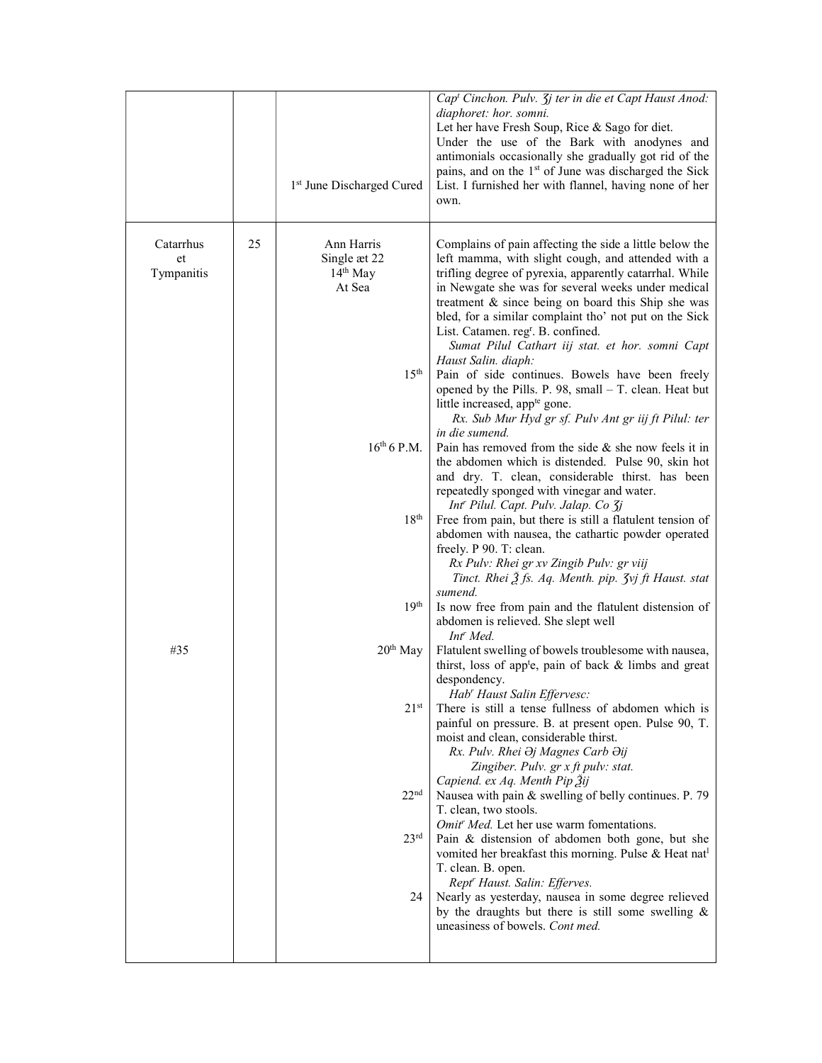| | | | |
|---|---|---|---|
| | | 1st June Discharged Cured | *Capt Cinchon. Pulv. ʒj ter in die et Capt Haust Anod: diaphoret: hor. somni.* Let her have Fresh Soup, Rice & Sago for diet. Under the use of the Bark with anodynes and antimonials occasionally she gradually got rid of the pains, and on the 1st of June was discharged the Sick List. I furnished her with flannel, having none of her own. |
| Catarrhus et Tympanitis | 25 | Ann Harris Single æt 22 14th May At Sea | Complains of pain affecting the side a little below the left mamma, with slight cough, and attended with a trifling degree of pyrexia, apparently catarrhal. While in Newgate she was for several weeks under medical treatment & since being on board this Ship she was bled, for a similar complaint tho' not put on the Sick List. Catamen. regr. B. confined. *Sumat Pilul Cathart iij stat. et hor. somni Capt Haust Salin. diaph:* |
| | | 15th | Pain of side continues. Bowels have been freely opened by the Pills. P. 98, small – T. clean. Heat but little increased, appte gone. *Rx. Sub Mur Hyd gr sf. Pulv Ant gr iij ft Pilul: ter in die sumend.* |
| | | 16th 6 P.M. | Pain has removed from the side & she now feels it in the abdomen which is distended. Pulse 90, skin hot and dry. T. clean, considerable thirst. has been repeatedly sponged with vinegar and water. *Intr Pilul. Capt. Pulv. Jalap. Co ʒj* |
| | | 18th | Free from pain, but there is still a flatulent tension of abdomen with nausea, the cathartic powder operated freely. P 90. T: clean. *Rx Pulv: Rhei gr xv Zingib Pulv: gr viij Tinct. Rhei ℥ fs. Aq. Menth. pip. ʒvj ft Haust. stat sumend.* |
| | | 19th | Is now free from pain and the flatulent distension of abdomen is relieved. She slept well *Intr Med.* |
| #35 | | 20th May | Flatulent swelling of bowels troublesome with nausea, thirst, loss of appte, pain of back & limbs and great despondency. *Habr Haust Salin Effervesc:* |
| | | 21st | There is still a tense fullness of abdomen which is painful on pressure. B. at present open. Pulse 90, T. moist and clean, considerable thirst. *Rx. Pulv. Rhei ∋j Magnes Carb ∋ij Zingiber. Pulv. gr x ft pulv: stat. Capiend. ex Aq. Menth Pip ℥ij* |
| | | 22nd | Nausea with pain & swelling of belly continues. P. 79 T. clean, two stools. *Omitr Med.* Let her use warm fomentations. |
| | | 23rd | Pain & distension of abdomen both gone, but she vomited her breakfast this morning. Pulse & Heat natl T. clean. B. open. *Reptr Haust. Salin: Efferves.* |
| | | 24 | Nearly as yesterday, nausea in some degree relieved by the draughts but there is still some swelling & uneasiness of bowels. *Cont med.* |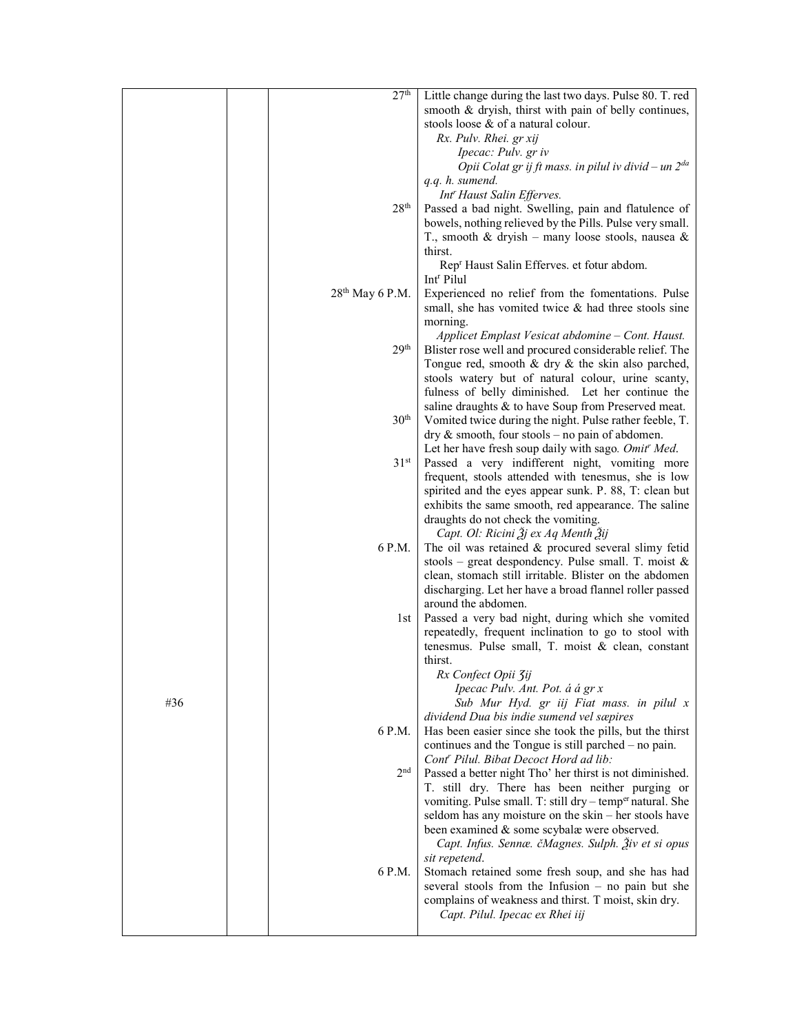| | | | |
|---|---|---|---|
| | | 27th | Little change during the last two days. Pulse 80. T. red smooth & dryish, thirst with pain of belly continues, stools loose & of a natural colour.<br>*Rx. Pulv. Rhei. gr xij*<br>*Ipecac: Pulv. gr iv*<br>*Opii Colat gr ij ft mass. in pilul iv divid – un 2da q.q. h. sumend.*<br>*Intr Haust Salin Efferves.* |
| | | 28th | Passed a bad night. Swelling, pain and flatulence of bowels, nothing relieved by the Pills. Pulse very small. T., smooth & dryish – many loose stools, nausea & thirst.<br>Repr Haust Salin Efferves. et fotur abdom.<br>Intr Pilul |
| | | 28th May 6 P.M. | Experienced no relief from the fomentations. Pulse small, she has vomited twice & had three stools sine morning.<br>*Applicet Emplast Vesicat abdomine – Cont. Haust.* |
| | | 29th | Blister rose well and procured considerable relief. The Tongue red, smooth & dry & the skin also parched, stools watery but of natural colour, urine scanty, fulness of belly diminished. Let her continue the saline draughts & to have Soup from Preserved meat. |
| | | 30th | Vomited twice during the night. Pulse rather feeble, T. dry & smooth, four stools – no pain of abdomen.<br>Let her have fresh soup daily with sago. *Omitr Med.* |
| | | 31st | Passed a very indifferent night, vomiting more frequent, stools attended with tenesmus, she is low spirited and the eyes appear sunk. P. 88, T: clean but exhibits the same smooth, red appearance. The saline draughts do not check the vomiting.<br>*Capt. Ol: Ricini ℥j ex Aq Menth ℥ij* |
| | | 6 P.M. | The oil was retained & procured several slimy fetid stools – great despondency. Pulse small. T. moist & clean, stomach still irritable. Blister on the abdomen discharging. Let her have a broad flannel roller passed around the abdomen. |
| #36 | | 1st | Passed a very bad night, during which she vomited repeatedly, frequent inclination to go to stool with tenesmus. Pulse small, T. moist & clean, constant thirst.<br>*Rx Confect Opii ʒij*<br>*Ipecac Pulv. Ant. Pot. á á gr x*<br>*Sub Mur Hyd. gr iij Fiat mass. in pilul x dividend Dua bis indie sumend vel sæpires* |
| | | 6 P.M. | Has been easier since she took the pills, but the thirst continues and the Tongue is still parched – no pain.<br>*Contr Pilul. Bibat Decoct Hord ad lib:* |
| | | 2nd | Passed a better night Tho' her thirst is not diminished. T. still dry. There has been neither purging or vomiting. Pulse small. T: still dry – temper natural. She seldom has any moisture on the skin – her stools have been examined & some scybalæ were observed.<br>*Capt. Infus. Sennæ. čMagnes. Sulph. ℥iv et si opus sit repetend.* |
| | | 6 P.M. | Stomach retained some fresh soup, and she has had several stools from the Infusion – no pain but she complains of weakness and thirst. T moist, skin dry.<br>*Capt. Pilul. Ipecac ex Rhei iij* |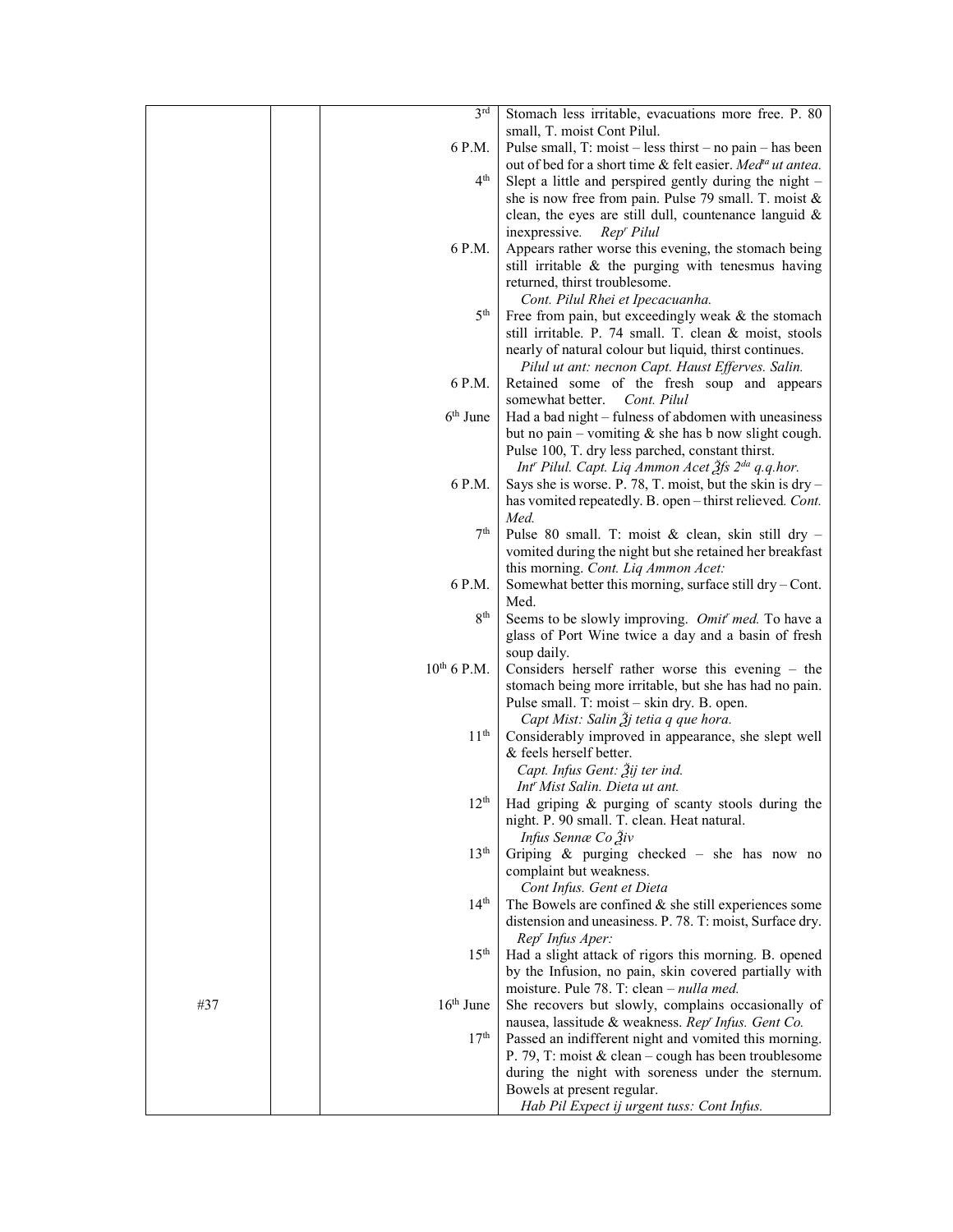| | | | |
|---|---|---|---|
| | | 3rd | Stomach less irritable, evacuations more free. P. 80 small, T. moist Cont Pilul. |
| | | 6 P.M. | Pulse small, T: moist – less thirst – no pain – has been out of bed for a short time & felt easier. *Med*ta *ut antea.* |
| | | 4th | Slept a little and perspired gently during the night – she is now free from pain. Pulse 79 small. T. moist & clean, the eyes are still dull, countenance languid & inexpressive. *Rep*r *Pilul* |
| | | 6 P.M. | Appears rather worse this evening, the stomach being still irritable & the purging with tenesmus having returned, thirst troublesome. *Cont. Pilul Rhei et Ipecacuanha.* |
| | | 5th | Free from pain, but exceedingly weak & the stomach still irritable. P. 74 small. T. clean & moist, stools nearly of natural colour but liquid, thirst continues. *Pilul ut ant: necnon Capt. Haust Efferves. Salin.* |
| | | 6 P.M. | Retained some of the fresh soup and appears somewhat better. *Cont. Pilul* |
| | | 6th June | Had a bad night – fulness of abdomen with uneasiness but no pain – vomiting & she has b now slight cough. Pulse 100, T. dry less parched, constant thirst. *Int*r *Pilul. Capt. Liq Ammon Acet ℥ſs 2*da *q.q.hor.* |
| | | 6 P.M. | Says she is worse. P. 78, T. moist, but the skin is dry – has vomited repeatedly. B. open – thirst relieved. *Cont. Med.* |
| | | 7th | Pulse 80 small. T: moist & clean, skin still dry – vomited during the night but she retained her breakfast this morning. *Cont. Liq Ammon Acet:* |
| | | 6 P.M. | Somewhat better this morning, surface still dry – Cont. Med. |
| | | 8th | Seems to be slowly improving. *Omit*r *med.* To have a glass of Port Wine twice a day and a basin of fresh soup daily. |
| | | 10th 6 P.M. | Considers herself rather worse this evening – the stomach being more irritable, but she has had no pain. Pulse small. T: moist – skin dry. B. open. *Capt Mist: Salin ℥j tetia q que hora.* |
| | | 11th | Considerably improved in appearance, she slept well & feels herself better. *Capt. Infus Gent: ℥ij ter ind. Int*r *Mist Salin. Dieta ut ant.* |
| | | 12th | Had griping & purging of scanty stools during the night. P. 90 small. T. clean. Heat natural. *Infus Sennæ Co ℥iv* |
| | | 13th | Griping & purging checked – she has now no complaint but weakness. *Cont Infus. Gent et Dieta* |
| | | 14th | The Bowels are confined & she still experiences some distension and uneasiness. P. 78. T: moist, Surface dry. *Rep*r *Infus Aper:* |
| | | 15th | Had a slight attack of rigors this morning. B. opened by the Infusion, no pain, skin covered partially with moisture. Pule 78. T: clean – *nulla med.* |
| #37 | | 16th June | She recovers but slowly, complains occasionally of nausea, lassitude & weakness. *Rep*r *Infus. Gent Co.* |
| | | 17th | Passed an indifferent night and vomited this morning. P. 79, T: moist & clean – cough has been troublesome during the night with soreness under the sternum. Bowels at present regular. *Hab Pil Expect ij urgent tuss: Cont Infus.* |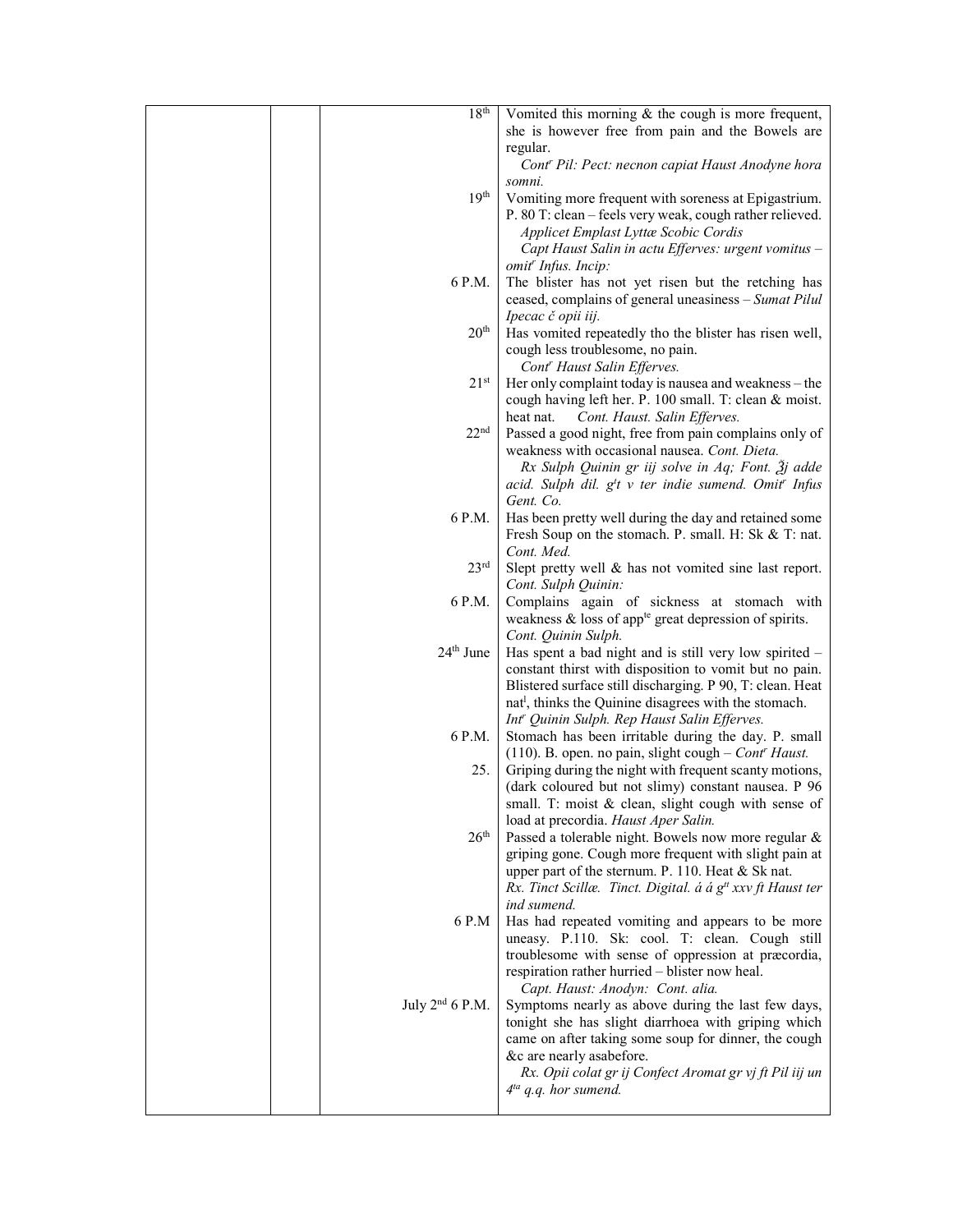| | | | |
|---|---|---|---|
| | | 18th | Vomited this morning & the cough is more frequent, she is however free from pain and the Bowels are regular. *Cont^r Pil: Pect: necnon capiat Haust Anodyne hora somni.* |
| | | 19th | Vomiting more frequent with soreness at Epigastrium. P. 80 T: clean – feels very weak, cough rather relieved. *Applicet Emplast Lyttæ Scobic Cordis* *Capt Haust Salin in actu Efferves: urgent vomitus – omit^r Infus. Incip:* |
| | | 6 P.M. | The blister has not yet risen but the retching has ceased, complains of general uneasiness – *Sumat Pilul Ipecac č opii iij.* |
| | | 20th | Has vomited repeatedly tho the blister has risen well, cough less troublesome, no pain. *Cont^r Haust Salin Efferves.* |
| | | 21st | Her only complaint today is nausea and weakness – the cough having left her. P. 100 small. T: clean & moist. heat nat. *Cont. Haust. Salin Efferves.* |
| | | 22nd | Passed a good night, free from pain complains only of weakness with occasional nausea. *Cont. Dieta.* *Rx Sulph Quinin gr iij solve in Aq; Font. ℥j adde acid. Sulph dil. g^t t v ter indie sumend. Omit^r Infus Gent. Co.* |
| | | 6 P.M. | Has been pretty well during the day and retained some Fresh Soup on the stomach. P. small. H: Sk & T: nat. *Cont. Med.* |
| | | 23rd | Slept pretty well & has not vomited sine last report. *Cont. Sulph Quinin:* |
| | | 6 P.M. | Complains again of sickness at stomach with weakness & loss of app^te great depression of spirits. *Cont. Quinin Sulph.* |
| | | 24th June | Has spent a bad night and is still very low spirited – constant thirst with disposition to vomit but no pain. Blistered surface still discharging. P 90, T: clean. Heat nat^l, thinks the Quinine disagrees with the stomach. *Int^r Quinin Sulph. Rep Haust Salin Efferves.* |
| | | 6 P.M. | Stomach has been irritable during the day. P. small (110). B. open. no pain, slight cough – *Cont^r Haust.* |
| | | 25. | Griping during the night with frequent scanty motions, (dark coloured but not slimy) constant nausea. P 96 small. T: moist & clean, slight cough with sense of load at precordia. *Haust Aper Salin.* |
| | | 26th | Passed a tolerable night. Bowels now more regular & griping gone. Cough more frequent with slight pain at upper part of the sternum. P. 110. Heat & Sk nat. *Rx. Tinct Scillæ. Tinct. Digital. á á g^tt xxv ft Haust ter ind sumend.* |
| | | 6 P.M | Has had repeated vomiting and appears to be more uneasy. P.110. Sk: cool. T: clean. Cough still troublesome with sense of oppression at præcordia, respiration rather hurried – blister now heal. *Capt. Haust: Anodyn: Cont. alia.* |
| | | July 2nd 6 P.M. | Symptoms nearly as above during the last few days, tonight she has slight diarrhoea with griping which came on after taking some soup for dinner, the cough &c are nearly asabefore. *Rx. Opii colat gr ij Confect Aromat gr vj ft Pil iij un 4^ta q.q. hor sumend.* |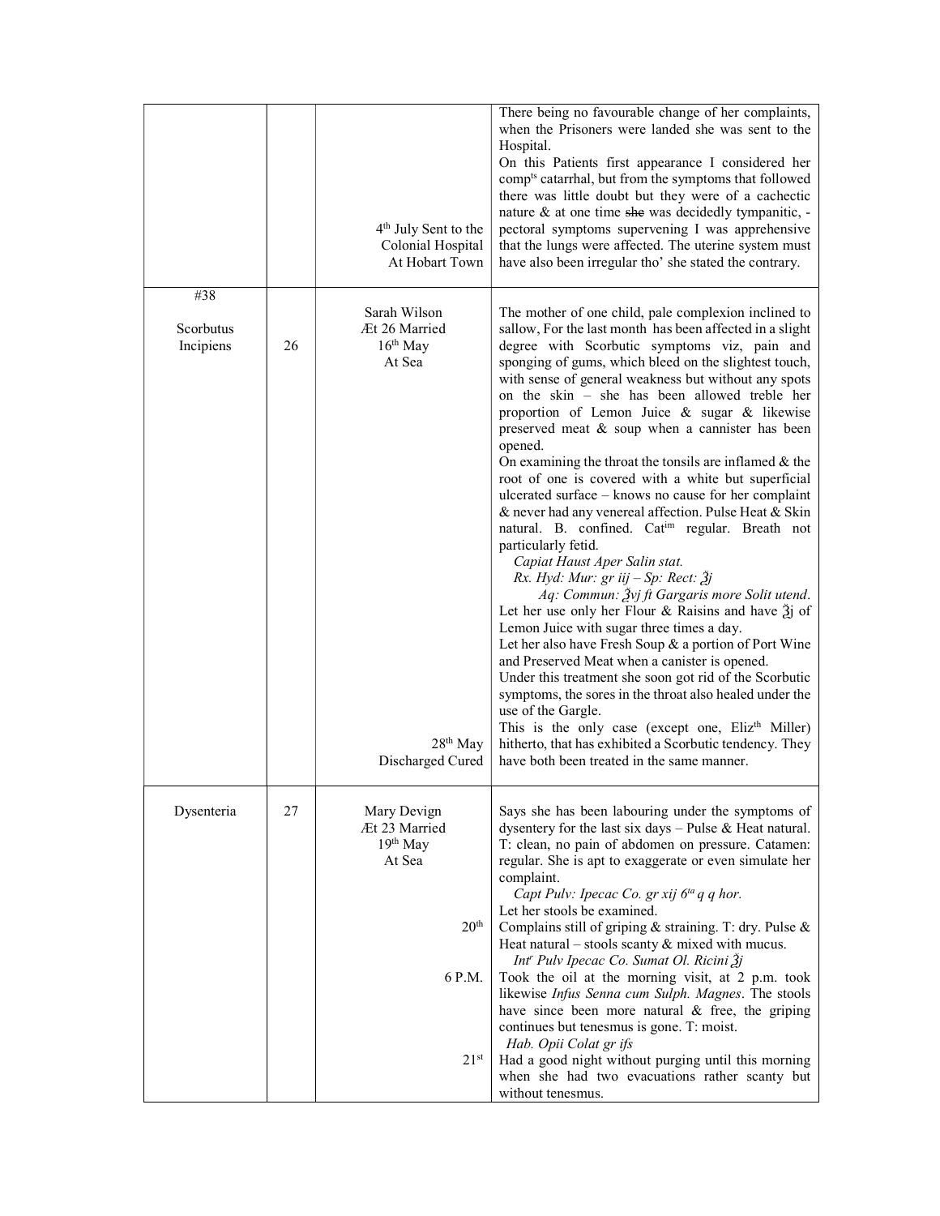| | | | |
|---|---|---|---|
| | | 4th July Sent to the Colonial Hospital At Hobart Town | There being no favourable change of her complaints, when the Prisoners were landed she was sent to the Hospital.<br>On this Patients first appearance I considered her comp[ts] catarrhal, but from the symptoms that followed there was little doubt but they were of a cachectic nature & at one time ~~she~~ was decidedly tympanitic, - pectoral symptoms supervening I was apprehensive that the lungs were affected. The uterine system must have also been irregular tho' she stated the contrary. |
| #38<br><br>Scorbutus Incipiens | 26 | Sarah Wilson<br>Æt 26 Married<br>16th May<br>At Sea<br><br><br><br><br><br><br><br><br><br><br><br><br><br><br><br><br><br><br><br>28th May<br>Discharged Cured | The mother of one child, pale complexion inclined to sallow, For the last month has been affected in a slight degree with Scorbutic symptoms viz, pain and sponging of gums, which bleed on the slightest touch, with sense of general weakness but without any spots on the skin – she has been allowed treble her proportion of Lemon Juice & sugar & likewise preserved meat & soup when a cannister has been opened.<br>On examining the throat the tonsils are inflamed & the root of one is covered with a white but superficial ulcerated surface – knows no cause for her complaint & never had any venereal affection. Pulse Heat & Skin natural. B. confined. Cat[im] regular. Breath not particularly fetid.<br>*Capiat Haust Aper Salin stat.*<br>*Rx. Hyd: Mur: gr iij – Sp: Rect: ℥j*<br>*Aq: Commun: ℥vj ft Gargaris more Solit utend.*<br>Let her use only her Flour & Raisins and have ℥j of Lemon Juice with sugar three times a day.<br>Let her also have Fresh Soup & a portion of Port Wine and Preserved Meat when a canister is opened.<br>Under this treatment she soon got rid of the Scorbutic symptoms, the sores in the throat also healed under the use of the Gargle.<br>This is the only case (except one, Eliz[th] Miller) hitherto, that has exhibited a Scorbutic tendency. They have both been treated in the same manner. |
| Dysenteria | 27 | Mary Devign<br>Æt 23 Married<br>19th May<br>At Sea<br><br><br><br><br>20th<br><br><br>6 P.M.<br><br><br><br>21st | Says she has been labouring under the symptoms of dysentery for the last six days – Pulse & Heat natural. T: clean, no pain of abdomen on pressure. Catamen: regular. She is apt to exaggerate or even simulate her complaint.<br>*Capt Pulv: Ipecac Co. gr xij 6ta q q hor.*<br>Let her stools be examined.<br>Complains still of griping & straining. T: dry. Pulse & Heat natural – stools scanty & mixed with mucus.<br>*Int[r] Pulv Ipecac Co. Sumat Ol. Ricini ℥j*<br>Took the oil at the morning visit, at 2 p.m. took likewise *Infus Senna cum Sulph. Magnes*. The stools have since been more natural & free, the griping continues but tenesmus is gone. T: moist.<br>*Hab. Opii Colat gr ifs*<br>Had a good night without purging until this morning when she had two evacuations rather scanty but without tenesmus. |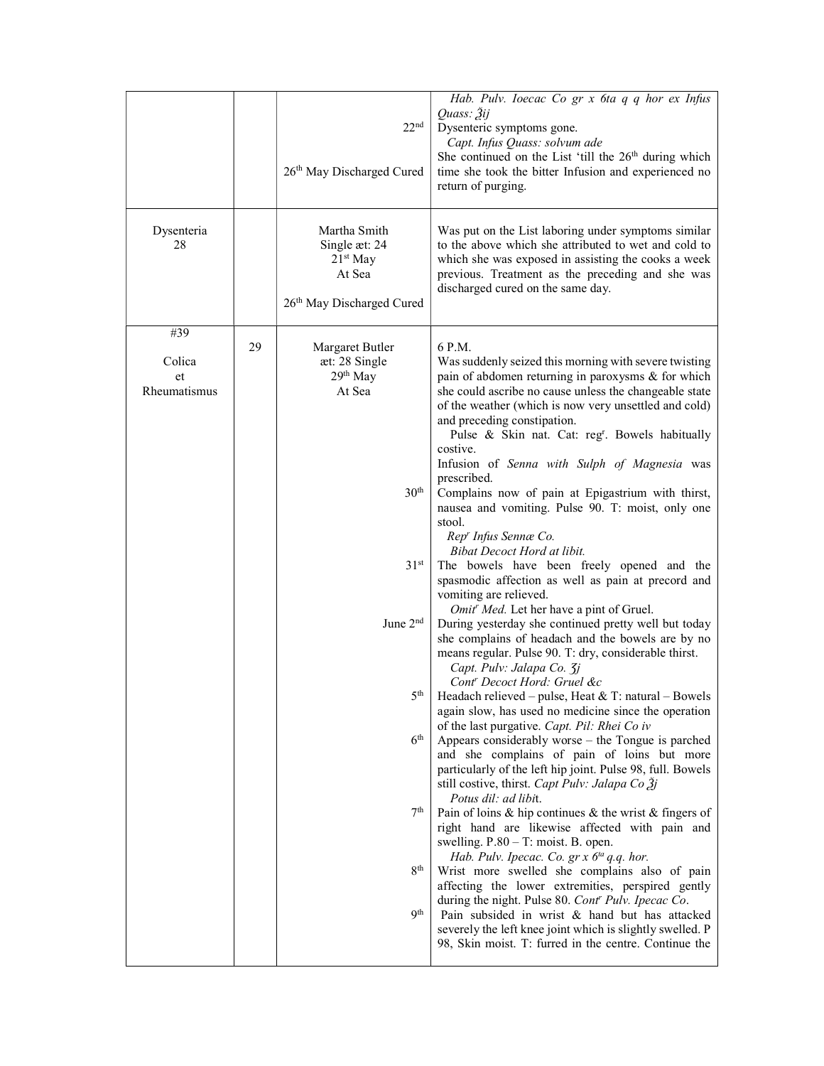| | | | |
|---|---|---|---|
| | | 22nd<br><br>26th May Discharged Cured | *Hab. Pulv. Ioecac Co gr x 6ta q q hor ex Infus Quass: ℥ij*<br>Dysenteric symptoms gone.<br>*Capt. Infus Quass: solvum ade*<br>She continued on the List 'till the 26th during which time she took the bitter Infusion and experienced no return of purging. |
| Dysenteria<br>28 | | Martha Smith<br>Single æt: 24<br>21st May<br>At Sea<br><br>26th May Discharged Cured | Was put on the List laboring under symptoms similar to the above which she attributed to wet and cold to which she was exposed in assisting the cooks a week previous. Treatment as the preceding and she was discharged cured on the same day. |
| #39<br><br>Colica<br>et<br>Rheumatismus | 29 | Margaret Butler<br>æt: 28 Single<br>29th May<br>At Sea<br><br><br><br><br><br><br><br>30th<br><br><br><br><br>31st<br><br><br><br>June 2nd<br><br><br><br><br>5th<br><br><br>6th<br><br><br><br><br>7th<br><br><br><br>8th<br><br><br>9th | 6 P.M.<br>Was suddenly seized this morning with severe twisting pain of abdomen returning in paroxysms & for which she could ascribe no cause unless the changeable state of the weather (which is now very unsettled and cold) and preceding constipation.<br>Pulse & Skin nat. Cat: regr. Bowels habitually costive.<br>Infusion of *Senna with Sulph of Magnesia* was prescribed.<br>Complains now of pain at Epigastrium with thirst, nausea and vomiting. Pulse 90. T: moist, only one stool.<br>*Repr Infus Sennæ Co.*<br>*Bibat Decoct Hord at libit.*<br>The bowels have been freely opened and the spasmodic affection as well as pain at precord and vomiting are relieved.<br>*Omitr Med.* Let her have a pint of Gruel.<br>During yesterday she continued pretty well but today she complains of headach and the bowels are by no means regular. Pulse 90. T: dry, considerable thirst.<br>*Capt. Pulv: Jalapa Co. ʒj*<br>*Contr Decoct Hord: Gruel &c*<br>Headach relieved – pulse, Heat & T: natural – Bowels again slow, has used no medicine since the operation of the last purgative. *Capt. Pil: Rhei Co iv*<br>Appears considerably worse – the Tongue is parched and she complains of pain of loins but more particularly of the left hip joint. Pulse 98, full. Bowels still costive, thirst. *Capt Pulv: Jalapa Co ℥j*<br>*Potus dil: ad libit.*<br>Pain of loins & hip continues & the wrist & fingers of right hand are likewise affected with pain and swelling. P.80 – T: moist. B. open.<br>*Hab. Pulv. Ipecac. Co. gr x 6ta q.q. hor.*<br>Wrist more swelled she complains also of pain affecting the lower extremities, perspired gently during the night. Pulse 80. *Contr Pulv. Ipecac Co.*<br>Pain subsided in wrist & hand but has attacked severely the left knee joint which is slightly swelled. P 98, Skin moist. T: furred in the centre. Continue the |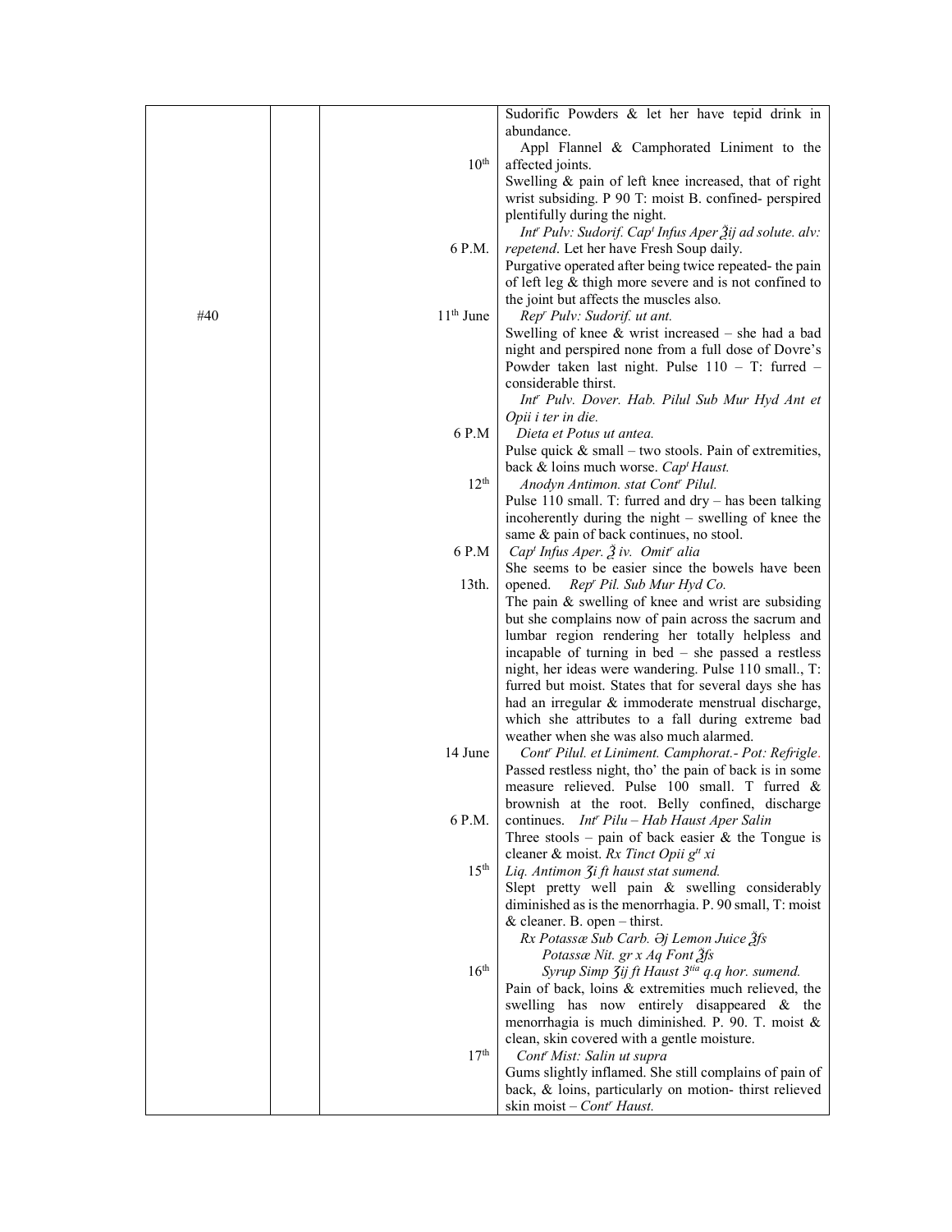| | | | |
|---|---|---|---|
| | | | Sudorific Powders & let her have tepid drink in abundance. |
| | | 10th | Appl Flannel & Camphorated Liniment to the affected joints. |
| | | | Swelling & pain of left knee increased, that of right wrist subsiding. P 90 T: moist B. confined- perspired plentifully during the night. |
| | | 6 P.M. | *Int^r Pulv: Sudorif. Cap^t Infus Aper ℥ij ad solute. alv: repetend*. Let her have Fresh Soup daily. |
| | | | Purgative operated after being twice repeated- the pain of left leg & thigh more severe and is not confined to the joint but affects the muscles also. |
| #40 | | 11th June | *Rep^r Pulv: Sudorif. ut ant.* |
| | | | Swelling of knee & wrist increased – she had a bad night and perspired none from a full dose of Dovre's Powder taken last night. Pulse 110 – T: furred – considerable thirst. |
| | | | *Int^r Pulv. Dover. Hab. Pilul Sub Mur Hyd Ant et Opii i ter in die.* |
| | | 6 P.M | *Dieta et Potus ut antea.* |
| | | | Pulse quick & small – two stools. Pain of extremities, back & loins much worse. *Cap^t Haust.* |
| | | 12th | *Anodyn Antimon. stat Cont^r Pilul.* |
| | | | Pulse 110 small. T: furred and dry – has been talking incoherently during the night – swelling of knee the same & pain of back continues, no stool. |
| | | 6 P.M | *Cap^t Infus Aper. ℥ iv. Omit^r alia* |
| | | | She seems to be easier since the bowels have been |
| | | 13th. | opened. *Rep^r Pil. Sub Mur Hyd Co.* |
| | | | The pain & swelling of knee and wrist are subsiding but she complains now of pain across the sacrum and lumbar region rendering her totally helpless and incapable of turning in bed – she passed a restless night, her ideas were wandering. Pulse 110 small., T: furred but moist. States that for several days she has had an irregular & immoderate menstrual discharge, which she attributes to a fall during extreme bad weather when she was also much alarmed. |
| | | 14 June | *Cont^r Pilul. et Liniment. Camphorat.- Pot: Refrigle.* |
| | | | Passed restless night, tho' the pain of back is in some measure relieved. Pulse 100 small. T furred & brownish at the root. Belly confined, discharge |
| | | 6 P.M. | continues. *Int^r Pilu – Hab Haust Aper Salin* |
| | | | Three stools – pain of back easier & the Tongue is cleaner & moist. *Rx Tinct Opii g^tt xi* |
| | | 15th | *Liq. Antimon ʒi ft haust stat sumend.* |
| | | | Slept pretty well pain & swelling considerably diminished as is the menorrhagia. P. 90 small, T: moist & cleaner. B. open – thirst. |
| | | | *Rx Potassæ Sub Carb. ℈j Lemon Juice ℥fs* |
| | | | *Potassæ Nit. gr x Aq Font ℥fs* |
| | | 16th | *Syrup Simp ʒij ft Haust 3^tia q.q hor. sumend.* |
| | | | Pain of back, loins & extremities much relieved, the swelling has now entirely disappeared & the menorrhagia is much diminished. P. 90. T. moist & clean, skin covered with a gentle moisture. |
| | | 17th | *Cont^r Mist: Salin ut supra* |
| | | | Gums slightly inflamed. She still complains of pain of back, & loins, particularly on motion- thirst relieved skin moist – *Cont^r Haust.* |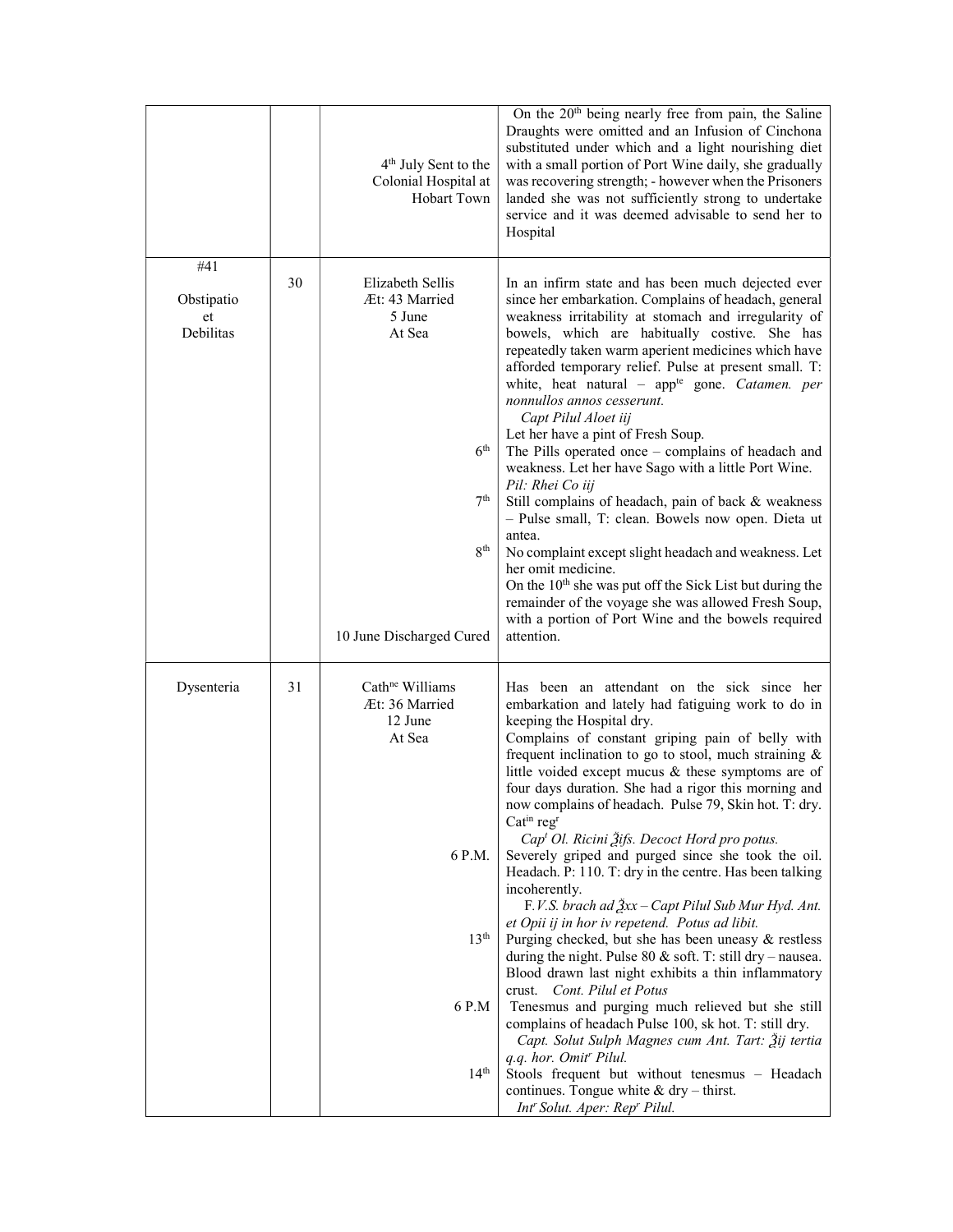| | | | |
|---|---|---|---|
| | | 4th July Sent to the Colonial Hospital at Hobart Town | On the 20th being nearly free from pain, the Saline Draughts were omitted and an Infusion of Cinchona substituted under which and a light nourishing diet with a small portion of Port Wine daily, she gradually was recovering strength; - however when the Prisoners landed she was not sufficiently strong to undertake service and it was deemed advisable to send her to Hospital |
| #41<br><br>Obstipatio et Debilitas | 30 | Elizabeth Sellis<br>Æt: 43 Married<br>5 June<br>At Sea<br><br>6th<br><br>7th<br><br>8th<br><br>10 June Discharged Cured | In an infirm state and has been much dejected ever since her embarkation. Complains of headach, general weakness irritability at stomach and irregularity of bowels, which are habitually costive. She has repeatedly taken warm aperient medicines which have afforded temporary relief. Pulse at present small. T: white, heat natural – appte gone. *Catamen. per nonnullos annos cesserunt.*<br>*Capt Pilul Aloet iij*<br>Let her have a pint of Fresh Soup.<br>The Pills operated once – complains of headach and weakness. Let her have Sago with a little Port Wine.<br>*Pil: Rhei Co iij*<br>Still complains of headach, pain of back & weakness – Pulse small, T: clean. Bowels now open. Dieta ut antea.<br>No complaint except slight headach and weakness. Let her omit medicine.<br>On the 10th she was put off the Sick List but during the remainder of the voyage she was allowed Fresh Soup, with a portion of Port Wine and the bowels required attention. |
| Dysenteria | 31 | Cathne Williams<br>Æt: 36 Married<br>12 June<br>At Sea<br><br>6 P.M.<br><br>13th<br><br>6 P.M<br><br>14th | Has been an attendant on the sick since her embarkation and lately had fatiguing work to do in keeping the Hospital dry.<br>Complains of constant griping pain of belly with frequent inclination to go to stool, much straining & little voided except mucus & these symptoms are of four days duration. She had a rigor this morning and now complains of headach. Pulse 79, Skin hot. T: dry. Catin regr<br>*Capt Ol. Ricini ℥ifs. Decoct Hord pro potus.*<br>Severely griped and purged since she took the oil. Headach. P: 110. T: dry in the centre. Has been talking incoherently.<br>*F.V.S. brach ad ℥xx – Capt Pilul Sub Mur Hyd. Ant. et Opii ij in hor iv repetend. Potus ad libit.*<br>Purging checked, but she has been uneasy & restless during the night. Pulse 80 & soft. T: still dry – nausea. Blood drawn last night exhibits a thin inflammatory crust. *Cont. Pilul et Potus*<br>Tenesmus and purging much relieved but she still complains of headach Pulse 100, sk hot. T: still dry.<br>*Capt. Solut Sulph Magnes cum Ant. Tart: ℥ij tertia q.q. hor. Omitr Pilul.*<br>Stools frequent but without tenesmus – Headach continues. Tongue white & dry – thirst.<br>*Intr Solut. Aper: Repr Pilul.* |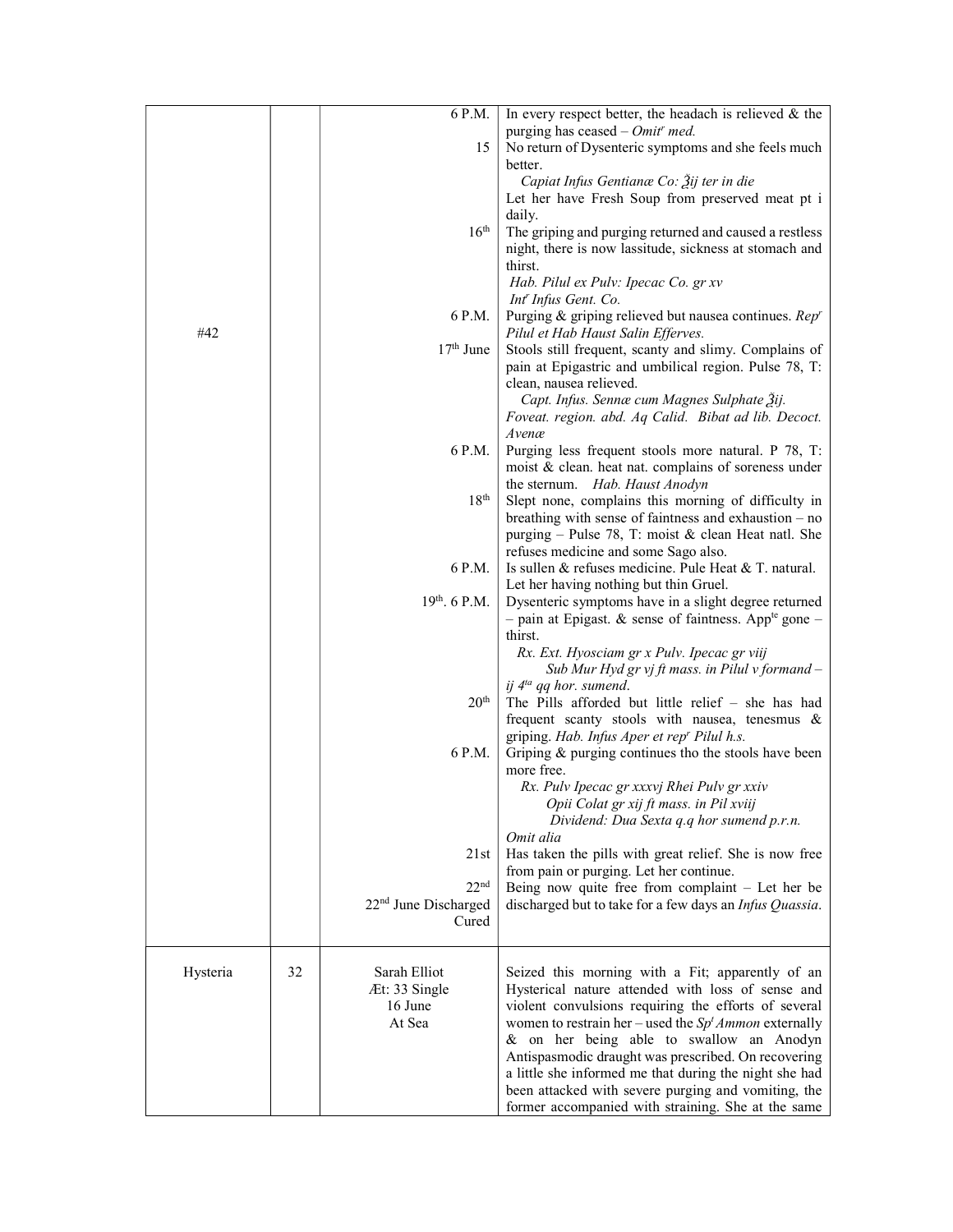| | | | |
|---|---|---|---|
| #42 | | 6 P.M. | In every respect better, the headach is relieved & the purging has ceased – *Omit$^{r}$ med.* |
| | | 15 | No return of Dysenteric symptoms and she feels much better. *Capiat Infus Gentianæ Co: ℥ij ter in die* Let her have Fresh Soup from preserved meat pt i daily. |
| | | 16$^{th}$ | The griping and purging returned and caused a restless night, there is now lassitude, sickness at stomach and thirst. *Hab. Pilul ex Pulv: Ipecac Co. gr xv* *Int$^{r}$ Infus Gent. Co.* |
| | | 6 P.M. | Purging & griping relieved but nausea continues. *Rep$^{r}$ Pilul et Hab Haust Salin Efferves.* |
| | | 17$^{th}$ June | Stools still frequent, scanty and slimy. Complains of pain at Epigastric and umbilical region. Pulse 78, T: clean, nausea relieved. *Capt. Infus. Sennæ cum Magnes Sulphate ℥ij.* *Foveat. region. abd. Aq Calid. Bibat ad lib. Decoct. Avenæ* |
| | | 6 P.M. | Purging less frequent stools more natural. P 78, T: moist & clean. heat nat. complains of soreness under the sternum. *Hab. Haust Anodyn* |
| | | 18$^{th}$ | Slept none, complains this morning of difficulty in breathing with sense of faintness and exhaustion – no purging – Pulse 78, T: moist & clean Heat natl. She refuses medicine and some Sago also. |
| | | 6 P.M. | Is sullen & refuses medicine. Pule Heat & T. natural. Let her having nothing but thin Gruel. |
| | | 19$^{th}$. 6 P.M. | Dysenteric symptoms have in a slight degree returned – pain at Epigast. & sense of faintness. App$^{te}$ gone – thirst. *Rx. Ext. Hyosciam gr x Pulv. Ipecac gr viij* *Sub Mur Hyd gr vj ft mass. in Pilul v formand – ij 4$^{ta}$ qq hor. sumend.* |
| | | 20$^{th}$ | The Pills afforded but little relief – she has had frequent scanty stools with nausea, tenesmus & griping. *Hab. Infus Aper et rep$^{r}$ Pilul h.s.* |
| | | 6 P.M. | Griping & purging continues tho the stools have been more free. *Rx. Pulv Ipecac gr xxxvj Rhei Pulv gr xxiv* *Opii Colat gr xij ft mass. in Pil xviij* *Dividend: Dua Sexta q.q hor sumend p.r.n.* *Omit alia* |
| | | 21st | Has taken the pills with great relief. She is now free from pain or purging. Let her continue. |
| | | 22$^{nd}$ 22$^{nd}$ June Discharged Cured | Being now quite free from complaint – Let her be discharged but to take for a few days an *Infus Quassia*. |
| Hysteria | 32 | Sarah Elliot Æt: 33 Single 16 June At Sea | Seized this morning with a Fit; apparently of an Hysterical nature attended with loss of sense and violent convulsions requiring the efforts of several women to restrain her – used the *Sp$^{t}$ Ammon* externally & on her being able to swallow an Anodyn Antispasmodic draught was prescribed. On recovering a little she informed me that during the night she had been attacked with severe purging and vomiting, the former accompanied with straining. She at the same |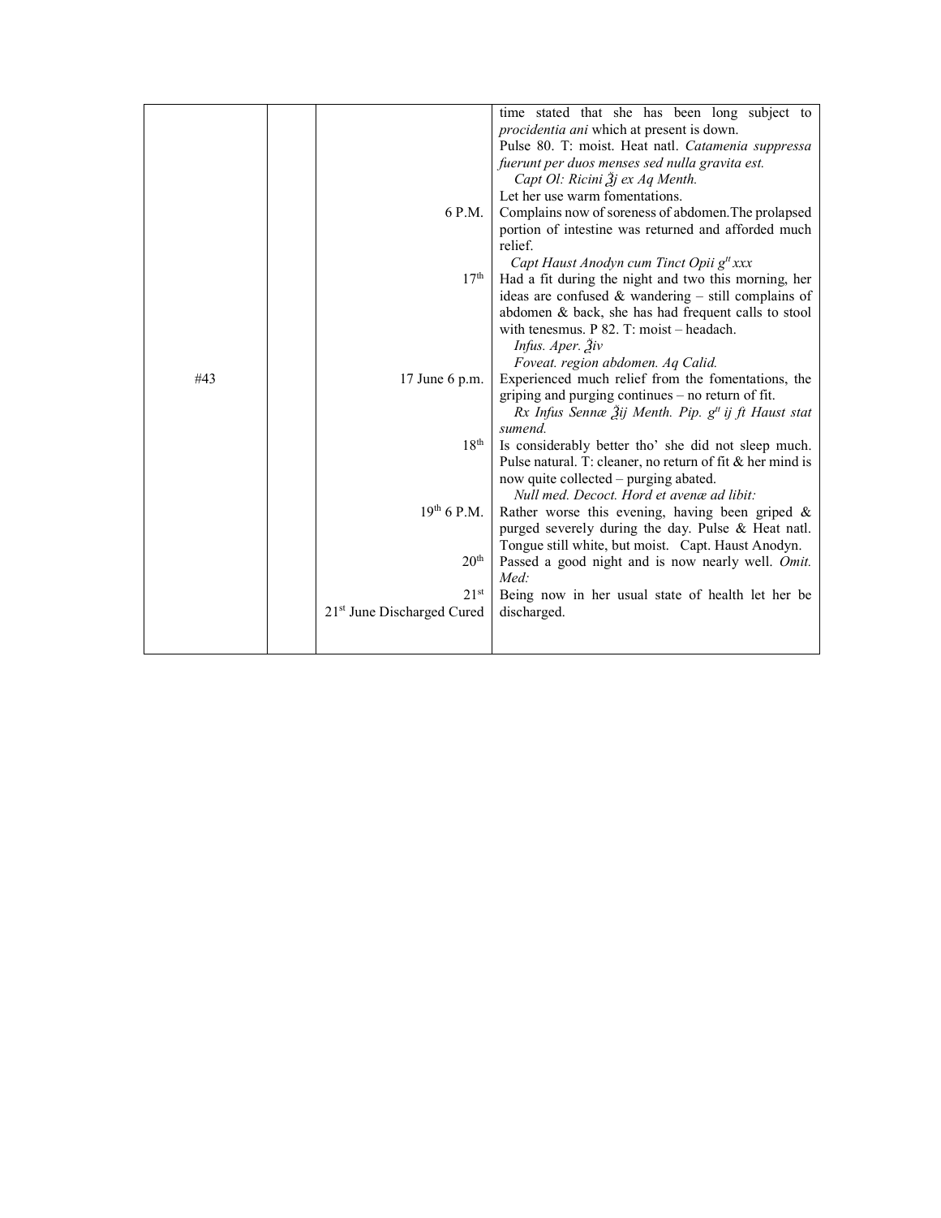| | | | |
|---|---|---|---|
| | | | time stated that she has been long subject to *procidentia ani* which at present is down.<br>Pulse 80. T: moist. Heat natl. *Catamenia suppressa fuerunt per duos menses sed nulla gravita est.*<br>*Capt Ol: Ricini ℥j ex Aq Menth.*<br>Let her use warm fomentations. |
| | | 6 P.M. | Complains now of soreness of abdomen. The prolapsed portion of intestine was returned and afforded much relief.<br>*Capt Haust Anodyn cum Tinct Opii g[tt] xxx* |
| | | 17[th] | Had a fit during the night and two this morning, her ideas are confused & wandering – still complains of abdomen & back, she has had frequent calls to stool with tenesmus. P 82. T: moist – headach.<br>*Infus. Aper. ℥iv*<br>*Foveat. region abdomen. Aq Calid.* |
| #43 | | 17 June 6 p.m. | Experienced much relief from the fomentations, the griping and purging continues – no return of fit.<br>*Rx Infus Sennæ ℥ij Menth. Pip. g[tt] ij ft Haust stat sumend.* |
| | | 18[th] | Is considerably better tho' she did not sleep much. Pulse natural. T: cleaner, no return of fit & her mind is now quite collected – purging abated.<br>*Null med. Decoct. Hord et avenæ ad libit:* |
| | | 19[th] 6 P.M. | Rather worse this evening, having been griped & purged severely during the day. Pulse & Heat natl. Tongue still white, but moist. Capt. Haust Anodyn. |
| | | 20[th] | Passed a good night and is now nearly well. *Omit. Med:* |
| | | 21[st]<br>21[st] June Discharged Cured | Being now in her usual state of health let her be discharged. |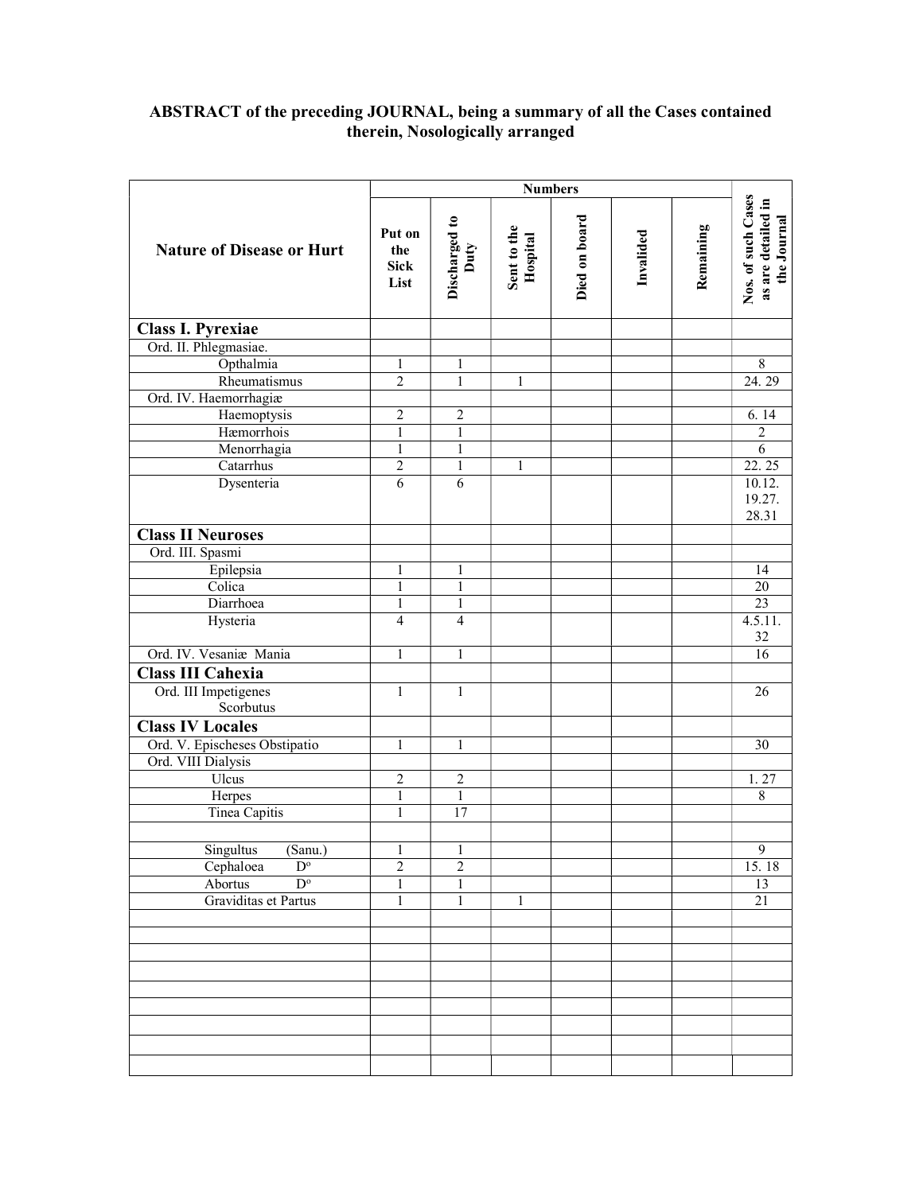**ABSTRACT of the preceding JOURNAL, being a summary of all the Cases contained therein, Nosologically arranged**

| Nature of Disease or Hurt | Numbers | | | | | | Nos. of such Cases as are detailed in the Journal |
|---|---|---|---|---|---|---|---|
| | Put on the Sick List | Discharged to Duty | Sent to the Hospital | Died on board | Invalided | Remaining | |
| **Class I. Pyrexiae** | | | | | | | |
| Ord. II. Phlegmasiae. | | | | | | | |
| Opthalmia | 1 | 1 | | | | | 8 |
| Rheumatismus | 2 | 1 | 1 | | | | 24. 29 |
| Ord. IV. Haemorrhagiæ | | | | | | | |
| Haemoptysis | 2 | 2 | | | | | 6. 14 |
| Hæmorrhois | 1 | 1 | | | | | 2 |
| Menorrhagia | 1 | 1 | | | | | 6 |
| Catarrhus | 2 | 1 | 1 | | | | 22. 25 |
| Dysenteria | 6 | 6 | | | | | 10.12. 19.27. 28.31 |
| **Class II Neuroses** | | | | | | | |
| Ord. III. Spasmi | | | | | | | |
| Epilepsia | 1 | 1 | | | | | 14 |
| Colica | 1 | 1 | | | | | 20 |
| Diarrhoea | 1 | 1 | | | | | 23 |
| Hysteria | 4 | 4 | | | | | 4.5.11. 32 |
| Ord. IV. Vesaniæ Mania | 1 | 1 | | | | | 16 |
| **Class III Cahexia** | | | | | | | |
| Ord. III Impetigenes Scorbutus | 1 | 1 | | | | | 26 |
| **Class IV Locales** | | | | | | | |
| Ord. V. Epischeses Obstipatio | 1 | 1 | | | | | 30 |
| Ord. VIII Dialysis | | | | | | | |
| Ulcus | 2 | 2 | | | | | 1. 27 |
| Herpes | 1 | 1 | | | | | 8 |
| Tinea Capitis | 1 | 17 | | | | | |
| | | | | | | | |
| Singultus (Sanu.) | 1 | 1 | | | | | 9 |
| Cephaloea D° | 2 | 2 | | | | | 15. 18 |
| Abortus D° | 1 | 1 | | | | | 13 |
| Graviditas et Partus | 1 | 1 | 1 | | | | 21 |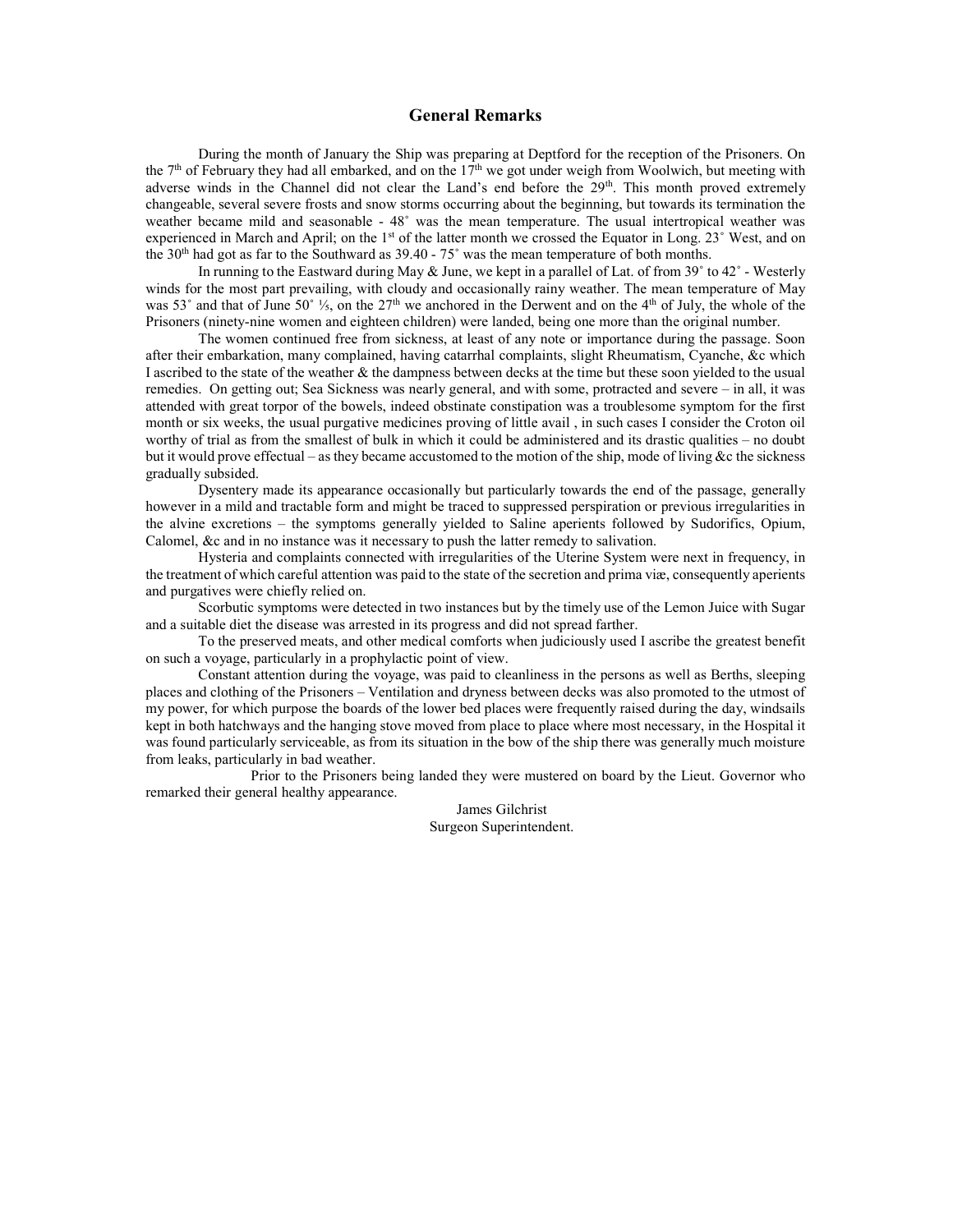## General Remarks

During the month of January the Ship was preparing at Deptford for the reception of the Prisoners. On the 7th of February they had all embarked, and on the 17th we got under weigh from Woolwich, but meeting with adverse winds in the Channel did not clear the Land's end before the 29th. This month proved extremely changeable, several severe frosts and snow storms occurring about the beginning, but towards its termination the weather became mild and seasonable - 48˚ was the mean temperature. The usual intertropical weather was experienced in March and April; on the 1st of the latter month we crossed the Equator in Long. 23˚ West, and on the 30th had got as far to the Southward as 39.40 - 75˚ was the mean temperature of both months.

In running to the Eastward during May & June, we kept in a parallel of Lat. of from 39˚ to 42˚ - Westerly winds for the most part prevailing, with cloudy and occasionally rainy weather. The mean temperature of May was 53˚ and that of June 50˚ ⅕, on the 27th we anchored in the Derwent and on the 4th of July, the whole of the Prisoners (ninety-nine women and eighteen children) were landed, being one more than the original number.

The women continued free from sickness, at least of any note or importance during the passage. Soon after their embarkation, many complained, having catarrhal complaints, slight Rheumatism, Cyanche, &c which I ascribed to the state of the weather & the dampness between decks at the time but these soon yielded to the usual remedies. On getting out; Sea Sickness was nearly general, and with some, protracted and severe – in all, it was attended with great torpor of the bowels, indeed obstinate constipation was a troublesome symptom for the first month or six weeks, the usual purgative medicines proving of little avail , in such cases I consider the Croton oil worthy of trial as from the smallest of bulk in which it could be administered and its drastic qualities – no doubt but it would prove effectual – as they became accustomed to the motion of the ship, mode of living &c the sickness gradually subsided.

Dysentery made its appearance occasionally but particularly towards the end of the passage, generally however in a mild and tractable form and might be traced to suppressed perspiration or previous irregularities in the alvine excretions – the symptoms generally yielded to Saline aperients followed by Sudorifics, Opium, Calomel, &c and in no instance was it necessary to push the latter remedy to salivation.

Hysteria and complaints connected with irregularities of the Uterine System were next in frequency, in the treatment of which careful attention was paid to the state of the secretion and prima viæ, consequently aperients and purgatives were chiefly relied on.

Scorbutic symptoms were detected in two instances but by the timely use of the Lemon Juice with Sugar and a suitable diet the disease was arrested in its progress and did not spread farther.

To the preserved meats, and other medical comforts when judiciously used I ascribe the greatest benefit on such a voyage, particularly in a prophylactic point of view.

Constant attention during the voyage, was paid to cleanliness in the persons as well as Berths, sleeping places and clothing of the Prisoners – Ventilation and dryness between decks was also promoted to the utmost of my power, for which purpose the boards of the lower bed places were frequently raised during the day, windsails kept in both hatchways and the hanging stove moved from place to place where most necessary, in the Hospital it was found particularly serviceable, as from its situation in the bow of the ship there was generally much moisture from leaks, particularly in bad weather.

Prior to the Prisoners being landed they were mustered on board by the Lieut. Governor who remarked their general healthy appearance.

James Gilchrist
Surgeon Superintendent.